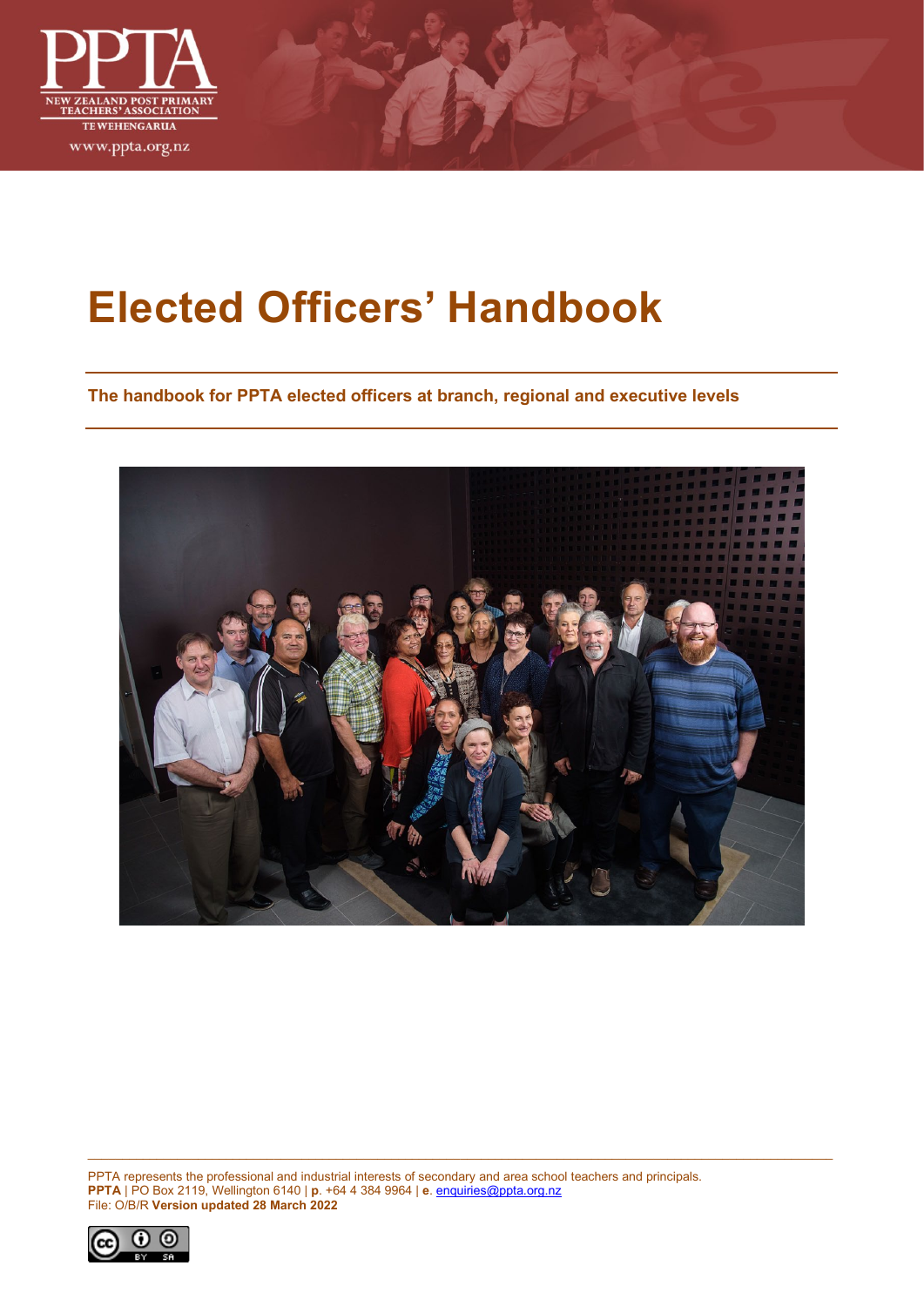# Elected Officers' Handbook

**The handbook for PPTA elected officers at branch, regional and executive levels**

PPTA represents the professional and industrial interests of secondary and area school teachers and principals.
**PPTA** | PO Box 2119, Wellington 6140 | **p**. +64 4 384 9964 | **e**. enquiries@ppta.org.nz
File: O/B/R **Version updated 28 March 2022**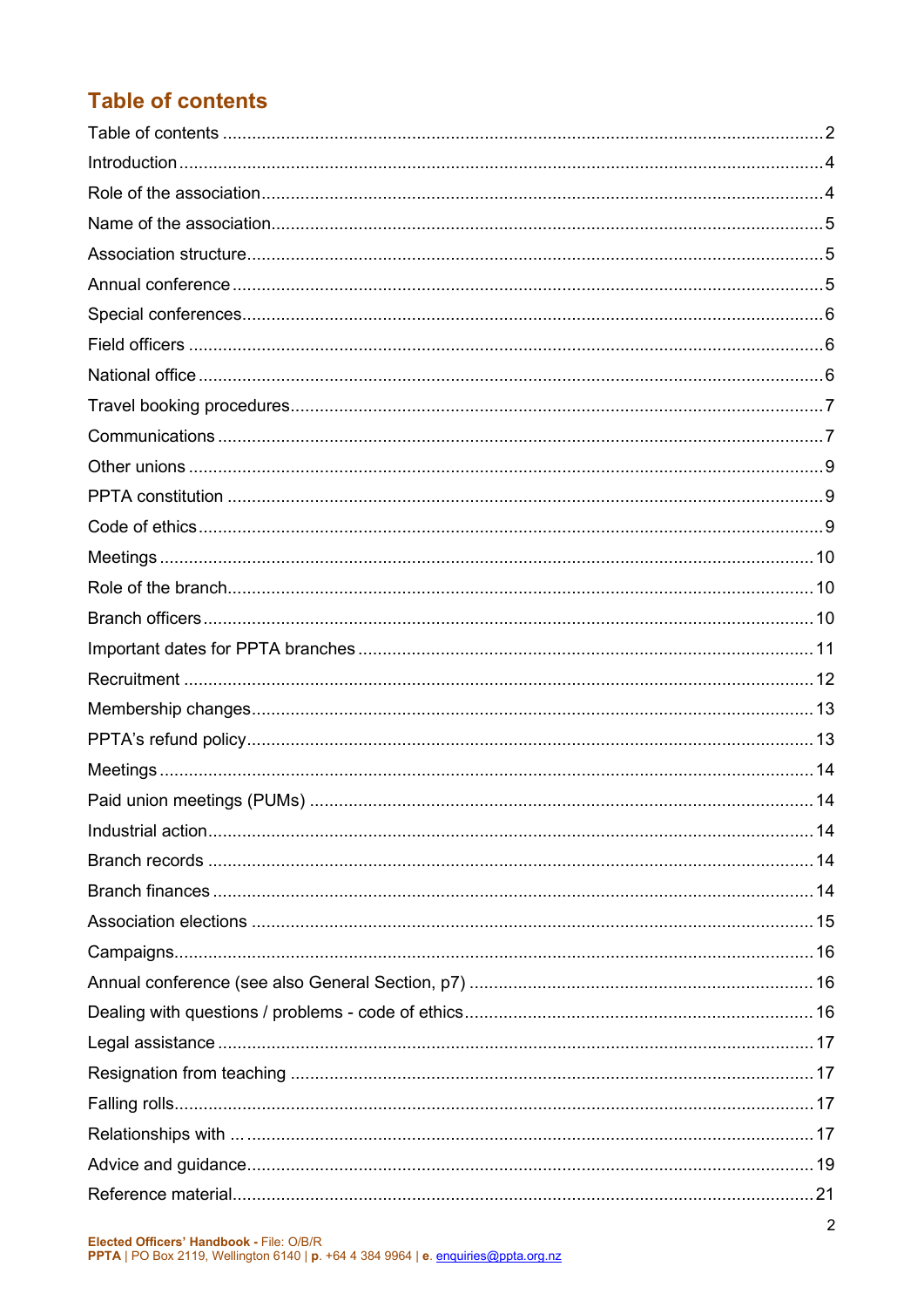# Table of contents

Table of contents .......... 2
Introduction .......... 4
Role of the association .......... 4
Name of the association .......... 5
Association structure .......... 5
Annual conference .......... 5
Special conferences .......... 6
Field officers .......... 6
National office .......... 6
Travel booking procedures .......... 7
Communications .......... 7
Other unions .......... 9
PPTA constitution .......... 9
Code of ethics .......... 9
Meetings .......... 10
Role of the branch .......... 10
Branch officers .......... 10
Important dates for PPTA branches .......... 11
Recruitment .......... 12
Membership changes .......... 13
PPTA's refund policy .......... 13
Meetings .......... 14
Paid union meetings (PUMs) .......... 14
Industrial action .......... 14
Branch records .......... 14
Branch finances .......... 14
Association elections .......... 15
Campaigns .......... 16
Annual conference (see also General Section, p7) .......... 16
Dealing with questions / problems - code of ethics .......... 16
Legal assistance .......... 17
Resignation from teaching .......... 17
Falling rolls .......... 17
Relationships with … .......... 17
Advice and guidance .......... 19
Reference material .......... 21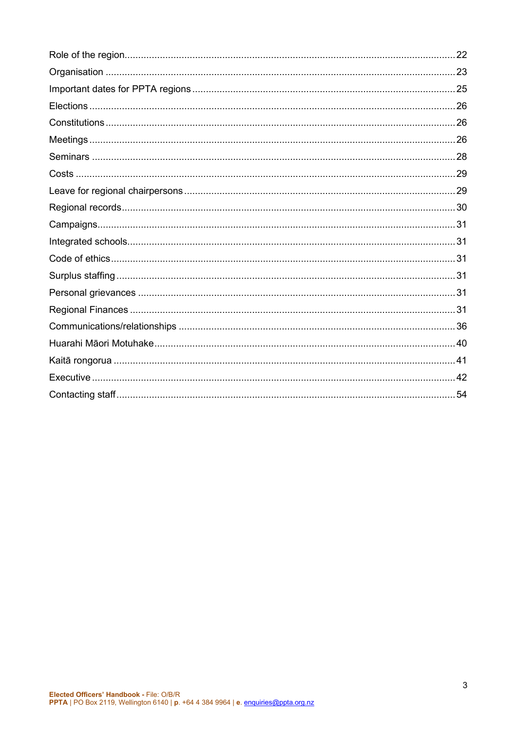| | |
|---|---|
| Role of the region | 22 |
| Organisation | 23 |
| Important dates for PPTA regions | 25 |
| Elections | 26 |
| Constitutions | 26 |
| Meetings | 26 |
| Seminars | 28 |
| Costs | 29 |
| Leave for regional chairpersons | 29 |
| Regional records | 30 |
| Campaigns | 31 |
| Integrated schools | 31 |
| Code of ethics | 31 |
| Surplus staffing | 31 |
| Personal grievances | 31 |
| Regional Finances | 31 |
| Communications/relationships | 36 |
| Huarahi Māori Motuhake | 40 |
| Kaitā rongorua | 41 |
| Executive | 42 |
| Contacting staff | 54 |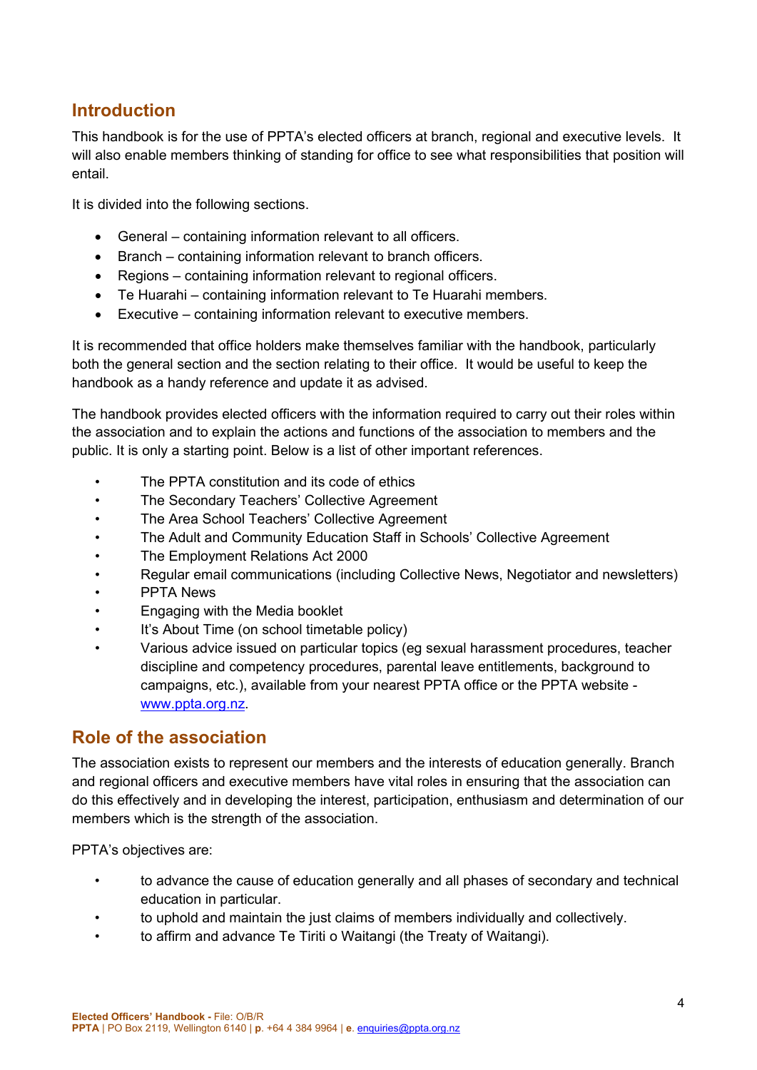## Introduction

This handbook is for the use of PPTA's elected officers at branch, regional and executive levels. It will also enable members thinking of standing for office to see what responsibilities that position will entail.

It is divided into the following sections.

- General – containing information relevant to all officers.
- Branch – containing information relevant to branch officers.
- Regions – containing information relevant to regional officers.
- Te Huarahi – containing information relevant to Te Huarahi members.
- Executive – containing information relevant to executive members.

It is recommended that office holders make themselves familiar with the handbook, particularly both the general section and the section relating to their office. It would be useful to keep the handbook as a handy reference and update it as advised.

The handbook provides elected officers with the information required to carry out their roles within the association and to explain the actions and functions of the association to members and the public. It is only a starting point. Below is a list of other important references.

- The PPTA constitution and its code of ethics
- The Secondary Teachers' Collective Agreement
- The Area School Teachers' Collective Agreement
- The Adult and Community Education Staff in Schools' Collective Agreement
- The Employment Relations Act 2000
- Regular email communications (including Collective News, Negotiator and newsletters)
- PPTA News
- Engaging with the Media booklet
- It's About Time (on school timetable policy)
- Various advice issued on particular topics (eg sexual harassment procedures, teacher discipline and competency procedures, parental leave entitlements, background to campaigns, etc.), available from your nearest PPTA office or the PPTA website - www.ppta.org.nz.

## Role of the association

The association exists to represent our members and the interests of education generally. Branch and regional officers and executive members have vital roles in ensuring that the association can do this effectively and in developing the interest, participation, enthusiasm and determination of our members which is the strength of the association.

PPTA's objectives are:

- to advance the cause of education generally and all phases of secondary and technical education in particular.
- to uphold and maintain the just claims of members individually and collectively.
- to affirm and advance Te Tiriti o Waitangi (the Treaty of Waitangi).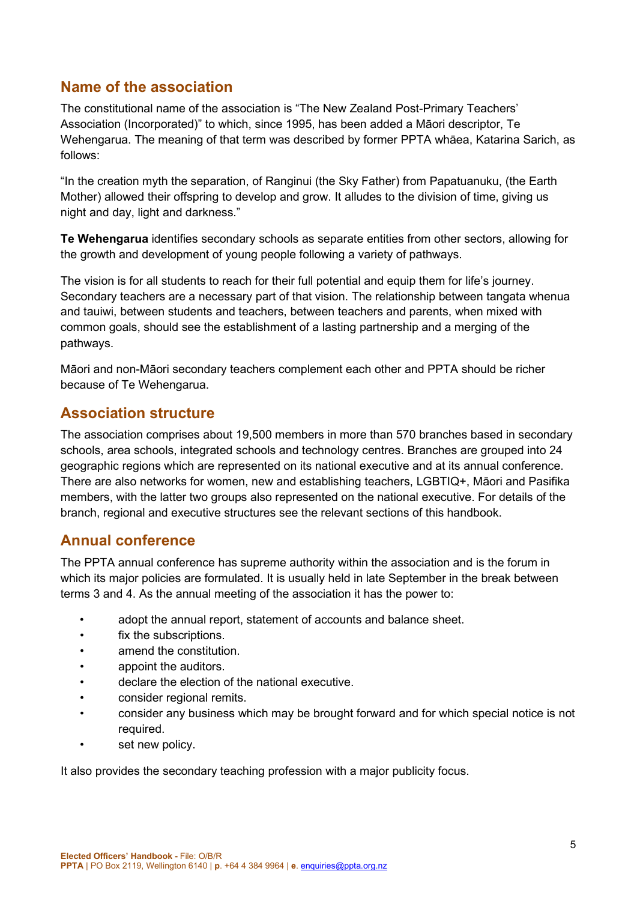## Name of the association

The constitutional name of the association is "The New Zealand Post-Primary Teachers' Association (Incorporated)" to which, since 1995, has been added a Māori descriptor, Te Wehengarua. The meaning of that term was described by former PPTA whāea, Katarina Sarich, as follows:

"In the creation myth the separation, of Ranginui (the Sky Father) from Papatuanuku, (the Earth Mother) allowed their offspring to develop and grow. It alludes to the division of time, giving us night and day, light and darkness."

**Te Wehengarua** identifies secondary schools as separate entities from other sectors, allowing for the growth and development of young people following a variety of pathways.

The vision is for all students to reach for their full potential and equip them for life's journey. Secondary teachers are a necessary part of that vision. The relationship between tangata whenua and tauiwi, between students and teachers, between teachers and parents, when mixed with common goals, should see the establishment of a lasting partnership and a merging of the pathways.

Māori and non-Māori secondary teachers complement each other and PPTA should be richer because of Te Wehengarua.

## Association structure

The association comprises about 19,500 members in more than 570 branches based in secondary schools, area schools, integrated schools and technology centres. Branches are grouped into 24 geographic regions which are represented on its national executive and at its annual conference. There are also networks for women, new and establishing teachers, LGBTIQ+, Māori and Pasifika members, with the latter two groups also represented on the national executive. For details of the branch, regional and executive structures see the relevant sections of this handbook.

## Annual conference

The PPTA annual conference has supreme authority within the association and is the forum in which its major policies are formulated. It is usually held in late September in the break between terms 3 and 4. As the annual meeting of the association it has the power to:

- adopt the annual report, statement of accounts and balance sheet.
- fix the subscriptions.
- amend the constitution.
- appoint the auditors.
- declare the election of the national executive.
- consider regional remits.
- consider any business which may be brought forward and for which special notice is not required.
- set new policy.

It also provides the secondary teaching profession with a major publicity focus.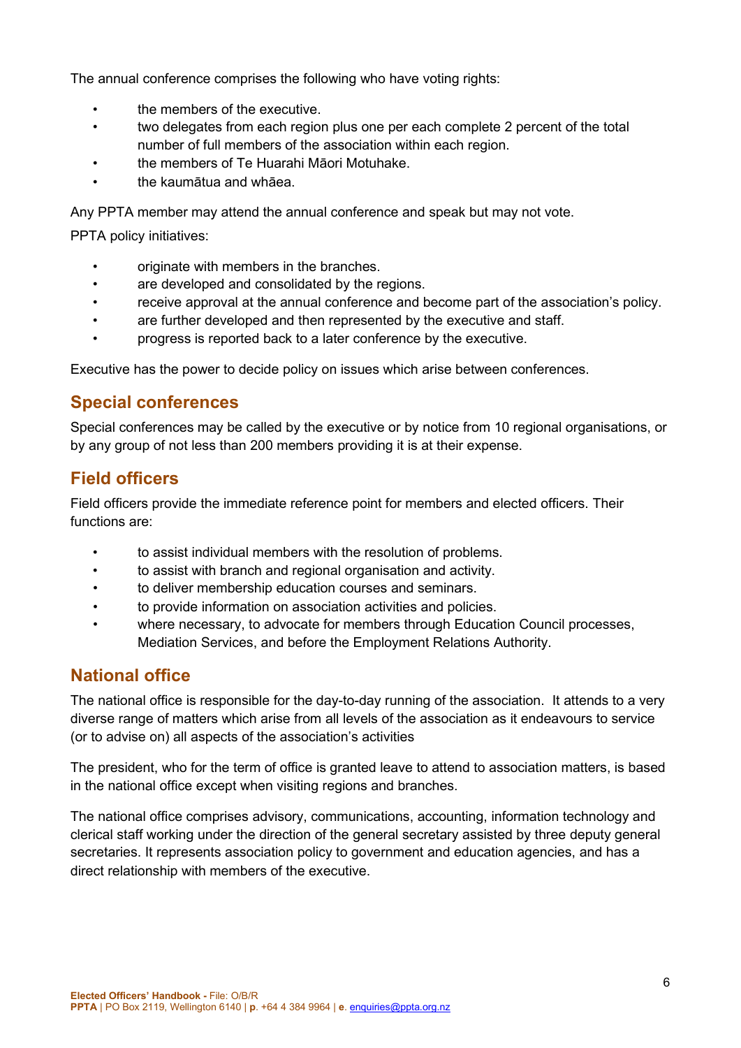The annual conference comprises the following who have voting rights:

- the members of the executive.
- two delegates from each region plus one per each complete 2 percent of the total number of full members of the association within each region.
- the members of Te Huarahi Māori Motuhake.
- the kaumātua and whāea.

Any PPTA member may attend the annual conference and speak but may not vote.

PPTA policy initiatives:

- originate with members in the branches.
- are developed and consolidated by the regions.
- receive approval at the annual conference and become part of the association's policy.
- are further developed and then represented by the executive and staff.
- progress is reported back to a later conference by the executive.

Executive has the power to decide policy on issues which arise between conferences.

## Special conferences

Special conferences may be called by the executive or by notice from 10 regional organisations, or by any group of not less than 200 members providing it is at their expense.

## Field officers

Field officers provide the immediate reference point for members and elected officers. Their functions are:

- to assist individual members with the resolution of problems.
- to assist with branch and regional organisation and activity.
- to deliver membership education courses and seminars.
- to provide information on association activities and policies.
- where necessary, to advocate for members through Education Council processes, Mediation Services, and before the Employment Relations Authority.

## National office

The national office is responsible for the day-to-day running of the association. It attends to a very diverse range of matters which arise from all levels of the association as it endeavours to service (or to advise on) all aspects of the association's activities

The president, who for the term of office is granted leave to attend to association matters, is based in the national office except when visiting regions and branches.

The national office comprises advisory, communications, accounting, information technology and clerical staff working under the direction of the general secretary assisted by three deputy general secretaries. It represents association policy to government and education agencies, and has a direct relationship with members of the executive.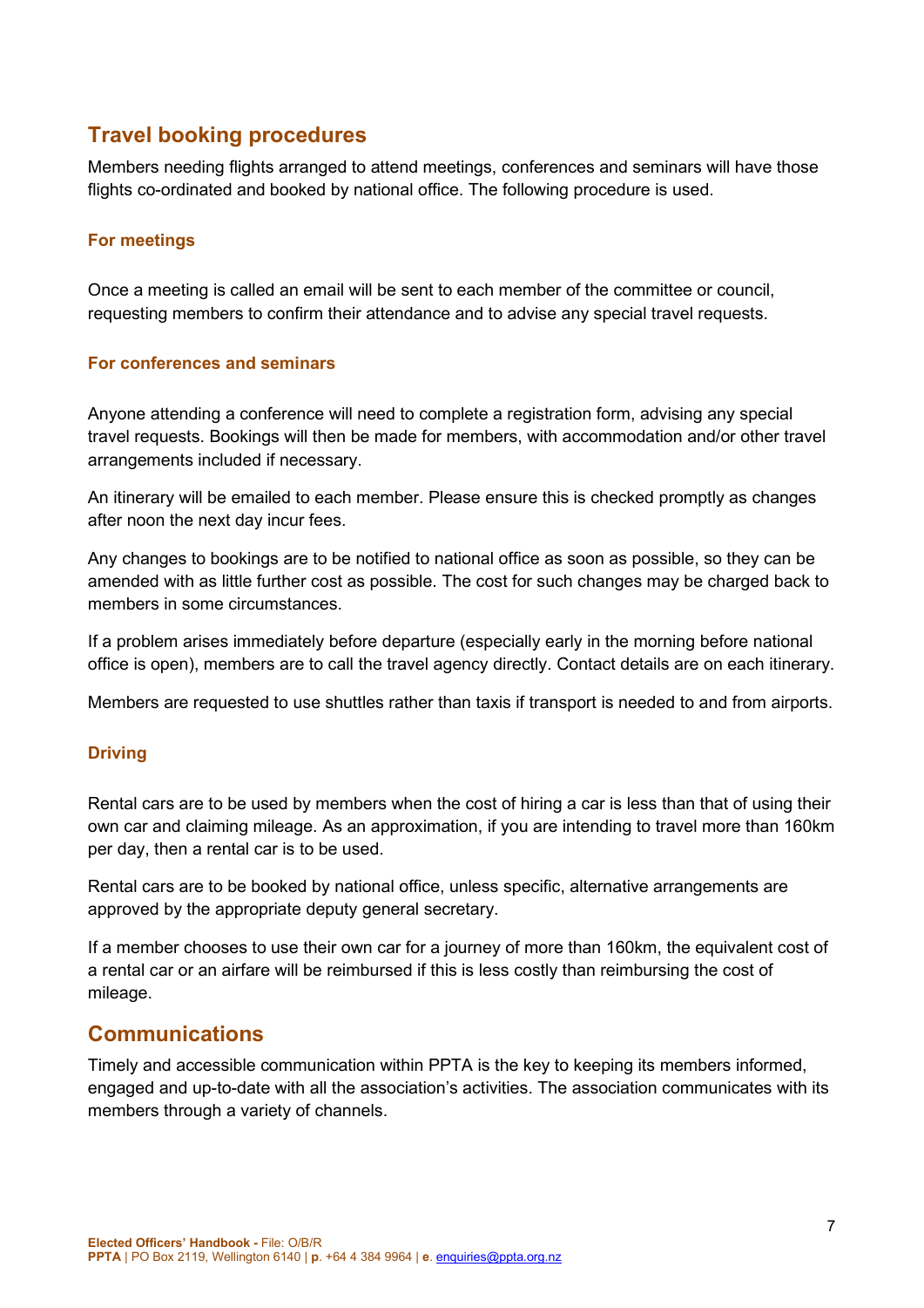## Travel booking procedures

Members needing flights arranged to attend meetings, conferences and seminars will have those flights co-ordinated and booked by national office. The following procedure is used.

### For meetings

Once a meeting is called an email will be sent to each member of the committee or council, requesting members to confirm their attendance and to advise any special travel requests.

### For conferences and seminars

Anyone attending a conference will need to complete a registration form, advising any special travel requests. Bookings will then be made for members, with accommodation and/or other travel arrangements included if necessary.

An itinerary will be emailed to each member. Please ensure this is checked promptly as changes after noon the next day incur fees.

Any changes to bookings are to be notified to national office as soon as possible, so they can be amended with as little further cost as possible. The cost for such changes may be charged back to members in some circumstances.

If a problem arises immediately before departure (especially early in the morning before national office is open), members are to call the travel agency directly. Contact details are on each itinerary.

Members are requested to use shuttles rather than taxis if transport is needed to and from airports.

### Driving

Rental cars are to be used by members when the cost of hiring a car is less than that of using their own car and claiming mileage. As an approximation, if you are intending to travel more than 160km per day, then a rental car is to be used.

Rental cars are to be booked by national office, unless specific, alternative arrangements are approved by the appropriate deputy general secretary.

If a member chooses to use their own car for a journey of more than 160km, the equivalent cost of a rental car or an airfare will be reimbursed if this is less costly than reimbursing the cost of mileage.

## Communications

Timely and accessible communication within PPTA is the key to keeping its members informed, engaged and up-to-date with all the association's activities. The association communicates with its members through a variety of channels.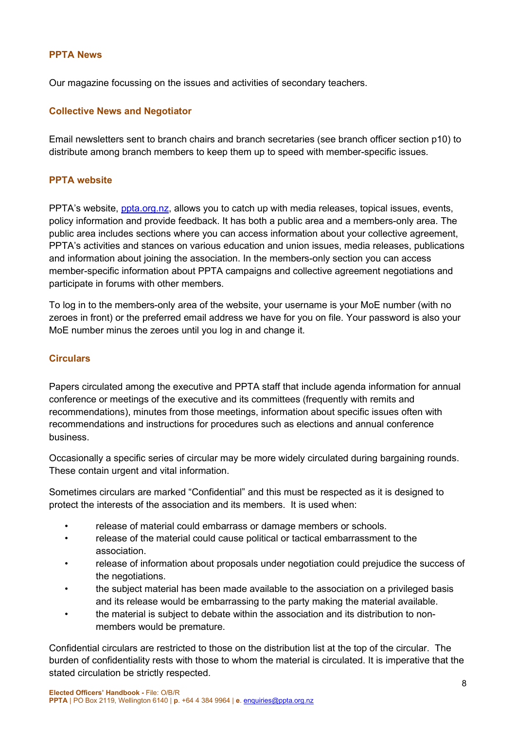### PPTA News

Our magazine focussing on the issues and activities of secondary teachers.

### Collective News and Negotiator

Email newsletters sent to branch chairs and branch secretaries (see branch officer section p10) to distribute among branch members to keep them up to speed with member-specific issues.

### PPTA website

PPTA's website, [ppta.org.nz](ppta.org.nz), allows you to catch up with media releases, topical issues, events, policy information and provide feedback. It has both a public area and a members-only area. The public area includes sections where you can access information about your collective agreement, PPTA's activities and stances on various education and union issues, media releases, publications and information about joining the association. In the members-only section you can access member-specific information about PPTA campaigns and collective agreement negotiations and participate in forums with other members.

To log in to the members-only area of the website, your username is your MoE number (with no zeroes in front) or the preferred email address we have for you on file. Your password is also your MoE number minus the zeroes until you log in and change it.

### Circulars

Papers circulated among the executive and PPTA staff that include agenda information for annual conference or meetings of the executive and its committees (frequently with remits and recommendations), minutes from those meetings, information about specific issues often with recommendations and instructions for procedures such as elections and annual conference business.

Occasionally a specific series of circular may be more widely circulated during bargaining rounds. These contain urgent and vital information.

Sometimes circulars are marked "Confidential" and this must be respected as it is designed to protect the interests of the association and its members. It is used when:

- release of material could embarrass or damage members or schools.
- release of the material could cause political or tactical embarrassment to the association.
- release of information about proposals under negotiation could prejudice the success of the negotiations.
- the subject material has been made available to the association on a privileged basis and its release would be embarrassing to the party making the material available.
- the material is subject to debate within the association and its distribution to non-members would be premature.

Confidential circulars are restricted to those on the distribution list at the top of the circular. The burden of confidentiality rests with those to whom the material is circulated. It is imperative that the stated circulation be strictly respected.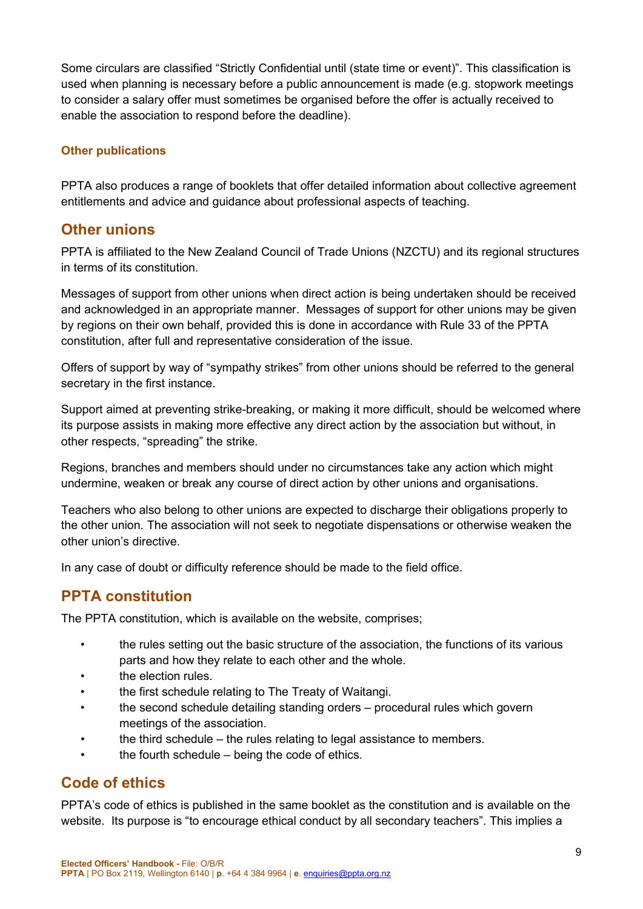Some circulars are classified "Strictly Confidential until (state time or event)". This classification is used when planning is necessary before a public announcement is made (e.g. stopwork meetings to consider a salary offer must sometimes be organised before the offer is actually received to enable the association to respond before the deadline).

### Other publications

PPTA also produces a range of booklets that offer detailed information about collective agreement entitlements and advice and guidance about professional aspects of teaching.

## Other unions

PPTA is affiliated to the New Zealand Council of Trade Unions (NZCTU) and its regional structures in terms of its constitution.

Messages of support from other unions when direct action is being undertaken should be received and acknowledged in an appropriate manner. Messages of support for other unions may be given by regions on their own behalf, provided this is done in accordance with Rule 33 of the PPTA constitution, after full and representative consideration of the issue.

Offers of support by way of "sympathy strikes" from other unions should be referred to the general secretary in the first instance.

Support aimed at preventing strike-breaking, or making it more difficult, should be welcomed where its purpose assists in making more effective any direct action by the association but without, in other respects, "spreading" the strike.

Regions, branches and members should under no circumstances take any action which might undermine, weaken or break any course of direct action by other unions and organisations.

Teachers who also belong to other unions are expected to discharge their obligations properly to the other union. The association will not seek to negotiate dispensations or otherwise weaken the other union's directive.

In any case of doubt or difficulty reference should be made to the field office.

## PPTA constitution

The PPTA constitution, which is available on the website, comprises;

- the rules setting out the basic structure of the association, the functions of its various parts and how they relate to each other and the whole.
- the election rules.
- the first schedule relating to The Treaty of Waitangi.
- the second schedule detailing standing orders – procedural rules which govern meetings of the association.
- the third schedule – the rules relating to legal assistance to members.
- the fourth schedule – being the code of ethics.

## Code of ethics

PPTA's code of ethics is published in the same booklet as the constitution and is available on the website. Its purpose is "to encourage ethical conduct by all secondary teachers". This implies a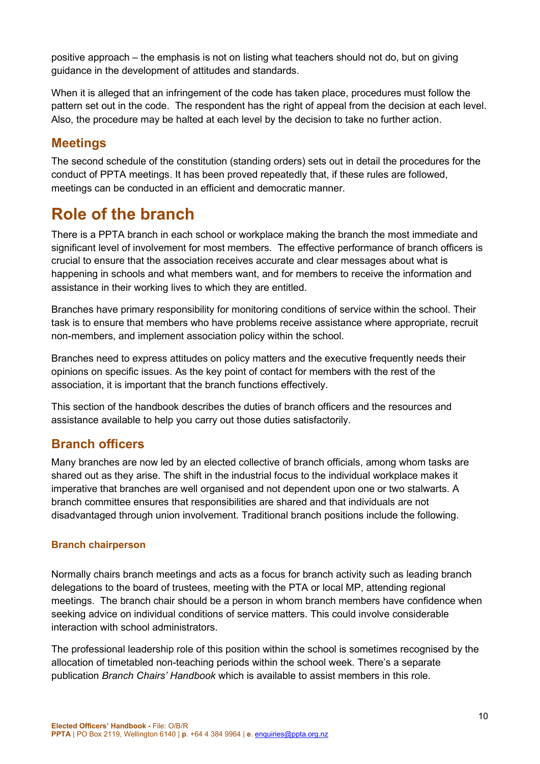positive approach – the emphasis is not on listing what teachers should not do, but on giving guidance in the development of attitudes and standards.

When it is alleged that an infringement of the code has taken place, procedures must follow the pattern set out in the code. The respondent has the right of appeal from the decision at each level. Also, the procedure may be halted at each level by the decision to take no further action.

## Meetings

The second schedule of the constitution (standing orders) sets out in detail the procedures for the conduct of PPTA meetings. It has been proved repeatedly that, if these rules are followed, meetings can be conducted in an efficient and democratic manner.

# Role of the branch

There is a PPTA branch in each school or workplace making the branch the most immediate and significant level of involvement for most members. The effective performance of branch officers is crucial to ensure that the association receives accurate and clear messages about what is happening in schools and what members want, and for members to receive the information and assistance in their working lives to which they are entitled.

Branches have primary responsibility for monitoring conditions of service within the school. Their task is to ensure that members who have problems receive assistance where appropriate, recruit non-members, and implement association policy within the school.

Branches need to express attitudes on policy matters and the executive frequently needs their opinions on specific issues. As the key point of contact for members with the rest of the association, it is important that the branch functions effectively.

This section of the handbook describes the duties of branch officers and the resources and assistance available to help you carry out those duties satisfactorily.

## Branch officers

Many branches are now led by an elected collective of branch officials, among whom tasks are shared out as they arise. The shift in the industrial focus to the individual workplace makes it imperative that branches are well organised and not dependent upon one or two stalwarts. A branch committee ensures that responsibilities are shared and that individuals are not disadvantaged through union involvement. Traditional branch positions include the following.

### Branch chairperson

Normally chairs branch meetings and acts as a focus for branch activity such as leading branch delegations to the board of trustees, meeting with the PTA or local MP, attending regional meetings. The branch chair should be a person in whom branch members have confidence when seeking advice on individual conditions of service matters. This could involve considerable interaction with school administrators.

The professional leadership role of this position within the school is sometimes recognised by the allocation of timetabled non-teaching periods within the school week. There's a separate publication *Branch Chairs' Handbook* which is available to assist members in this role.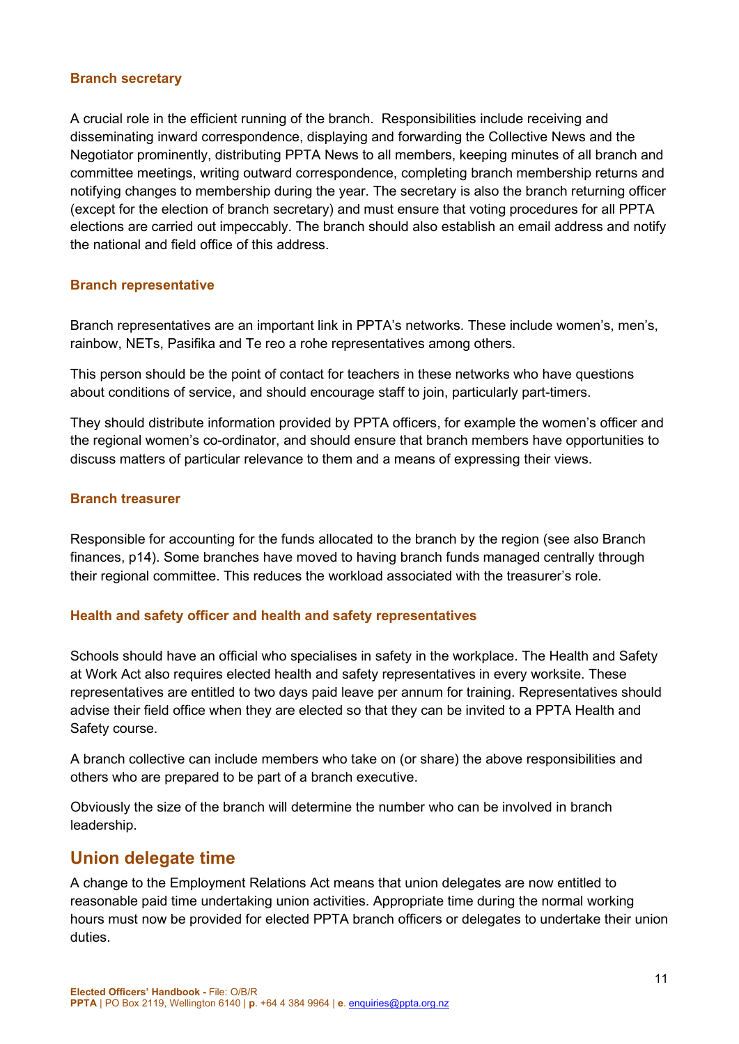### Branch secretary

A crucial role in the efficient running of the branch. Responsibilities include receiving and disseminating inward correspondence, displaying and forwarding the Collective News and the Negotiator prominently, distributing PPTA News to all members, keeping minutes of all branch and committee meetings, writing outward correspondence, completing branch membership returns and notifying changes to membership during the year. The secretary is also the branch returning officer (except for the election of branch secretary) and must ensure that voting procedures for all PPTA elections are carried out impeccably. The branch should also establish an email address and notify the national and field office of this address.

### Branch representative

Branch representatives are an important link in PPTA's networks. These include women's, men's, rainbow, NETs, Pasifika and Te reo a rohe representatives among others.

This person should be the point of contact for teachers in these networks who have questions about conditions of service, and should encourage staff to join, particularly part-timers.

They should distribute information provided by PPTA officers, for example the women's officer and the regional women's co-ordinator, and should ensure that branch members have opportunities to discuss matters of particular relevance to them and a means of expressing their views.

### Branch treasurer

Responsible for accounting for the funds allocated to the branch by the region (see also Branch finances, p14). Some branches have moved to having branch funds managed centrally through their regional committee. This reduces the workload associated with the treasurer's role.

### Health and safety officer and health and safety representatives

Schools should have an official who specialises in safety in the workplace. The Health and Safety at Work Act also requires elected health and safety representatives in every worksite. These representatives are entitled to two days paid leave per annum for training. Representatives should advise their field office when they are elected so that they can be invited to a PPTA Health and Safety course.

A branch collective can include members who take on (or share) the above responsibilities and others who are prepared to be part of a branch executive.

Obviously the size of the branch will determine the number who can be involved in branch leadership.

## Union delegate time

A change to the Employment Relations Act means that union delegates are now entitled to reasonable paid time undertaking union activities. Appropriate time during the normal working hours must now be provided for elected PPTA branch officers or delegates to undertake their union duties.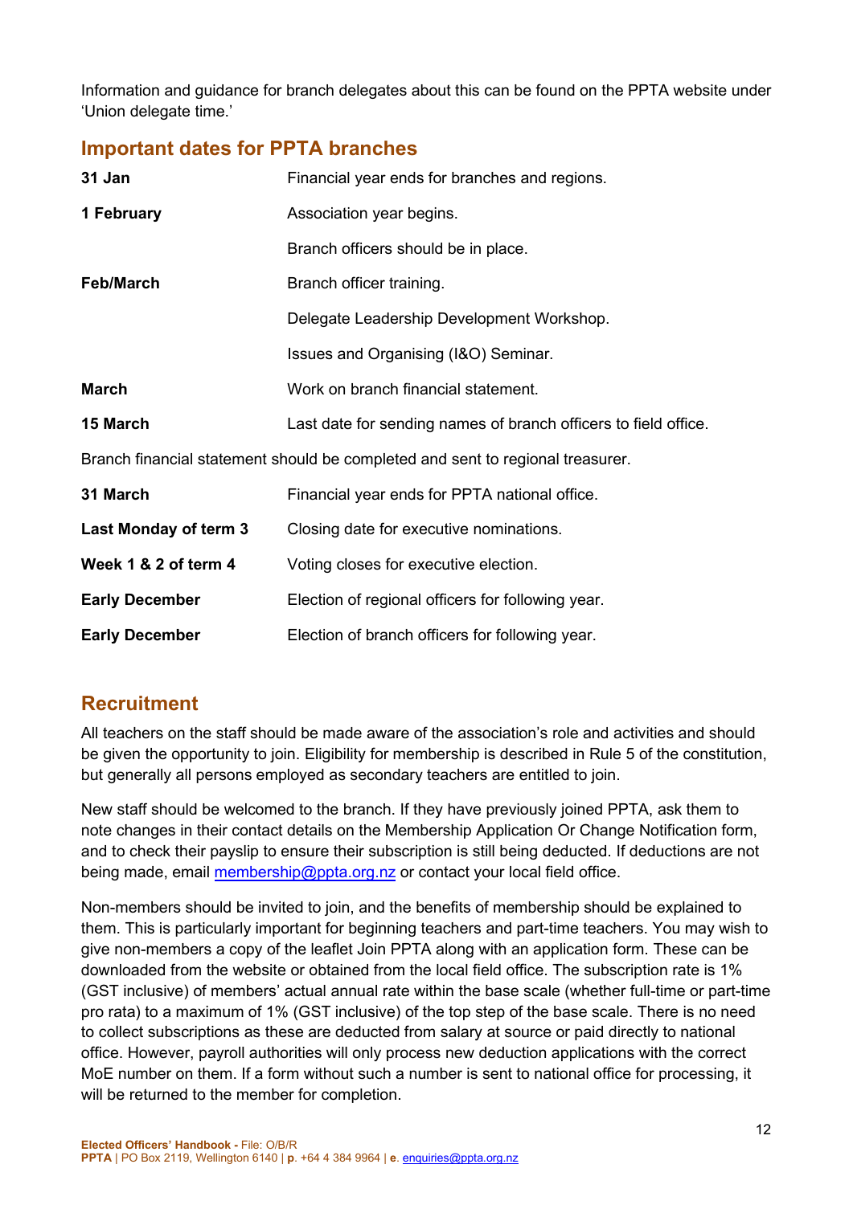Information and guidance for branch delegates about this can be found on the PPTA website under 'Union delegate time.'

## Important dates for PPTA branches

| | |
|---|---|
| **31 Jan** | Financial year ends for branches and regions. |
| **1 February** | Association year begins. |
| | Branch officers should be in place. |
| **Feb/March** | Branch officer training. |
| | Delegate Leadership Development Workshop. |
| | Issues and Organising (I&O) Seminar. |
| **March** | Work on branch financial statement. |
| **15 March** | Last date for sending names of branch officers to field office. |

Branch financial statement should be completed and sent to regional treasurer.

| | |
|---|---|
| **31 March** | Financial year ends for PPTA national office. |
| **Last Monday of term 3** | Closing date for executive nominations. |
| **Week 1 & 2 of term 4** | Voting closes for executive election. |
| **Early December** | Election of regional officers for following year. |
| **Early December** | Election of branch officers for following year. |

## Recruitment

All teachers on the staff should be made aware of the association's role and activities and should be given the opportunity to join. Eligibility for membership is described in Rule 5 of the constitution, but generally all persons employed as secondary teachers are entitled to join.

New staff should be welcomed to the branch. If they have previously joined PPTA, ask them to note changes in their contact details on the Membership Application Or Change Notification form, and to check their payslip to ensure their subscription is still being deducted. If deductions are not being made, email membership@ppta.org.nz or contact your local field office.

Non-members should be invited to join, and the benefits of membership should be explained to them. This is particularly important for beginning teachers and part-time teachers. You may wish to give non-members a copy of the leaflet Join PPTA along with an application form. These can be downloaded from the website or obtained from the local field office. The subscription rate is 1% (GST inclusive) of members' actual annual rate within the base scale (whether full-time or part-time pro rata) to a maximum of 1% (GST inclusive) of the top step of the base scale. There is no need to collect subscriptions as these are deducted from salary at source or paid directly to national office. However, payroll authorities will only process new deduction applications with the correct MoE number on them. If a form without such a number is sent to national office for processing, it will be returned to the member for completion.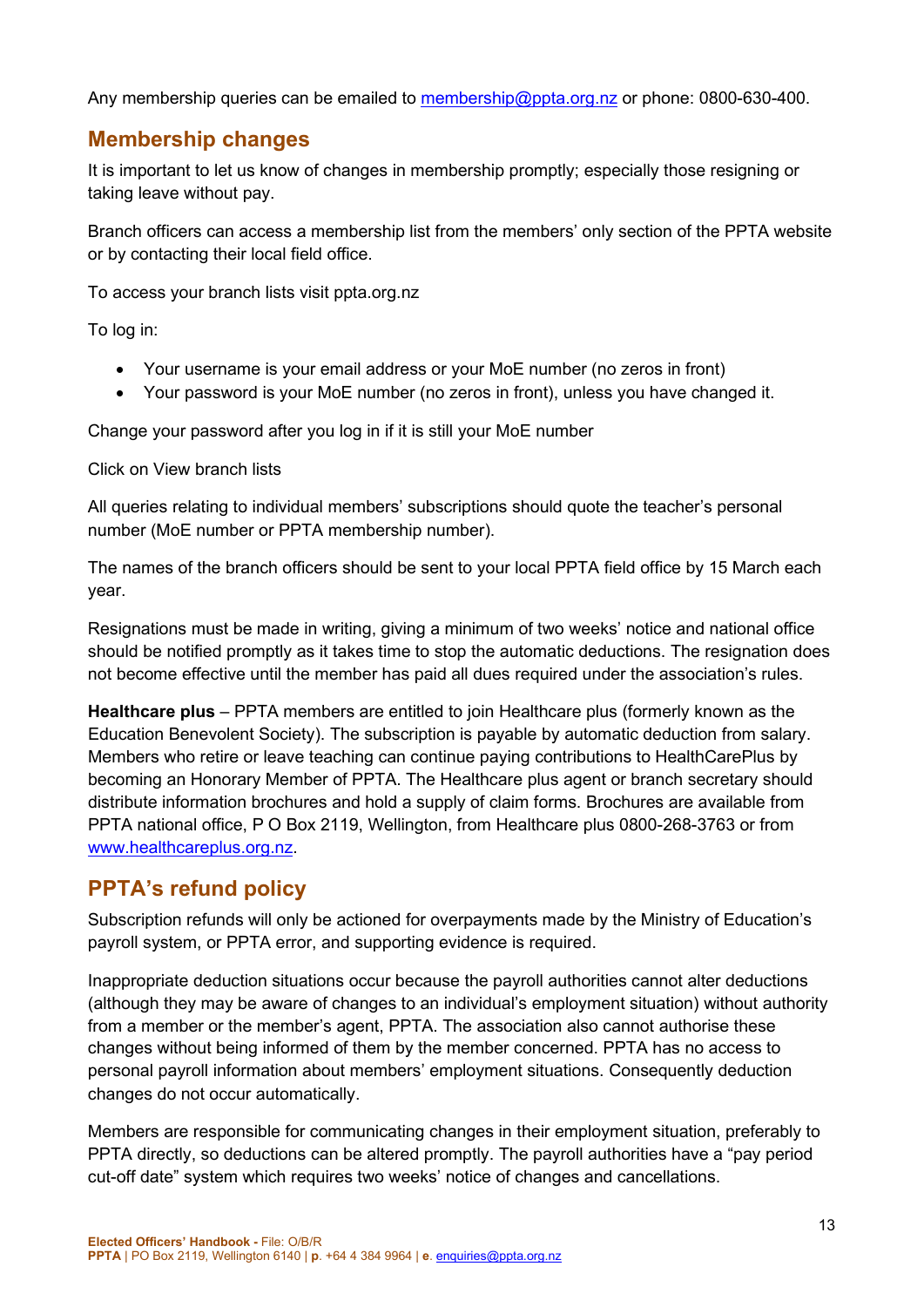Any membership queries can be emailed to membership@ppta.org.nz or phone: 0800-630-400.

## Membership changes

It is important to let us know of changes in membership promptly; especially those resigning or taking leave without pay.

Branch officers can access a membership list from the members' only section of the PPTA website or by contacting their local field office.

To access your branch lists visit ppta.org.nz

To log in:

- Your username is your email address or your MoE number (no zeros in front)
- Your password is your MoE number (no zeros in front), unless you have changed it.

Change your password after you log in if it is still your MoE number

Click on View branch lists

All queries relating to individual members' subscriptions should quote the teacher's personal number (MoE number or PPTA membership number).

The names of the branch officers should be sent to your local PPTA field office by 15 March each year.

Resignations must be made in writing, giving a minimum of two weeks' notice and national office should be notified promptly as it takes time to stop the automatic deductions. The resignation does not become effective until the member has paid all dues required under the association's rules.

**Healthcare plus** – PPTA members are entitled to join Healthcare plus (formerly known as the Education Benevolent Society). The subscription is payable by automatic deduction from salary. Members who retire or leave teaching can continue paying contributions to HealthCarePlus by becoming an Honorary Member of PPTA. The Healthcare plus agent or branch secretary should distribute information brochures and hold a supply of claim forms. Brochures are available from PPTA national office, P O Box 2119, Wellington, from Healthcare plus 0800-268-3763 or from www.healthcareplus.org.nz.

## PPTA's refund policy

Subscription refunds will only be actioned for overpayments made by the Ministry of Education's payroll system, or PPTA error, and supporting evidence is required.

Inappropriate deduction situations occur because the payroll authorities cannot alter deductions (although they may be aware of changes to an individual's employment situation) without authority from a member or the member's agent, PPTA. The association also cannot authorise these changes without being informed of them by the member concerned. PPTA has no access to personal payroll information about members' employment situations. Consequently deduction changes do not occur automatically.

Members are responsible for communicating changes in their employment situation, preferably to PPTA directly, so deductions can be altered promptly. The payroll authorities have a "pay period cut-off date" system which requires two weeks' notice of changes and cancellations.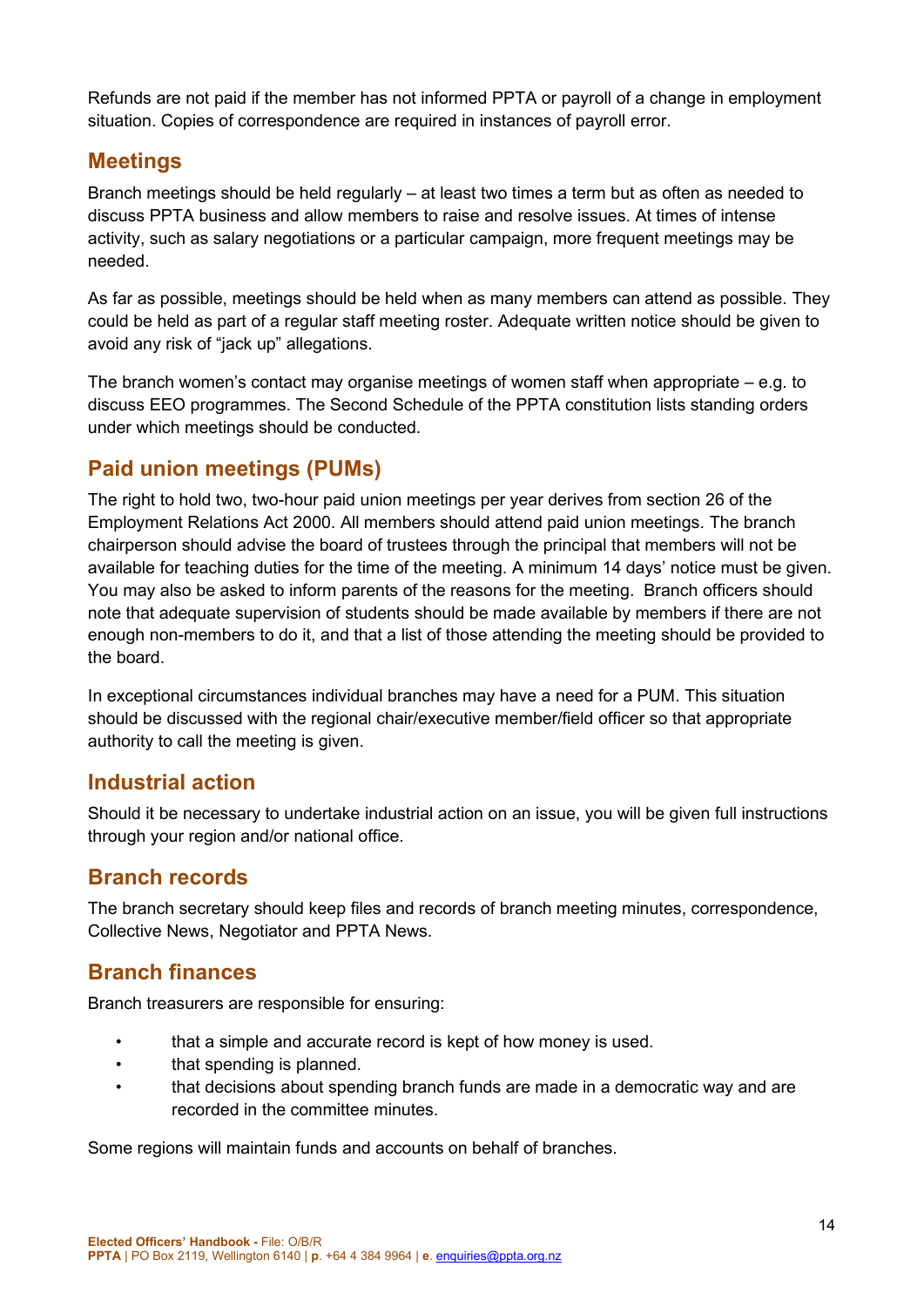Refunds are not paid if the member has not informed PPTA or payroll of a change in employment situation. Copies of correspondence are required in instances of payroll error.

## Meetings

Branch meetings should be held regularly – at least two times a term but as often as needed to discuss PPTA business and allow members to raise and resolve issues. At times of intense activity, such as salary negotiations or a particular campaign, more frequent meetings may be needed.

As far as possible, meetings should be held when as many members can attend as possible. They could be held as part of a regular staff meeting roster. Adequate written notice should be given to avoid any risk of "jack up" allegations.

The branch women's contact may organise meetings of women staff when appropriate – e.g. to discuss EEO programmes. The Second Schedule of the PPTA constitution lists standing orders under which meetings should be conducted.

## Paid union meetings (PUMs)

The right to hold two, two-hour paid union meetings per year derives from section 26 of the Employment Relations Act 2000. All members should attend paid union meetings. The branch chairperson should advise the board of trustees through the principal that members will not be available for teaching duties for the time of the meeting. A minimum 14 days' notice must be given. You may also be asked to inform parents of the reasons for the meeting. Branch officers should note that adequate supervision of students should be made available by members if there are not enough non-members to do it, and that a list of those attending the meeting should be provided to the board.

In exceptional circumstances individual branches may have a need for a PUM. This situation should be discussed with the regional chair/executive member/field officer so that appropriate authority to call the meeting is given.

## Industrial action

Should it be necessary to undertake industrial action on an issue, you will be given full instructions through your region and/or national office.

## Branch records

The branch secretary should keep files and records of branch meeting minutes, correspondence, Collective News, Negotiator and PPTA News.

## Branch finances

Branch treasurers are responsible for ensuring:

- that a simple and accurate record is kept of how money is used.
- that spending is planned.
- that decisions about spending branch funds are made in a democratic way and are recorded in the committee minutes.

Some regions will maintain funds and accounts on behalf of branches.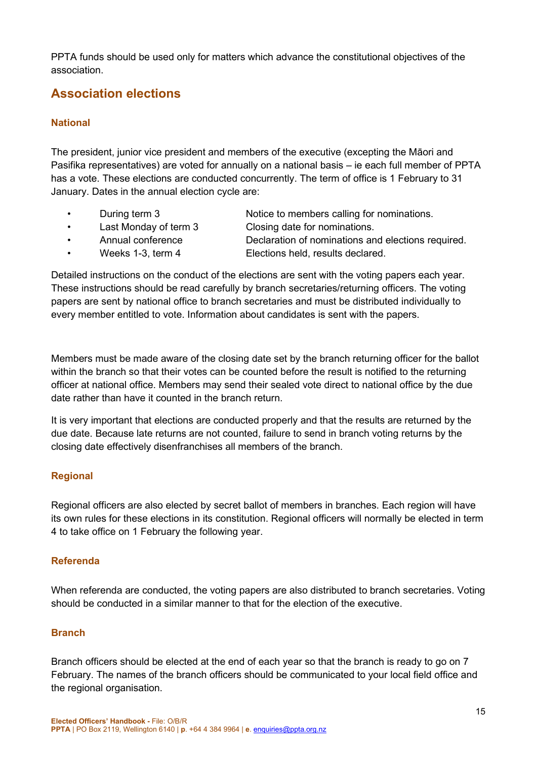PPTA funds should be used only for matters which advance the constitutional objectives of the association.

## Association elections

### National

The president, junior vice president and members of the executive (excepting the Māori and Pasifika representatives) are voted for annually on a national basis – ie each full member of PPTA has a vote. These elections are conducted concurrently. The term of office is 1 February to 31 January. Dates in the annual election cycle are:

- During term 3 — Notice to members calling for nominations.
- Last Monday of term 3 — Closing date for nominations.
- Annual conference — Declaration of nominations and elections required.
- Weeks 1-3, term 4 — Elections held, results declared.

Detailed instructions on the conduct of the elections are sent with the voting papers each year. These instructions should be read carefully by branch secretaries/returning officers. The voting papers are sent by national office to branch secretaries and must be distributed individually to every member entitled to vote. Information about candidates is sent with the papers.

Members must be made aware of the closing date set by the branch returning officer for the ballot within the branch so that their votes can be counted before the result is notified to the returning officer at national office. Members may send their sealed vote direct to national office by the due date rather than have it counted in the branch return.

It is very important that elections are conducted properly and that the results are returned by the due date. Because late returns are not counted, failure to send in branch voting returns by the closing date effectively disenfranchises all members of the branch.

### Regional

Regional officers are also elected by secret ballot of members in branches. Each region will have its own rules for these elections in its constitution. Regional officers will normally be elected in term 4 to take office on 1 February the following year.

### Referenda

When referenda are conducted, the voting papers are also distributed to branch secretaries. Voting should be conducted in a similar manner to that for the election of the executive.

### Branch

Branch officers should be elected at the end of each year so that the branch is ready to go on 7 February. The names of the branch officers should be communicated to your local field office and the regional organisation.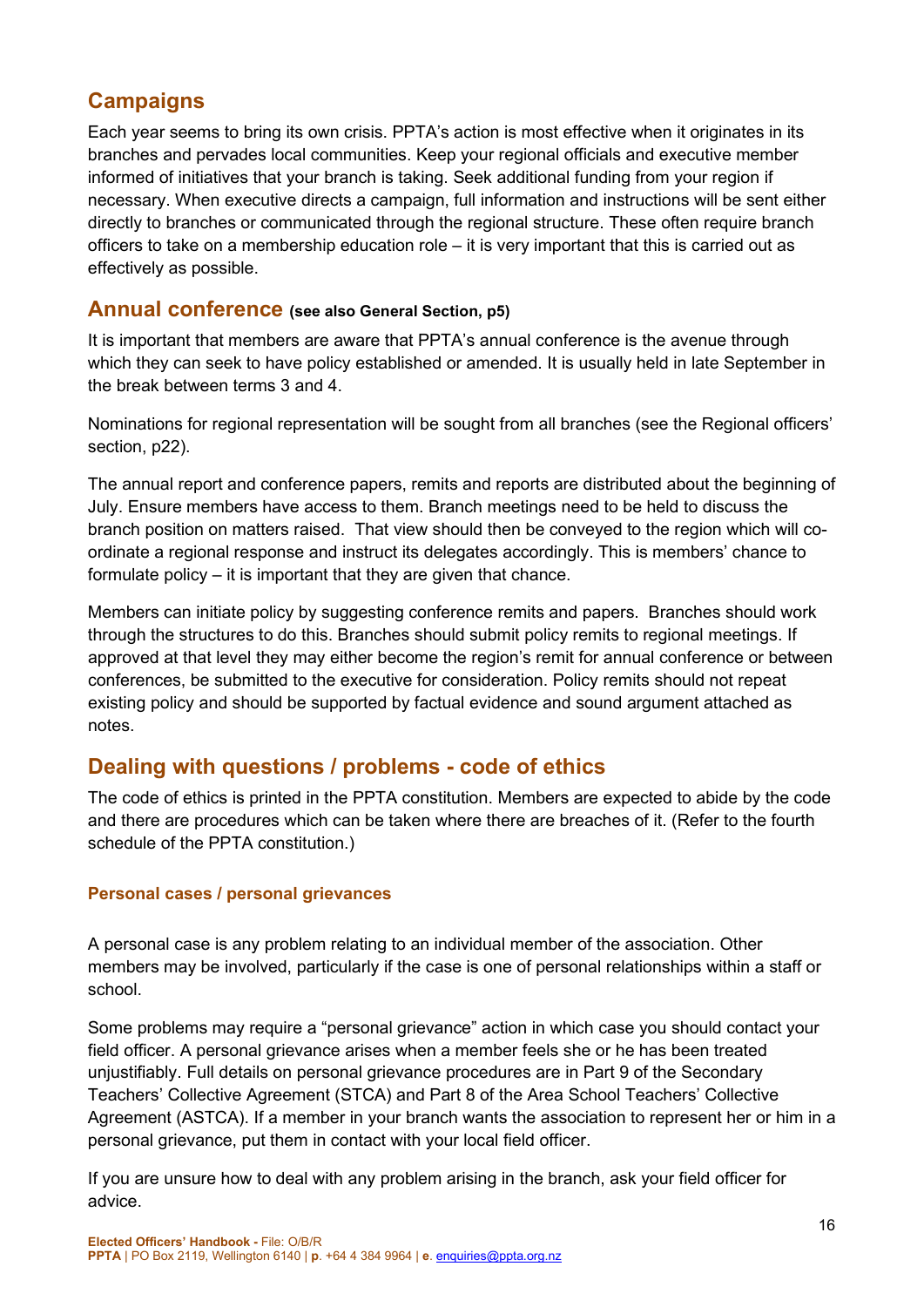## Campaigns

Each year seems to bring its own crisis. PPTA's action is most effective when it originates in its branches and pervades local communities. Keep your regional officials and executive member informed of initiatives that your branch is taking. Seek additional funding from your region if necessary. When executive directs a campaign, full information and instructions will be sent either directly to branches or communicated through the regional structure. These often require branch officers to take on a membership education role – it is very important that this is carried out as effectively as possible.

## Annual conference (see also General Section, p5)

It is important that members are aware that PPTA's annual conference is the avenue through which they can seek to have policy established or amended. It is usually held in late September in the break between terms 3 and 4.

Nominations for regional representation will be sought from all branches (see the Regional officers' section, p22).

The annual report and conference papers, remits and reports are distributed about the beginning of July. Ensure members have access to them. Branch meetings need to be held to discuss the branch position on matters raised. That view should then be conveyed to the region which will co-ordinate a regional response and instruct its delegates accordingly. This is members' chance to formulate policy – it is important that they are given that chance.

Members can initiate policy by suggesting conference remits and papers. Branches should work through the structures to do this. Branches should submit policy remits to regional meetings. If approved at that level they may either become the region's remit for annual conference or between conferences, be submitted to the executive for consideration. Policy remits should not repeat existing policy and should be supported by factual evidence and sound argument attached as notes.

## Dealing with questions / problems - code of ethics

The code of ethics is printed in the PPTA constitution. Members are expected to abide by the code and there are procedures which can be taken where there are breaches of it. (Refer to the fourth schedule of the PPTA constitution.)

### Personal cases / personal grievances

A personal case is any problem relating to an individual member of the association. Other members may be involved, particularly if the case is one of personal relationships within a staff or school.

Some problems may require a "personal grievance" action in which case you should contact your field officer. A personal grievance arises when a member feels she or he has been treated unjustifiably. Full details on personal grievance procedures are in Part 9 of the Secondary Teachers' Collective Agreement (STCA) and Part 8 of the Area School Teachers' Collective Agreement (ASTCA). If a member in your branch wants the association to represent her or him in a personal grievance, put them in contact with your local field officer.

If you are unsure how to deal with any problem arising in the branch, ask your field officer for advice.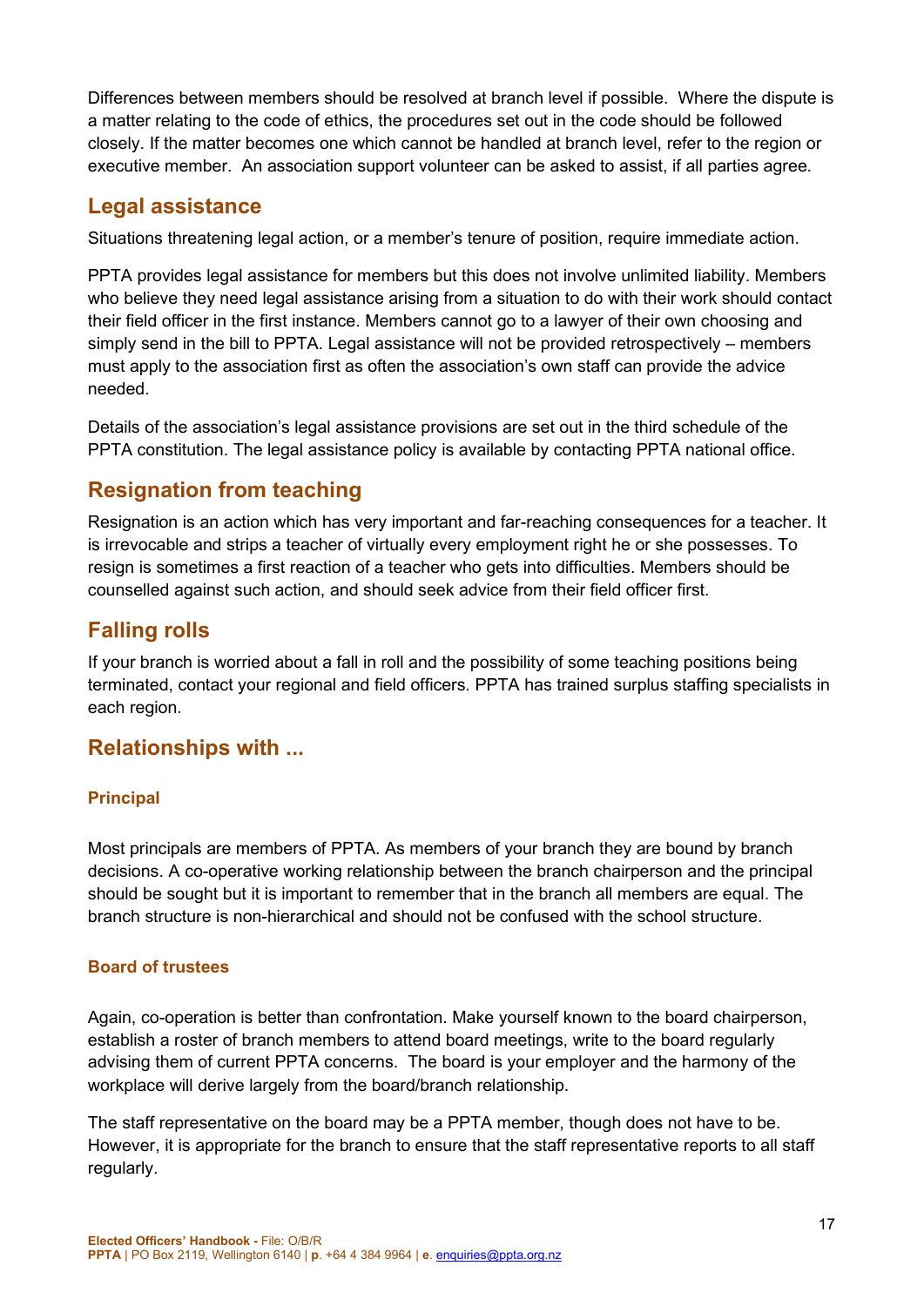Differences between members should be resolved at branch level if possible. Where the dispute is a matter relating to the code of ethics, the procedures set out in the code should be followed closely. If the matter becomes one which cannot be handled at branch level, refer to the region or executive member. An association support volunteer can be asked to assist, if all parties agree.

## Legal assistance

Situations threatening legal action, or a member's tenure of position, require immediate action.

PPTA provides legal assistance for members but this does not involve unlimited liability. Members who believe they need legal assistance arising from a situation to do with their work should contact their field officer in the first instance. Members cannot go to a lawyer of their own choosing and simply send in the bill to PPTA. Legal assistance will not be provided retrospectively – members must apply to the association first as often the association's own staff can provide the advice needed.

Details of the association's legal assistance provisions are set out in the third schedule of the PPTA constitution. The legal assistance policy is available by contacting PPTA national office.

## Resignation from teaching

Resignation is an action which has very important and far-reaching consequences for a teacher. It is irrevocable and strips a teacher of virtually every employment right he or she possesses. To resign is sometimes a first reaction of a teacher who gets into difficulties. Members should be counselled against such action, and should seek advice from their field officer first.

## Falling rolls

If your branch is worried about a fall in roll and the possibility of some teaching positions being terminated, contact your regional and field officers. PPTA has trained surplus staffing specialists in each region.

## Relationships with ...

### Principal

Most principals are members of PPTA. As members of your branch they are bound by branch decisions. A co-operative working relationship between the branch chairperson and the principal should be sought but it is important to remember that in the branch all members are equal. The branch structure is non-hierarchical and should not be confused with the school structure.

### Board of trustees

Again, co-operation is better than confrontation. Make yourself known to the board chairperson, establish a roster of branch members to attend board meetings, write to the board regularly advising them of current PPTA concerns. The board is your employer and the harmony of the workplace will derive largely from the board/branch relationship.

The staff representative on the board may be a PPTA member, though does not have to be. However, it is appropriate for the branch to ensure that the staff representative reports to all staff regularly.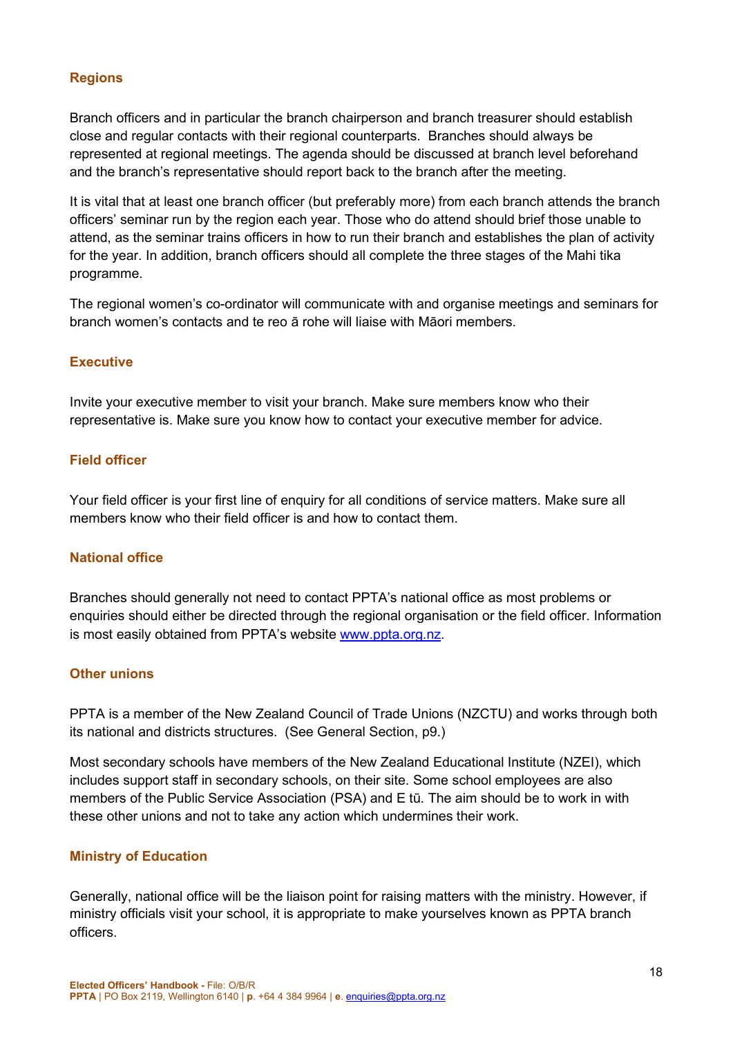### Regions

Branch officers and in particular the branch chairperson and branch treasurer should establish close and regular contacts with their regional counterparts. Branches should always be represented at regional meetings. The agenda should be discussed at branch level beforehand and the branch's representative should report back to the branch after the meeting.

It is vital that at least one branch officer (but preferably more) from each branch attends the branch officers' seminar run by the region each year. Those who do attend should brief those unable to attend, as the seminar trains officers in how to run their branch and establishes the plan of activity for the year. In addition, branch officers should all complete the three stages of the Mahi tika programme.

The regional women's co-ordinator will communicate with and organise meetings and seminars for branch women's contacts and te reo ā rohe will liaise with Māori members.

### Executive

Invite your executive member to visit your branch. Make sure members know who their representative is. Make sure you know how to contact your executive member for advice.

### Field officer

Your field officer is your first line of enquiry for all conditions of service matters. Make sure all members know who their field officer is and how to contact them.

### National office

Branches should generally not need to contact PPTA's national office as most problems or enquiries should either be directed through the regional organisation or the field officer. Information is most easily obtained from PPTA's website [www.ppta.org.nz](http://www.ppta.org.nz).

### Other unions

PPTA is a member of the New Zealand Council of Trade Unions (NZCTU) and works through both its national and districts structures. (See General Section, p9.)

Most secondary schools have members of the New Zealand Educational Institute (NZEI), which includes support staff in secondary schools, on their site. Some school employees are also members of the Public Service Association (PSA) and E tū. The aim should be to work in with these other unions and not to take any action which undermines their work.

### Ministry of Education

Generally, national office will be the liaison point for raising matters with the ministry. However, if ministry officials visit your school, it is appropriate to make yourselves known as PPTA branch officers.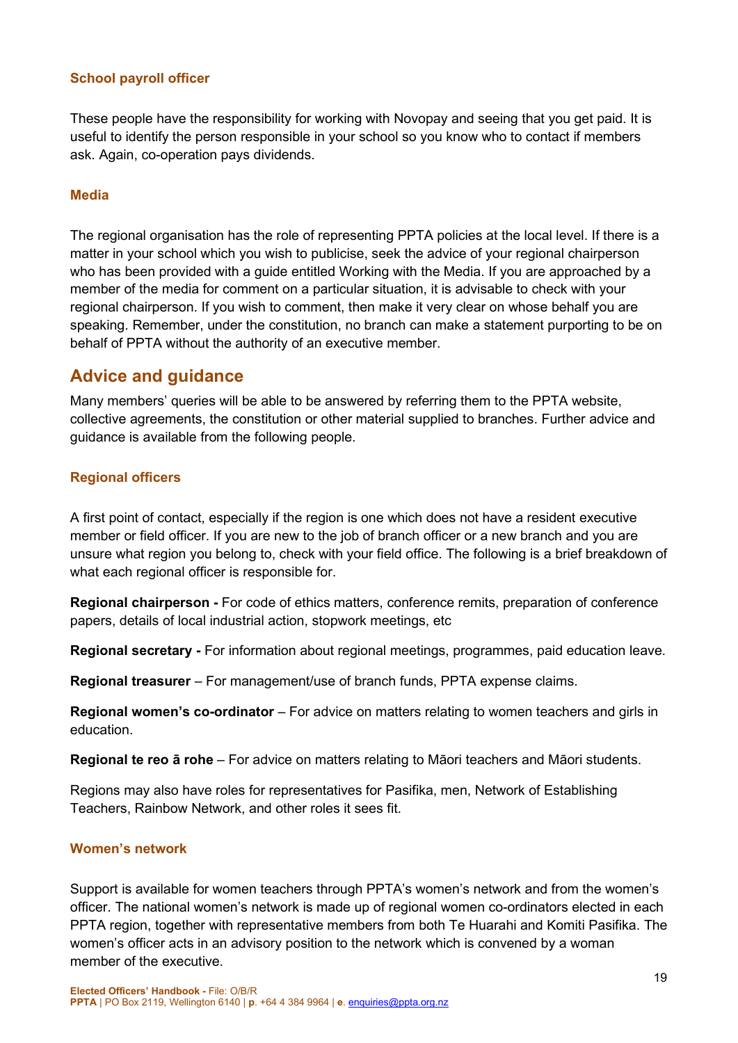### School payroll officer

These people have the responsibility for working with Novopay and seeing that you get paid. It is useful to identify the person responsible in your school so you know who to contact if members ask. Again, co-operation pays dividends.

### Media

The regional organisation has the role of representing PPTA policies at the local level. If there is a matter in your school which you wish to publicise, seek the advice of your regional chairperson who has been provided with a guide entitled Working with the Media. If you are approached by a member of the media for comment on a particular situation, it is advisable to check with your regional chairperson. If you wish to comment, then make it very clear on whose behalf you are speaking. Remember, under the constitution, no branch can make a statement purporting to be on behalf of PPTA without the authority of an executive member.

## Advice and guidance

Many members' queries will be able to be answered by referring them to the PPTA website, collective agreements, the constitution or other material supplied to branches. Further advice and guidance is available from the following people.

### Regional officers

A first point of contact, especially if the region is one which does not have a resident executive member or field officer. If you are new to the job of branch officer or a new branch and you are unsure what region you belong to, check with your field office. The following is a brief breakdown of what each regional officer is responsible for.

**Regional chairperson -** For code of ethics matters, conference remits, preparation of conference papers, details of local industrial action, stopwork meetings, etc

**Regional secretary -** For information about regional meetings, programmes, paid education leave.

**Regional treasurer** – For management/use of branch funds, PPTA expense claims.

**Regional women's co-ordinator** – For advice on matters relating to women teachers and girls in education.

**Regional te reo ā rohe** – For advice on matters relating to Māori teachers and Māori students.

Regions may also have roles for representatives for Pasifika, men, Network of Establishing Teachers, Rainbow Network, and other roles it sees fit.

### Women's network

Support is available for women teachers through PPTA's women's network and from the women's officer. The national women's network is made up of regional women co-ordinators elected in each PPTA region, together with representative members from both Te Huarahi and Komiti Pasifika. The women's officer acts in an advisory position to the network which is convened by a woman member of the executive.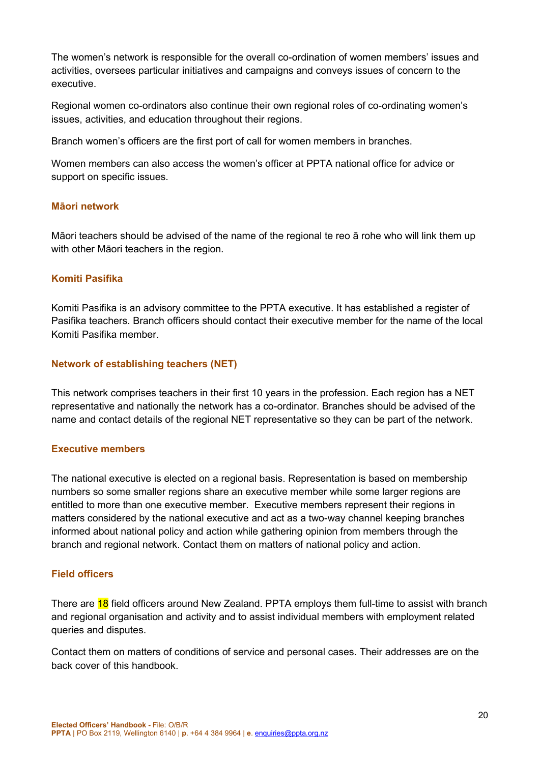The women's network is responsible for the overall co-ordination of women members' issues and activities, oversees particular initiatives and campaigns and conveys issues of concern to the executive.

Regional women co-ordinators also continue their own regional roles of co-ordinating women's issues, activities, and education throughout their regions.

Branch women's officers are the first port of call for women members in branches.

Women members can also access the women's officer at PPTA national office for advice or support on specific issues.

### Māori network

Māori teachers should be advised of the name of the regional te reo ā rohe who will link them up with other Māori teachers in the region.

### Komiti Pasifika

Komiti Pasifika is an advisory committee to the PPTA executive. It has established a register of Pasifika teachers. Branch officers should contact their executive member for the name of the local Komiti Pasifika member.

### Network of establishing teachers (NET)

This network comprises teachers in their first 10 years in the profession. Each region has a NET representative and nationally the network has a co-ordinator. Branches should be advised of the name and contact details of the regional NET representative so they can be part of the network.

### Executive members

The national executive is elected on a regional basis. Representation is based on membership numbers so some smaller regions share an executive member while some larger regions are entitled to more than one executive member. Executive members represent their regions in matters considered by the national executive and act as a two-way channel keeping branches informed about national policy and action while gathering opinion from members through the branch and regional network. Contact them on matters of national policy and action.

### Field officers

There are 18 field officers around New Zealand. PPTA employs them full-time to assist with branch and regional organisation and activity and to assist individual members with employment related queries and disputes.

Contact them on matters of conditions of service and personal cases. Their addresses are on the back cover of this handbook.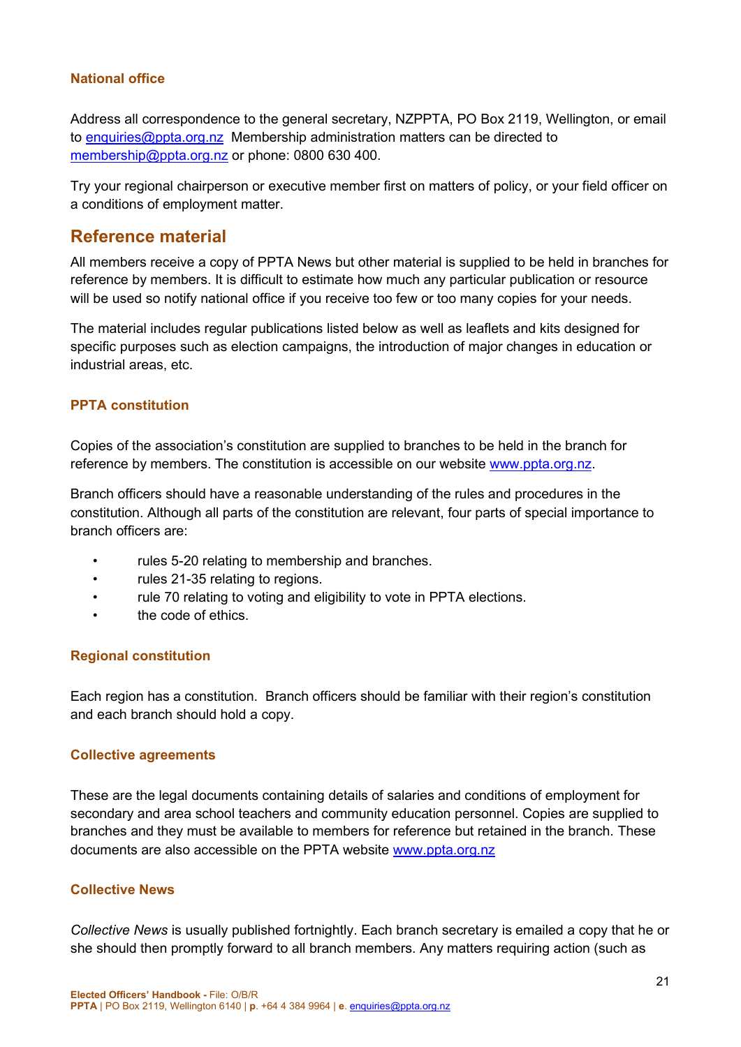### National office

Address all correspondence to the general secretary, NZPPTA, PO Box 2119, Wellington, or email to enquiries@ppta.org.nz Membership administration matters can be directed to membership@ppta.org.nz or phone: 0800 630 400.

Try your regional chairperson or executive member first on matters of policy, or your field officer on a conditions of employment matter.

## Reference material

All members receive a copy of PPTA News but other material is supplied to be held in branches for reference by members. It is difficult to estimate how much any particular publication or resource will be used so notify national office if you receive too few or too many copies for your needs.

The material includes regular publications listed below as well as leaflets and kits designed for specific purposes such as election campaigns, the introduction of major changes in education or industrial areas, etc.

### PPTA constitution

Copies of the association's constitution are supplied to branches to be held in the branch for reference by members. The constitution is accessible on our website www.ppta.org.nz.

Branch officers should have a reasonable understanding of the rules and procedures in the constitution. Although all parts of the constitution are relevant, four parts of special importance to branch officers are:

- rules 5-20 relating to membership and branches.
- rules 21-35 relating to regions.
- rule 70 relating to voting and eligibility to vote in PPTA elections.
- the code of ethics.

### Regional constitution

Each region has a constitution. Branch officers should be familiar with their region's constitution and each branch should hold a copy.

### Collective agreements

These are the legal documents containing details of salaries and conditions of employment for secondary and area school teachers and community education personnel. Copies are supplied to branches and they must be available to members for reference but retained in the branch. These documents are also accessible on the PPTA website www.ppta.org.nz

### Collective News

*Collective News* is usually published fortnightly. Each branch secretary is emailed a copy that he or she should then promptly forward to all branch members. Any matters requiring action (such as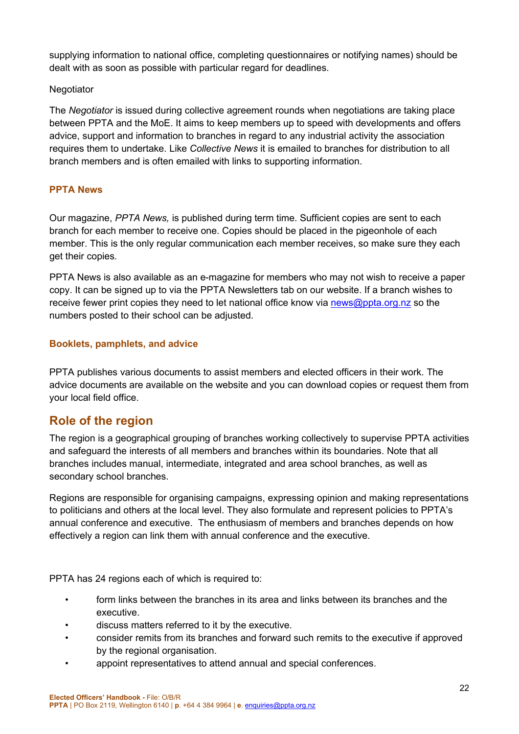supplying information to national office, completing questionnaires or notifying names) should be dealt with as soon as possible with particular regard for deadlines.

Negotiator

The *Negotiator* is issued during collective agreement rounds when negotiations are taking place between PPTA and the MoE. It aims to keep members up to speed with developments and offers advice, support and information to branches in regard to any industrial activity the association requires them to undertake. Like *Collective News* it is emailed to branches for distribution to all branch members and is often emailed with links to supporting information.

### PPTA News

Our magazine, *PPTA News,* is published during term time. Sufficient copies are sent to each branch for each member to receive one. Copies should be placed in the pigeonhole of each member. This is the only regular communication each member receives, so make sure they each get their copies.

PPTA News is also available as an e-magazine for members who may not wish to receive a paper copy. It can be signed up to via the PPTA Newsletters tab on our website. If a branch wishes to receive fewer print copies they need to let national office know via news@ppta.org.nz so the numbers posted to their school can be adjusted.

### Booklets, pamphlets, and advice

PPTA publishes various documents to assist members and elected officers in their work. The advice documents are available on the website and you can download copies or request them from your local field office.

## Role of the region

The region is a geographical grouping of branches working collectively to supervise PPTA activities and safeguard the interests of all members and branches within its boundaries. Note that all branches includes manual, intermediate, integrated and area school branches, as well as secondary school branches.

Regions are responsible for organising campaigns, expressing opinion and making representations to politicians and others at the local level. They also formulate and represent policies to PPTA's annual conference and executive. The enthusiasm of members and branches depends on how effectively a region can link them with annual conference and the executive.

PPTA has 24 regions each of which is required to:

- form links between the branches in its area and links between its branches and the executive.
- discuss matters referred to it by the executive.
- consider remits from its branches and forward such remits to the executive if approved by the regional organisation.
- appoint representatives to attend annual and special conferences.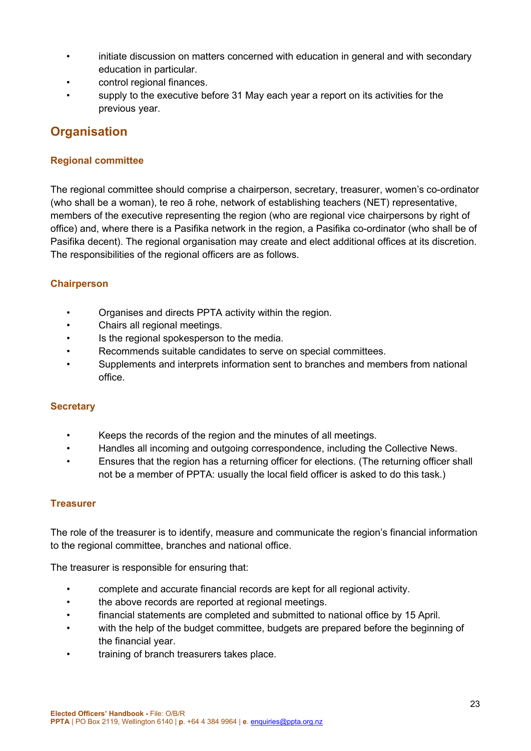- initiate discussion on matters concerned with education in general and with secondary education in particular.
- control regional finances.
- supply to the executive before 31 May each year a report on its activities for the previous year.

## Organisation

### Regional committee

The regional committee should comprise a chairperson, secretary, treasurer, women's co-ordinator (who shall be a woman), te reo ā rohe, network of establishing teachers (NET) representative, members of the executive representing the region (who are regional vice chairpersons by right of office) and, where there is a Pasifika network in the region, a Pasifika co-ordinator (who shall be of Pasifika decent). The regional organisation may create and elect additional offices at its discretion. The responsibilities of the regional officers are as follows.

### Chairperson

- Organises and directs PPTA activity within the region.
- Chairs all regional meetings.
- Is the regional spokesperson to the media.
- Recommends suitable candidates to serve on special committees.
- Supplements and interprets information sent to branches and members from national office.

### Secretary

- Keeps the records of the region and the minutes of all meetings.
- Handles all incoming and outgoing correspondence, including the Collective News.
- Ensures that the region has a returning officer for elections. (The returning officer shall not be a member of PPTA: usually the local field officer is asked to do this task.)

### Treasurer

The role of the treasurer is to identify, measure and communicate the region's financial information to the regional committee, branches and national office.

The treasurer is responsible for ensuring that:

- complete and accurate financial records are kept for all regional activity.
- the above records are reported at regional meetings.
- financial statements are completed and submitted to national office by 15 April.
- with the help of the budget committee, budgets are prepared before the beginning of the financial year.
- training of branch treasurers takes place.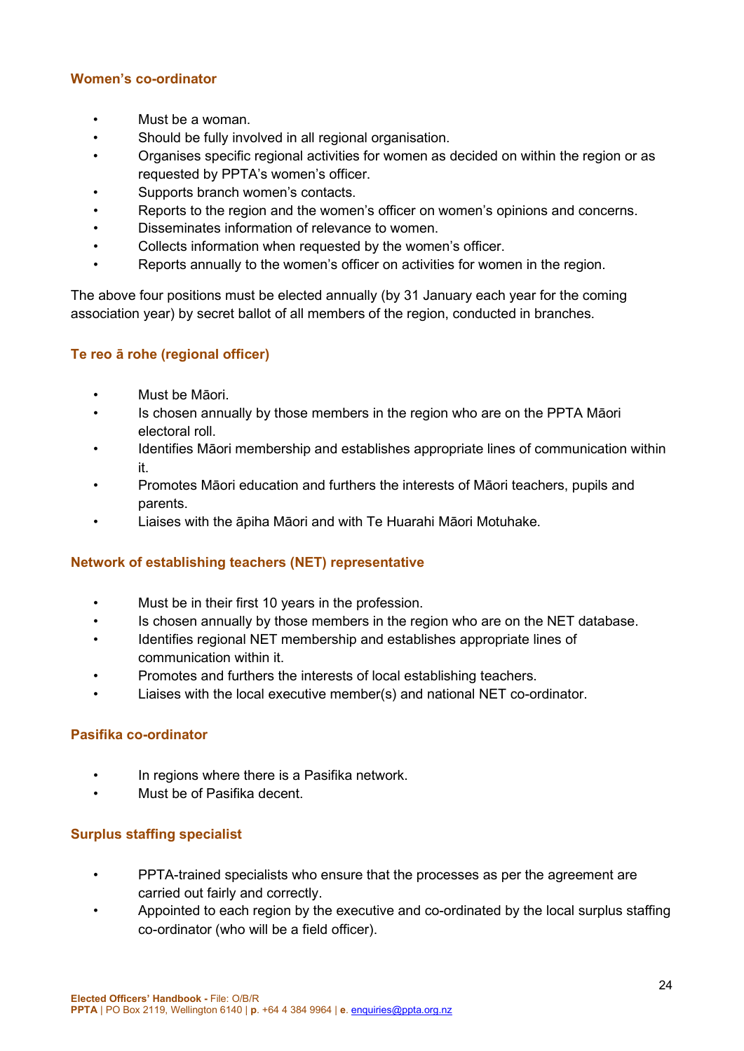### Women's co-ordinator

- Must be a woman.
- Should be fully involved in all regional organisation.
- Organises specific regional activities for women as decided on within the region or as requested by PPTA's women's officer.
- Supports branch women's contacts.
- Reports to the region and the women's officer on women's opinions and concerns.
- Disseminates information of relevance to women.
- Collects information when requested by the women's officer.
- Reports annually to the women's officer on activities for women in the region.

The above four positions must be elected annually (by 31 January each year for the coming association year) by secret ballot of all members of the region, conducted in branches.

### Te reo ā rohe (regional officer)

- Must be Māori.
- Is chosen annually by those members in the region who are on the PPTA Māori electoral roll.
- Identifies Māori membership and establishes appropriate lines of communication within it.
- Promotes Māori education and furthers the interests of Māori teachers, pupils and parents.
- Liaises with the āpiha Māori and with Te Huarahi Māori Motuhake.

### Network of establishing teachers (NET) representative

- Must be in their first 10 years in the profession.
- Is chosen annually by those members in the region who are on the NET database.
- Identifies regional NET membership and establishes appropriate lines of communication within it.
- Promotes and furthers the interests of local establishing teachers.
- Liaises with the local executive member(s) and national NET co-ordinator.

### Pasifika co-ordinator

- In regions where there is a Pasifika network.
- Must be of Pasifika decent.

### Surplus staffing specialist

- PPTA-trained specialists who ensure that the processes as per the agreement are carried out fairly and correctly.
- Appointed to each region by the executive and co-ordinated by the local surplus staffing co-ordinator (who will be a field officer).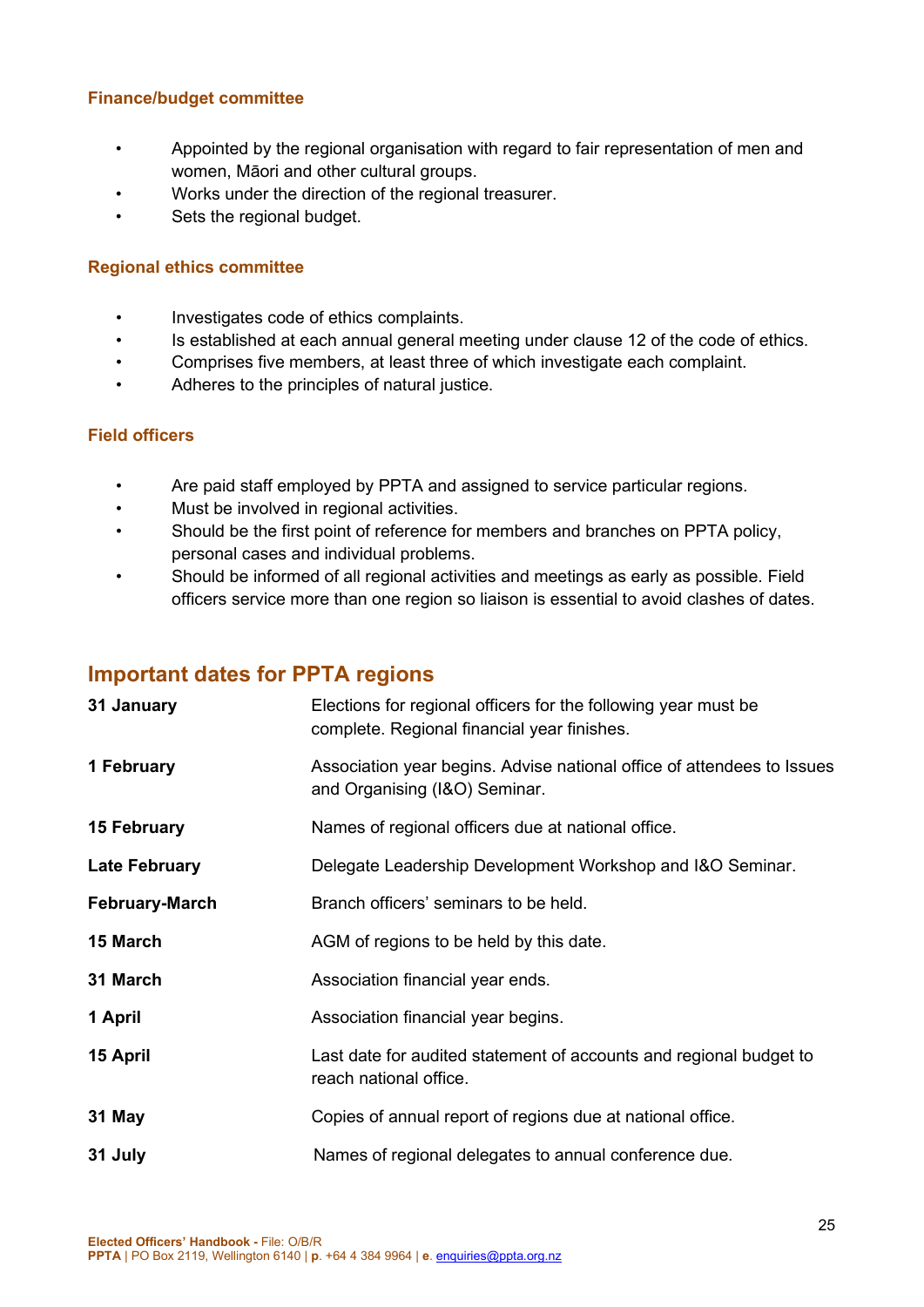### Finance/budget committee

- Appointed by the regional organisation with regard to fair representation of men and women, Māori and other cultural groups.
- Works under the direction of the regional treasurer.
- Sets the regional budget.

### Regional ethics committee

- Investigates code of ethics complaints.
- Is established at each annual general meeting under clause 12 of the code of ethics.
- Comprises five members, at least three of which investigate each complaint.
- Adheres to the principles of natural justice.

### Field officers

- Are paid staff employed by PPTA and assigned to service particular regions.
- Must be involved in regional activities.
- Should be the first point of reference for members and branches on PPTA policy, personal cases and individual problems.
- Should be informed of all regional activities and meetings as early as possible. Field officers service more than one region so liaison is essential to avoid clashes of dates.

## Important dates for PPTA regions

| | |
|---|---|
| **31 January** | Elections for regional officers for the following year must be complete. Regional financial year finishes. |
| **1 February** | Association year begins. Advise national office of attendees to Issues and Organising (I&O) Seminar. |
| **15 February** | Names of regional officers due at national office. |
| **Late February** | Delegate Leadership Development Workshop and I&O Seminar. |
| **February-March** | Branch officers' seminars to be held. |
| **15 March** | AGM of regions to be held by this date. |
| **31 March** | Association financial year ends. |
| **1 April** | Association financial year begins. |
| **15 April** | Last date for audited statement of accounts and regional budget to reach national office. |
| **31 May** | Copies of annual report of regions due at national office. |
| **31 July** | Names of regional delegates to annual conference due. |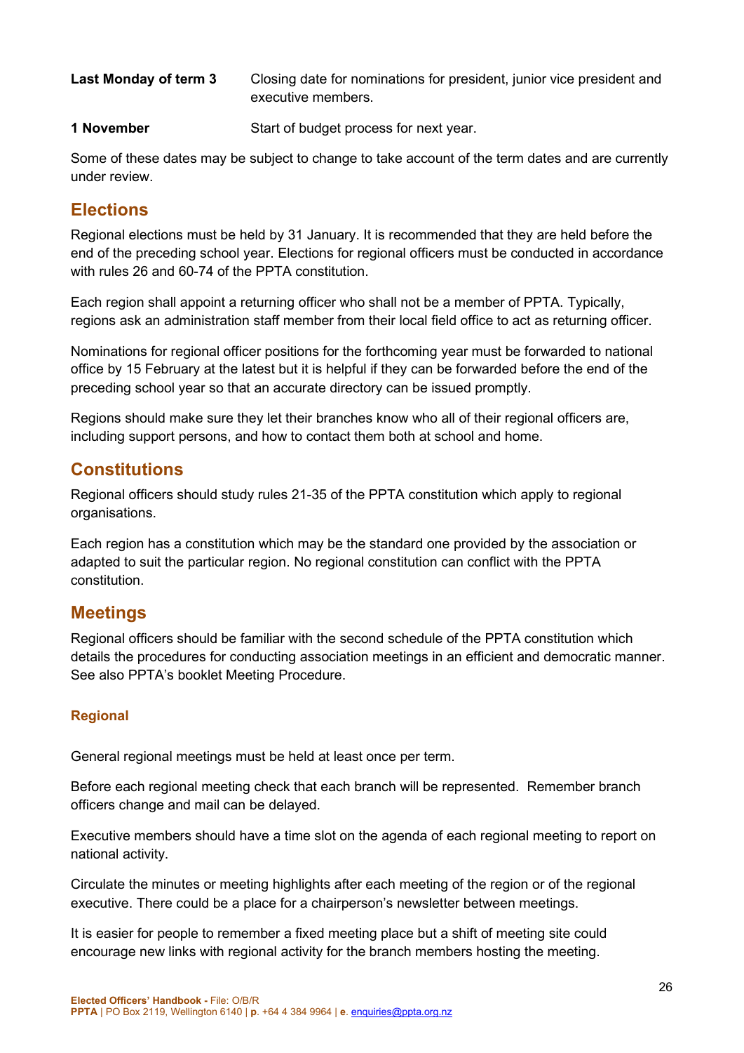| | |
|---|---|
| **Last Monday of term 3** | Closing date for nominations for president, junior vice president and executive members. |
| **1 November** | Start of budget process for next year. |

Some of these dates may be subject to change to take account of the term dates and are currently under review.

## Elections

Regional elections must be held by 31 January. It is recommended that they are held before the end of the preceding school year. Elections for regional officers must be conducted in accordance with rules 26 and 60-74 of the PPTA constitution.

Each region shall appoint a returning officer who shall not be a member of PPTA. Typically, regions ask an administration staff member from their local field office to act as returning officer.

Nominations for regional officer positions for the forthcoming year must be forwarded to national office by 15 February at the latest but it is helpful if they can be forwarded before the end of the preceding school year so that an accurate directory can be issued promptly.

Regions should make sure they let their branches know who all of their regional officers are, including support persons, and how to contact them both at school and home.

## Constitutions

Regional officers should study rules 21-35 of the PPTA constitution which apply to regional organisations.

Each region has a constitution which may be the standard one provided by the association or adapted to suit the particular region. No regional constitution can conflict with the PPTA constitution.

## Meetings

Regional officers should be familiar with the second schedule of the PPTA constitution which details the procedures for conducting association meetings in an efficient and democratic manner. See also PPTA's booklet Meeting Procedure.

### Regional

General regional meetings must be held at least once per term.

Before each regional meeting check that each branch will be represented. Remember branch officers change and mail can be delayed.

Executive members should have a time slot on the agenda of each regional meeting to report on national activity.

Circulate the minutes or meeting highlights after each meeting of the region or of the regional executive. There could be a place for a chairperson's newsletter between meetings.

It is easier for people to remember a fixed meeting place but a shift of meeting site could encourage new links with regional activity for the branch members hosting the meeting.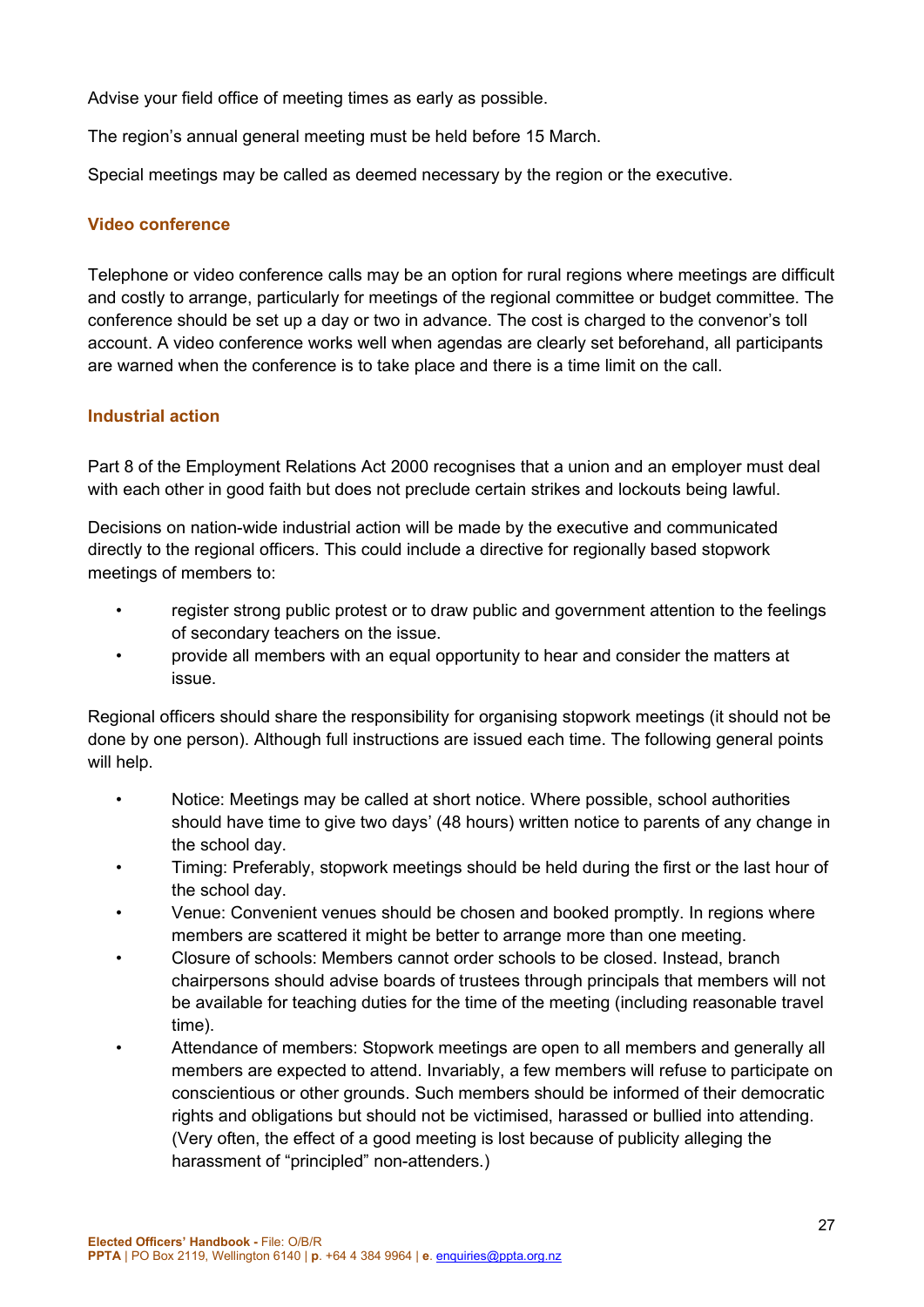Advise your field office of meeting times as early as possible.

The region's annual general meeting must be held before 15 March.

Special meetings may be called as deemed necessary by the region or the executive.

### Video conference

Telephone or video conference calls may be an option for rural regions where meetings are difficult and costly to arrange, particularly for meetings of the regional committee or budget committee. The conference should be set up a day or two in advance. The cost is charged to the convenor's toll account. A video conference works well when agendas are clearly set beforehand, all participants are warned when the conference is to take place and there is a time limit on the call.

### Industrial action

Part 8 of the Employment Relations Act 2000 recognises that a union and an employer must deal with each other in good faith but does not preclude certain strikes and lockouts being lawful.

Decisions on nation-wide industrial action will be made by the executive and communicated directly to the regional officers. This could include a directive for regionally based stopwork meetings of members to:

- register strong public protest or to draw public and government attention to the feelings of secondary teachers on the issue.
- provide all members with an equal opportunity to hear and consider the matters at issue.

Regional officers should share the responsibility for organising stopwork meetings (it should not be done by one person). Although full instructions are issued each time. The following general points will help.

- Notice: Meetings may be called at short notice. Where possible, school authorities should have time to give two days' (48 hours) written notice to parents of any change in the school day.
- Timing: Preferably, stopwork meetings should be held during the first or the last hour of the school day.
- Venue: Convenient venues should be chosen and booked promptly. In regions where members are scattered it might be better to arrange more than one meeting.
- Closure of schools: Members cannot order schools to be closed. Instead, branch chairpersons should advise boards of trustees through principals that members will not be available for teaching duties for the time of the meeting (including reasonable travel time).
- Attendance of members: Stopwork meetings are open to all members and generally all members are expected to attend. Invariably, a few members will refuse to participate on conscientious or other grounds. Such members should be informed of their democratic rights and obligations but should not be victimised, harassed or bullied into attending. (Very often, the effect of a good meeting is lost because of publicity alleging the harassment of "principled" non-attenders.)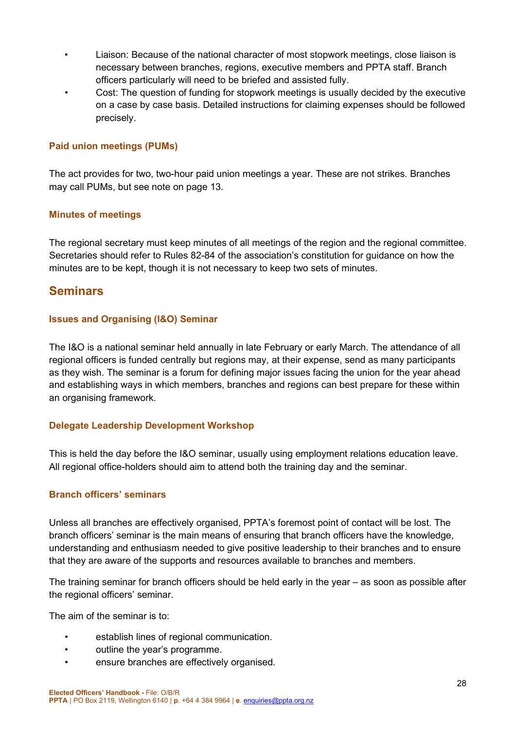- Liaison: Because of the national character of most stopwork meetings, close liaison is necessary between branches, regions, executive members and PPTA staff. Branch officers particularly will need to be briefed and assisted fully.
- Cost: The question of funding for stopwork meetings is usually decided by the executive on a case by case basis. Detailed instructions for claiming expenses should be followed precisely.

### Paid union meetings (PUMs)

The act provides for two, two-hour paid union meetings a year. These are not strikes. Branches may call PUMs, but see note on page 13.

### Minutes of meetings

The regional secretary must keep minutes of all meetings of the region and the regional committee. Secretaries should refer to Rules 82-84 of the association's constitution for guidance on how the minutes are to be kept, though it is not necessary to keep two sets of minutes.

## Seminars

### Issues and Organising (I&O) Seminar

The I&O is a national seminar held annually in late February or early March. The attendance of all regional officers is funded centrally but regions may, at their expense, send as many participants as they wish. The seminar is a forum for defining major issues facing the union for the year ahead and establishing ways in which members, branches and regions can best prepare for these within an organising framework.

### Delegate Leadership Development Workshop

This is held the day before the I&O seminar, usually using employment relations education leave. All regional office-holders should aim to attend both the training day and the seminar.

### Branch officers' seminars

Unless all branches are effectively organised, PPTA's foremost point of contact will be lost. The branch officers' seminar is the main means of ensuring that branch officers have the knowledge, understanding and enthusiasm needed to give positive leadership to their branches and to ensure that they are aware of the supports and resources available to branches and members.

The training seminar for branch officers should be held early in the year – as soon as possible after the regional officers' seminar.

The aim of the seminar is to:

- establish lines of regional communication.
- outline the year's programme.
- ensure branches are effectively organised.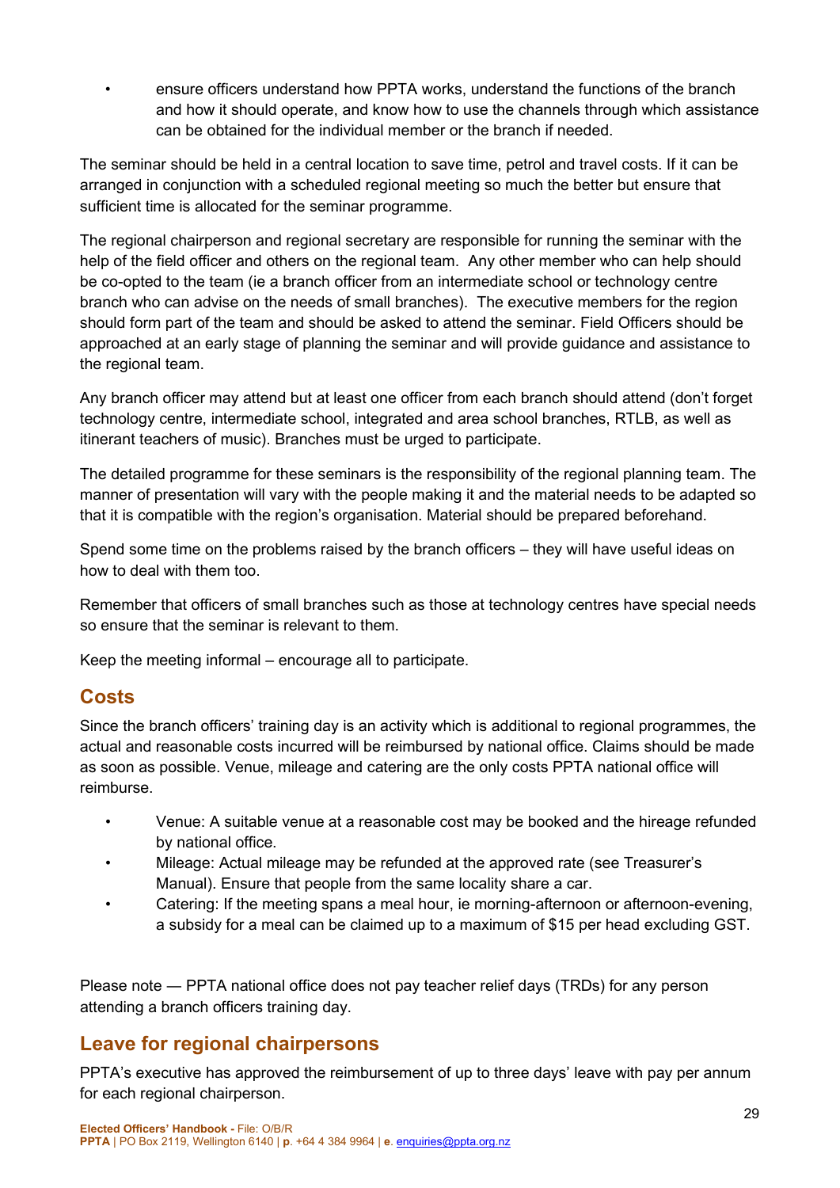- ensure officers understand how PPTA works, understand the functions of the branch and how it should operate, and know how to use the channels through which assistance can be obtained for the individual member or the branch if needed.

The seminar should be held in a central location to save time, petrol and travel costs. If it can be arranged in conjunction with a scheduled regional meeting so much the better but ensure that sufficient time is allocated for the seminar programme.

The regional chairperson and regional secretary are responsible for running the seminar with the help of the field officer and others on the regional team. Any other member who can help should be co-opted to the team (ie a branch officer from an intermediate school or technology centre branch who can advise on the needs of small branches). The executive members for the region should form part of the team and should be asked to attend the seminar. Field Officers should be approached at an early stage of planning the seminar and will provide guidance and assistance to the regional team.

Any branch officer may attend but at least one officer from each branch should attend (don't forget technology centre, intermediate school, integrated and area school branches, RTLB, as well as itinerant teachers of music). Branches must be urged to participate.

The detailed programme for these seminars is the responsibility of the regional planning team. The manner of presentation will vary with the people making it and the material needs to be adapted so that it is compatible with the region's organisation. Material should be prepared beforehand.

Spend some time on the problems raised by the branch officers – they will have useful ideas on how to deal with them too.

Remember that officers of small branches such as those at technology centres have special needs so ensure that the seminar is relevant to them.

Keep the meeting informal – encourage all to participate.

## Costs

Since the branch officers' training day is an activity which is additional to regional programmes, the actual and reasonable costs incurred will be reimbursed by national office. Claims should be made as soon as possible. Venue, mileage and catering are the only costs PPTA national office will reimburse.

- Venue: A suitable venue at a reasonable cost may be booked and the hireage refunded by national office.
- Mileage: Actual mileage may be refunded at the approved rate (see Treasurer's Manual). Ensure that people from the same locality share a car.
- Catering: If the meeting spans a meal hour, ie morning-afternoon or afternoon-evening, a subsidy for a meal can be claimed up to a maximum of $15 per head excluding GST.

Please note — PPTA national office does not pay teacher relief days (TRDs) for any person attending a branch officers training day.

## Leave for regional chairpersons

PPTA's executive has approved the reimbursement of up to three days' leave with pay per annum for each regional chairperson.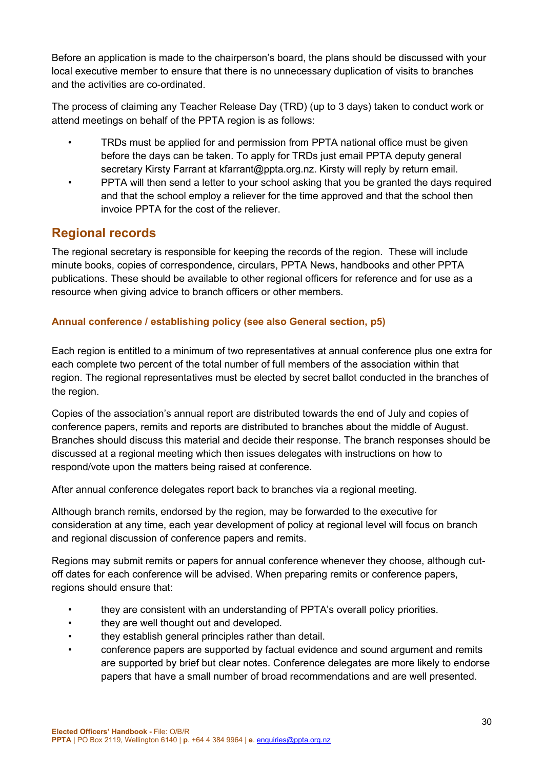Before an application is made to the chairperson's board, the plans should be discussed with your local executive member to ensure that there is no unnecessary duplication of visits to branches and the activities are co-ordinated.

The process of claiming any Teacher Release Day (TRD) (up to 3 days) taken to conduct work or attend meetings on behalf of the PPTA region is as follows:

- TRDs must be applied for and permission from PPTA national office must be given before the days can be taken. To apply for TRDs just email PPTA deputy general secretary Kirsty Farrant at kfarrant@ppta.org.nz. Kirsty will reply by return email.
- PPTA will then send a letter to your school asking that you be granted the days required and that the school employ a reliever for the time approved and that the school then invoice PPTA for the cost of the reliever.

## Regional records

The regional secretary is responsible for keeping the records of the region. These will include minute books, copies of correspondence, circulars, PPTA News, handbooks and other PPTA publications. These should be available to other regional officers for reference and for use as a resource when giving advice to branch officers or other members.

### Annual conference / establishing policy (see also General section, p5)

Each region is entitled to a minimum of two representatives at annual conference plus one extra for each complete two percent of the total number of full members of the association within that region. The regional representatives must be elected by secret ballot conducted in the branches of the region.

Copies of the association's annual report are distributed towards the end of July and copies of conference papers, remits and reports are distributed to branches about the middle of August. Branches should discuss this material and decide their response. The branch responses should be discussed at a regional meeting which then issues delegates with instructions on how to respond/vote upon the matters being raised at conference.

After annual conference delegates report back to branches via a regional meeting.

Although branch remits, endorsed by the region, may be forwarded to the executive for consideration at any time, each year development of policy at regional level will focus on branch and regional discussion of conference papers and remits.

Regions may submit remits or papers for annual conference whenever they choose, although cut-off dates for each conference will be advised. When preparing remits or conference papers, regions should ensure that:

- they are consistent with an understanding of PPTA's overall policy priorities.
- they are well thought out and developed.
- they establish general principles rather than detail.
- conference papers are supported by factual evidence and sound argument and remits are supported by brief but clear notes. Conference delegates are more likely to endorse papers that have a small number of broad recommendations and are well presented.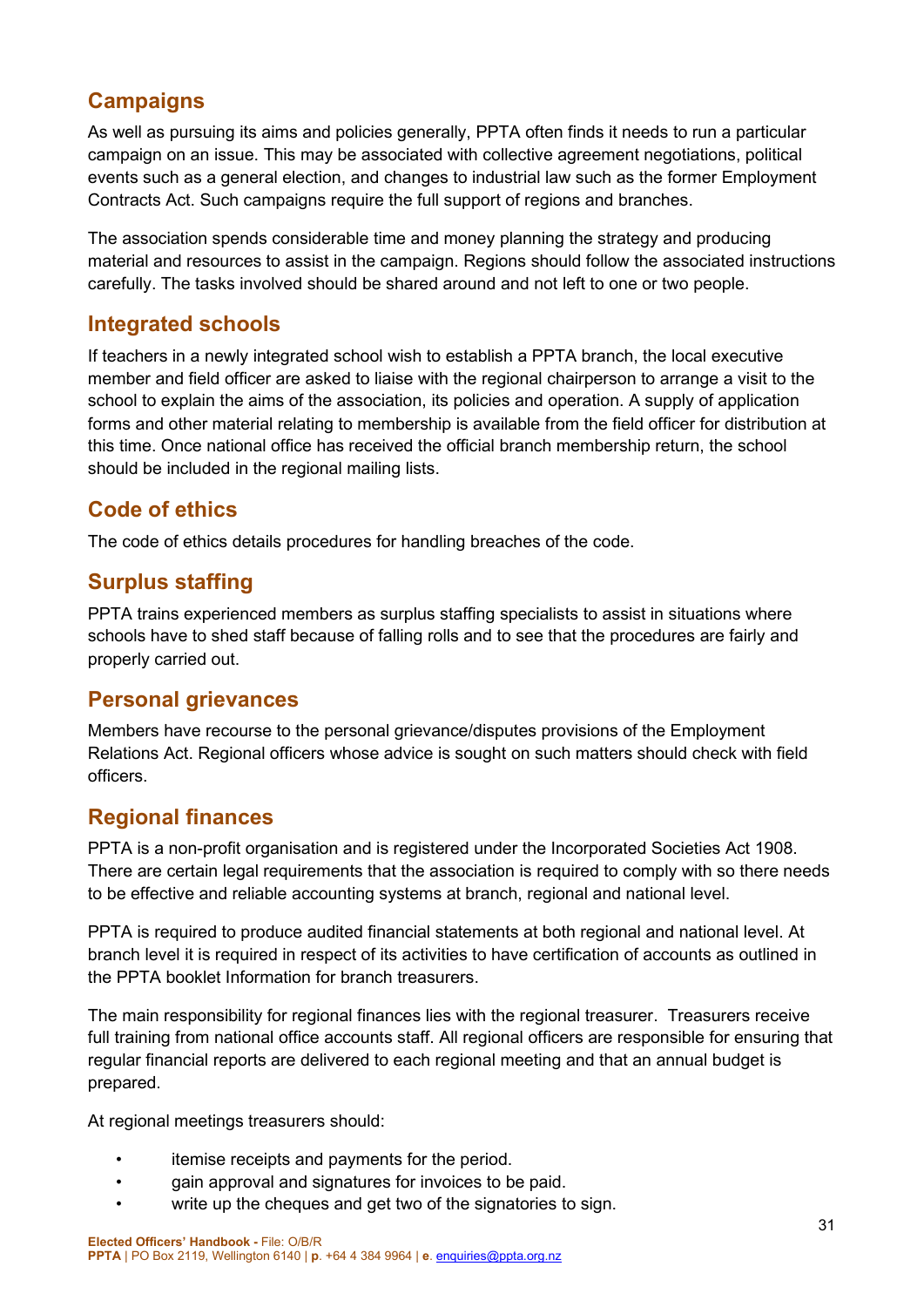## Campaigns

As well as pursuing its aims and policies generally, PPTA often finds it needs to run a particular campaign on an issue. This may be associated with collective agreement negotiations, political events such as a general election, and changes to industrial law such as the former Employment Contracts Act. Such campaigns require the full support of regions and branches.

The association spends considerable time and money planning the strategy and producing material and resources to assist in the campaign. Regions should follow the associated instructions carefully. The tasks involved should be shared around and not left to one or two people.

## Integrated schools

If teachers in a newly integrated school wish to establish a PPTA branch, the local executive member and field officer are asked to liaise with the regional chairperson to arrange a visit to the school to explain the aims of the association, its policies and operation. A supply of application forms and other material relating to membership is available from the field officer for distribution at this time. Once national office has received the official branch membership return, the school should be included in the regional mailing lists.

## Code of ethics

The code of ethics details procedures for handling breaches of the code.

## Surplus staffing

PPTA trains experienced members as surplus staffing specialists to assist in situations where schools have to shed staff because of falling rolls and to see that the procedures are fairly and properly carried out.

## Personal grievances

Members have recourse to the personal grievance/disputes provisions of the Employment Relations Act. Regional officers whose advice is sought on such matters should check with field officers.

## Regional finances

PPTA is a non-profit organisation and is registered under the Incorporated Societies Act 1908. There are certain legal requirements that the association is required to comply with so there needs to be effective and reliable accounting systems at branch, regional and national level.

PPTA is required to produce audited financial statements at both regional and national level. At branch level it is required in respect of its activities to have certification of accounts as outlined in the PPTA booklet Information for branch treasurers.

The main responsibility for regional finances lies with the regional treasurer. Treasurers receive full training from national office accounts staff. All regional officers are responsible for ensuring that regular financial reports are delivered to each regional meeting and that an annual budget is prepared.

At regional meetings treasurers should:

- itemise receipts and payments for the period.
- gain approval and signatures for invoices to be paid.
- write up the cheques and get two of the signatories to sign.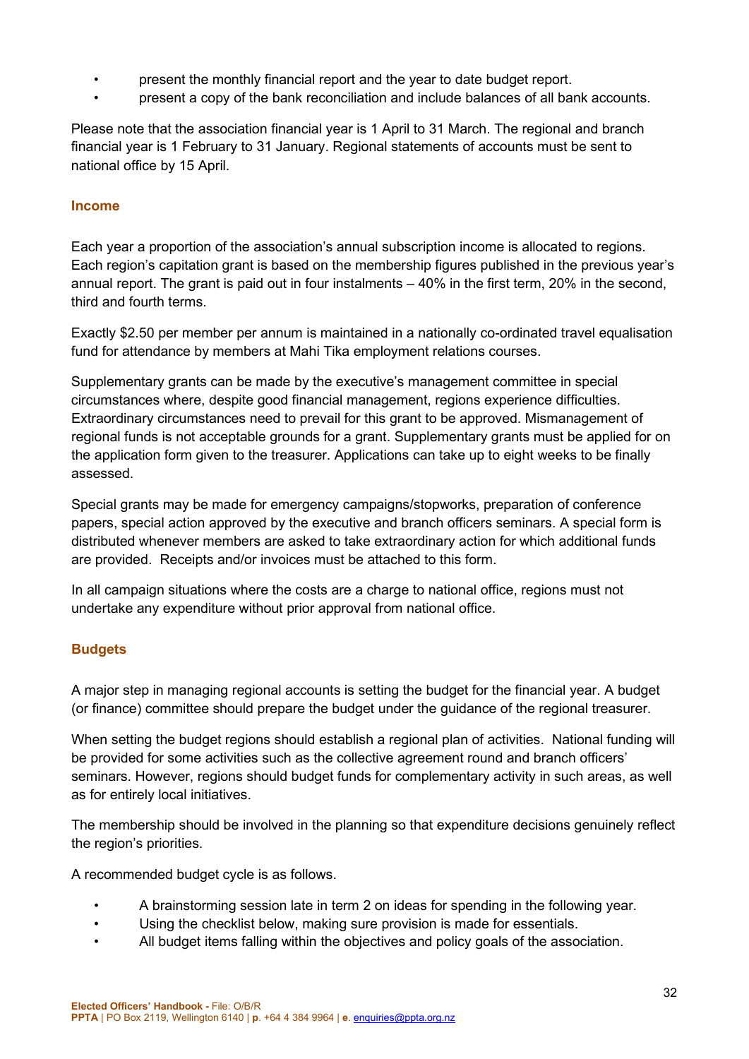- present the monthly financial report and the year to date budget report.
- present a copy of the bank reconciliation and include balances of all bank accounts.

Please note that the association financial year is 1 April to 31 March. The regional and branch financial year is 1 February to 31 January. Regional statements of accounts must be sent to national office by 15 April.

### Income

Each year a proportion of the association's annual subscription income is allocated to regions. Each region's capitation grant is based on the membership figures published in the previous year's annual report. The grant is paid out in four instalments – 40% in the first term, 20% in the second, third and fourth terms.

Exactly $2.50 per member per annum is maintained in a nationally co-ordinated travel equalisation fund for attendance by members at Mahi Tika employment relations courses.

Supplementary grants can be made by the executive's management committee in special circumstances where, despite good financial management, regions experience difficulties. Extraordinary circumstances need to prevail for this grant to be approved. Mismanagement of regional funds is not acceptable grounds for a grant. Supplementary grants must be applied for on the application form given to the treasurer. Applications can take up to eight weeks to be finally assessed.

Special grants may be made for emergency campaigns/stopworks, preparation of conference papers, special action approved by the executive and branch officers seminars. A special form is distributed whenever members are asked to take extraordinary action for which additional funds are provided. Receipts and/or invoices must be attached to this form.

In all campaign situations where the costs are a charge to national office, regions must not undertake any expenditure without prior approval from national office.

### Budgets

A major step in managing regional accounts is setting the budget for the financial year. A budget (or finance) committee should prepare the budget under the guidance of the regional treasurer.

When setting the budget regions should establish a regional plan of activities. National funding will be provided for some activities such as the collective agreement round and branch officers' seminars. However, regions should budget funds for complementary activity in such areas, as well as for entirely local initiatives.

The membership should be involved in the planning so that expenditure decisions genuinely reflect the region's priorities.

A recommended budget cycle is as follows.

- A brainstorming session late in term 2 on ideas for spending in the following year.
- Using the checklist below, making sure provision is made for essentials.
- All budget items falling within the objectives and policy goals of the association.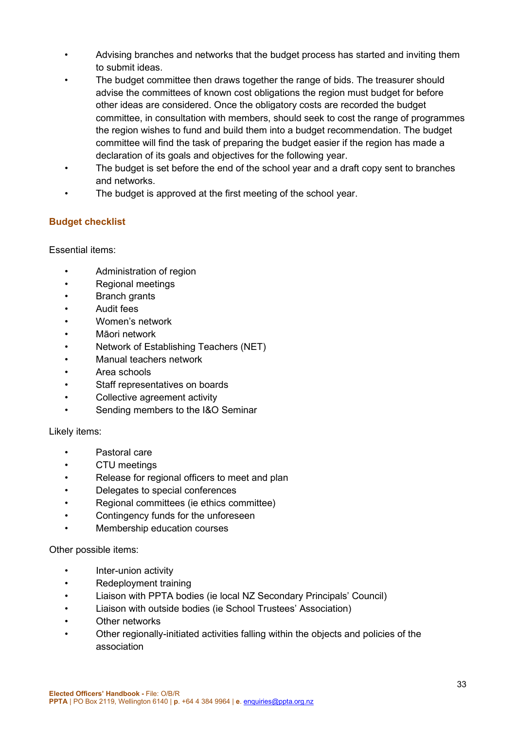- Advising branches and networks that the budget process has started and inviting them to submit ideas.
- The budget committee then draws together the range of bids. The treasurer should advise the committees of known cost obligations the region must budget for before other ideas are considered. Once the obligatory costs are recorded the budget committee, in consultation with members, should seek to cost the range of programmes the region wishes to fund and build them into a budget recommendation. The budget committee will find the task of preparing the budget easier if the region has made a declaration of its goals and objectives for the following year.
- The budget is set before the end of the school year and a draft copy sent to branches and networks.
- The budget is approved at the first meeting of the school year.

### Budget checklist

Essential items:

- Administration of region
- Regional meetings
- Branch grants
- Audit fees
- Women's network
- Māori network
- Network of Establishing Teachers (NET)
- Manual teachers network
- Area schools
- Staff representatives on boards
- Collective agreement activity
- Sending members to the I&O Seminar

Likely items:

- Pastoral care
- CTU meetings
- Release for regional officers to meet and plan
- Delegates to special conferences
- Regional committees (ie ethics committee)
- Contingency funds for the unforeseen
- Membership education courses

Other possible items:

- Inter-union activity
- Redeployment training
- Liaison with PPTA bodies (ie local NZ Secondary Principals' Council)
- Liaison with outside bodies (ie School Trustees' Association)
- Other networks
- Other regionally-initiated activities falling within the objects and policies of the association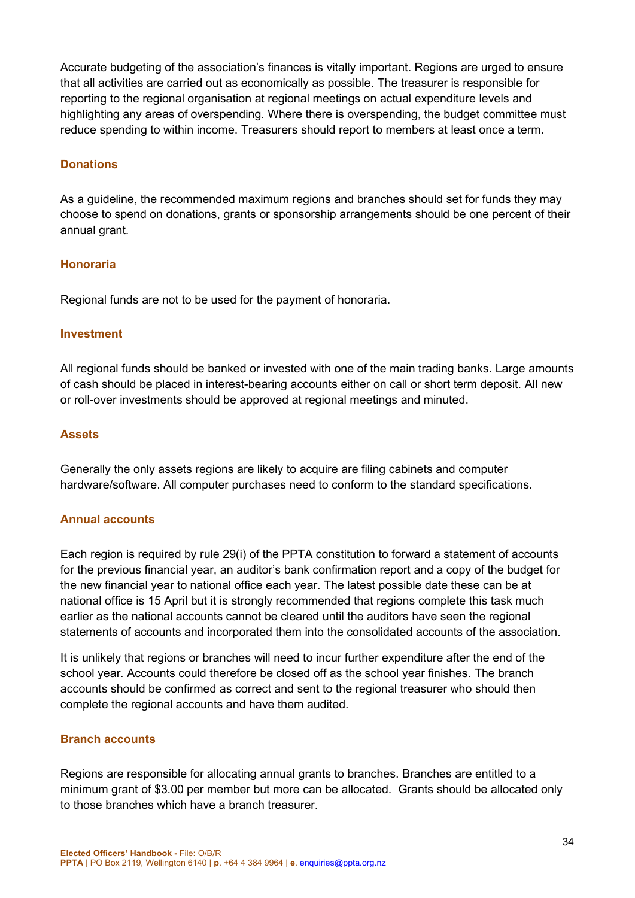Accurate budgeting of the association's finances is vitally important. Regions are urged to ensure that all activities are carried out as economically as possible. The treasurer is responsible for reporting to the regional organisation at regional meetings on actual expenditure levels and highlighting any areas of overspending. Where there is overspending, the budget committee must reduce spending to within income. Treasurers should report to members at least once a term.

### Donations

As a guideline, the recommended maximum regions and branches should set for funds they may choose to spend on donations, grants or sponsorship arrangements should be one percent of their annual grant.

### Honoraria

Regional funds are not to be used for the payment of honoraria.

### Investment

All regional funds should be banked or invested with one of the main trading banks. Large amounts of cash should be placed in interest-bearing accounts either on call or short term deposit. All new or roll-over investments should be approved at regional meetings and minuted.

### Assets

Generally the only assets regions are likely to acquire are filing cabinets and computer hardware/software. All computer purchases need to conform to the standard specifications.

### Annual accounts

Each region is required by rule 29(i) of the PPTA constitution to forward a statement of accounts for the previous financial year, an auditor's bank confirmation report and a copy of the budget for the new financial year to national office each year. The latest possible date these can be at national office is 15 April but it is strongly recommended that regions complete this task much earlier as the national accounts cannot be cleared until the auditors have seen the regional statements of accounts and incorporated them into the consolidated accounts of the association.

It is unlikely that regions or branches will need to incur further expenditure after the end of the school year. Accounts could therefore be closed off as the school year finishes. The branch accounts should be confirmed as correct and sent to the regional treasurer who should then complete the regional accounts and have them audited.

### Branch accounts

Regions are responsible for allocating annual grants to branches. Branches are entitled to a minimum grant of $3.00 per member but more can be allocated. Grants should be allocated only to those branches which have a branch treasurer.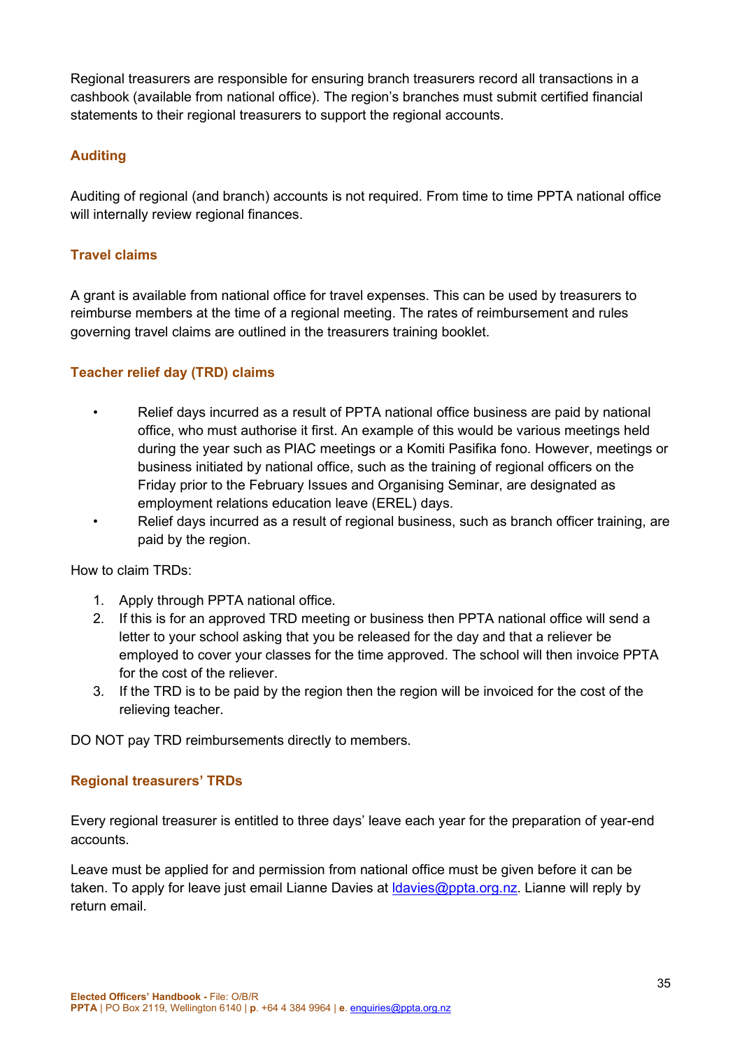Regional treasurers are responsible for ensuring branch treasurers record all transactions in a cashbook (available from national office). The region's branches must submit certified financial statements to their regional treasurers to support the regional accounts.

### Auditing

Auditing of regional (and branch) accounts is not required. From time to time PPTA national office will internally review regional finances.

### Travel claims

A grant is available from national office for travel expenses. This can be used by treasurers to reimburse members at the time of a regional meeting. The rates of reimbursement and rules governing travel claims are outlined in the treasurers training booklet.

### Teacher relief day (TRD) claims

- Relief days incurred as a result of PPTA national office business are paid by national office, who must authorise it first. An example of this would be various meetings held during the year such as PIAC meetings or a Komiti Pasifika fono. However, meetings or business initiated by national office, such as the training of regional officers on the Friday prior to the February Issues and Organising Seminar, are designated as employment relations education leave (EREL) days.
- Relief days incurred as a result of regional business, such as branch officer training, are paid by the region.

How to claim TRDs:

1. Apply through PPTA national office.
2. If this is for an approved TRD meeting or business then PPTA national office will send a letter to your school asking that you be released for the day and that a reliever be employed to cover your classes for the time approved. The school will then invoice PPTA for the cost of the reliever.
3. If the TRD is to be paid by the region then the region will be invoiced for the cost of the relieving teacher.

DO NOT pay TRD reimbursements directly to members.

### Regional treasurers' TRDs

Every regional treasurer is entitled to three days' leave each year for the preparation of year-end accounts.

Leave must be applied for and permission from national office must be given before it can be taken. To apply for leave just email Lianne Davies at ldavies@ppta.org.nz. Lianne will reply by return email.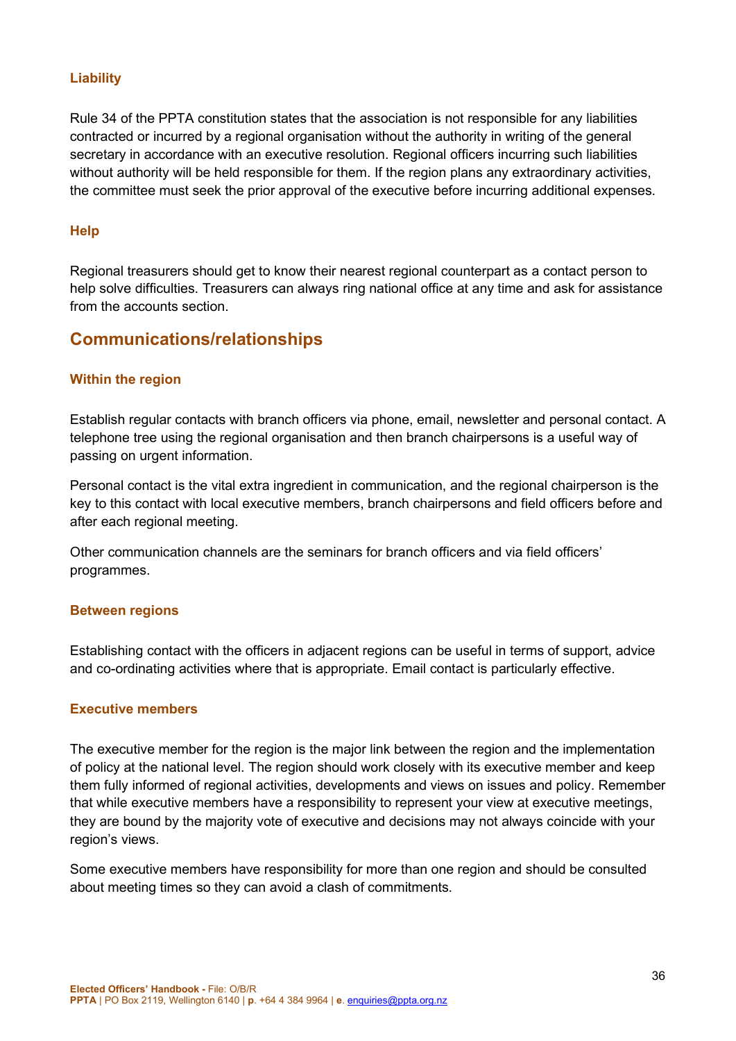### Liability

Rule 34 of the PPTA constitution states that the association is not responsible for any liabilities contracted or incurred by a regional organisation without the authority in writing of the general secretary in accordance with an executive resolution. Regional officers incurring such liabilities without authority will be held responsible for them. If the region plans any extraordinary activities, the committee must seek the prior approval of the executive before incurring additional expenses.

### Help

Regional treasurers should get to know their nearest regional counterpart as a contact person to help solve difficulties. Treasurers can always ring national office at any time and ask for assistance from the accounts section.

## Communications/relationships

### Within the region

Establish regular contacts with branch officers via phone, email, newsletter and personal contact. A telephone tree using the regional organisation and then branch chairpersons is a useful way of passing on urgent information.

Personal contact is the vital extra ingredient in communication, and the regional chairperson is the key to this contact with local executive members, branch chairpersons and field officers before and after each regional meeting.

Other communication channels are the seminars for branch officers and via field officers' programmes.

### Between regions

Establishing contact with the officers in adjacent regions can be useful in terms of support, advice and co-ordinating activities where that is appropriate. Email contact is particularly effective.

### Executive members

The executive member for the region is the major link between the region and the implementation of policy at the national level. The region should work closely with its executive member and keep them fully informed of regional activities, developments and views on issues and policy. Remember that while executive members have a responsibility to represent your view at executive meetings, they are bound by the majority vote of executive and decisions may not always coincide with your region's views.

Some executive members have responsibility for more than one region and should be consulted about meeting times so they can avoid a clash of commitments.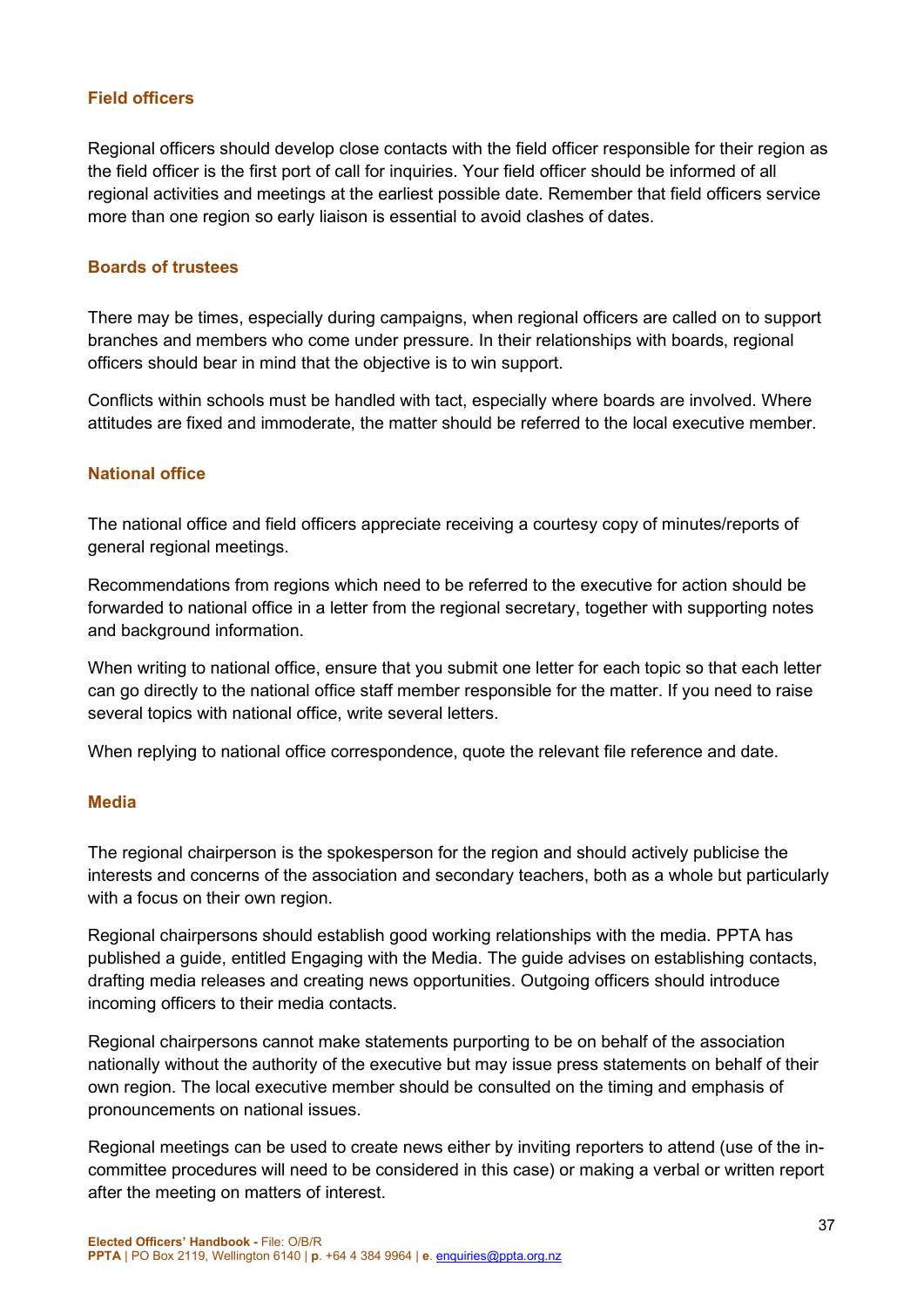### Field officers

Regional officers should develop close contacts with the field officer responsible for their region as the field officer is the first port of call for inquiries. Your field officer should be informed of all regional activities and meetings at the earliest possible date. Remember that field officers service more than one region so early liaison is essential to avoid clashes of dates.

### Boards of trustees

There may be times, especially during campaigns, when regional officers are called on to support branches and members who come under pressure. In their relationships with boards, regional officers should bear in mind that the objective is to win support.

Conflicts within schools must be handled with tact, especially where boards are involved. Where attitudes are fixed and immoderate, the matter should be referred to the local executive member.

### National office

The national office and field officers appreciate receiving a courtesy copy of minutes/reports of general regional meetings.

Recommendations from regions which need to be referred to the executive for action should be forwarded to national office in a letter from the regional secretary, together with supporting notes and background information.

When writing to national office, ensure that you submit one letter for each topic so that each letter can go directly to the national office staff member responsible for the matter. If you need to raise several topics with national office, write several letters.

When replying to national office correspondence, quote the relevant file reference and date.

### Media

The regional chairperson is the spokesperson for the region and should actively publicise the interests and concerns of the association and secondary teachers, both as a whole but particularly with a focus on their own region.

Regional chairpersons should establish good working relationships with the media. PPTA has published a guide, entitled Engaging with the Media. The guide advises on establishing contacts, drafting media releases and creating news opportunities. Outgoing officers should introduce incoming officers to their media contacts.

Regional chairpersons cannot make statements purporting to be on behalf of the association nationally without the authority of the executive but may issue press statements on behalf of their own region. The local executive member should be consulted on the timing and emphasis of pronouncements on national issues.

Regional meetings can be used to create news either by inviting reporters to attend (use of the in-committee procedures will need to be considered in this case) or making a verbal or written report after the meeting on matters of interest.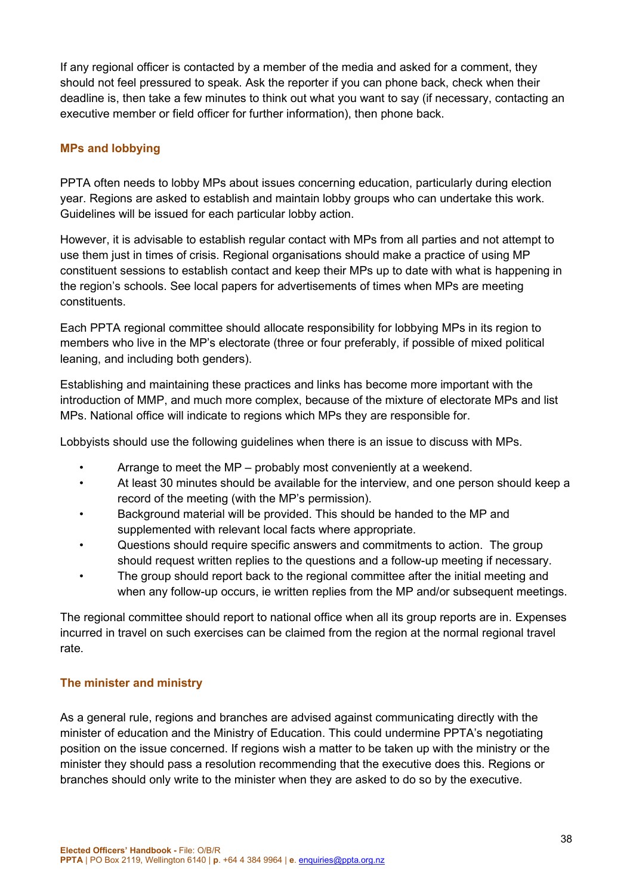If any regional officer is contacted by a member of the media and asked for a comment, they should not feel pressured to speak. Ask the reporter if you can phone back, check when their deadline is, then take a few minutes to think out what you want to say (if necessary, contacting an executive member or field officer for further information), then phone back.

### MPs and lobbying

PPTA often needs to lobby MPs about issues concerning education, particularly during election year. Regions are asked to establish and maintain lobby groups who can undertake this work. Guidelines will be issued for each particular lobby action.

However, it is advisable to establish regular contact with MPs from all parties and not attempt to use them just in times of crisis. Regional organisations should make a practice of using MP constituent sessions to establish contact and keep their MPs up to date with what is happening in the region's schools. See local papers for advertisements of times when MPs are meeting constituents.

Each PPTA regional committee should allocate responsibility for lobbying MPs in its region to members who live in the MP's electorate (three or four preferably, if possible of mixed political leaning, and including both genders).

Establishing and maintaining these practices and links has become more important with the introduction of MMP, and much more complex, because of the mixture of electorate MPs and list MPs. National office will indicate to regions which MPs they are responsible for.

Lobbyists should use the following guidelines when there is an issue to discuss with MPs.

- Arrange to meet the MP – probably most conveniently at a weekend.
- At least 30 minutes should be available for the interview, and one person should keep a record of the meeting (with the MP's permission).
- Background material will be provided. This should be handed to the MP and supplemented with relevant local facts where appropriate.
- Questions should require specific answers and commitments to action. The group should request written replies to the questions and a follow-up meeting if necessary.
- The group should report back to the regional committee after the initial meeting and when any follow-up occurs, ie written replies from the MP and/or subsequent meetings.

The regional committee should report to national office when all its group reports are in. Expenses incurred in travel on such exercises can be claimed from the region at the normal regional travel rate.

### The minister and ministry

As a general rule, regions and branches are advised against communicating directly with the minister of education and the Ministry of Education. This could undermine PPTA's negotiating position on the issue concerned. If regions wish a matter to be taken up with the ministry or the minister they should pass a resolution recommending that the executive does this. Regions or branches should only write to the minister when they are asked to do so by the executive.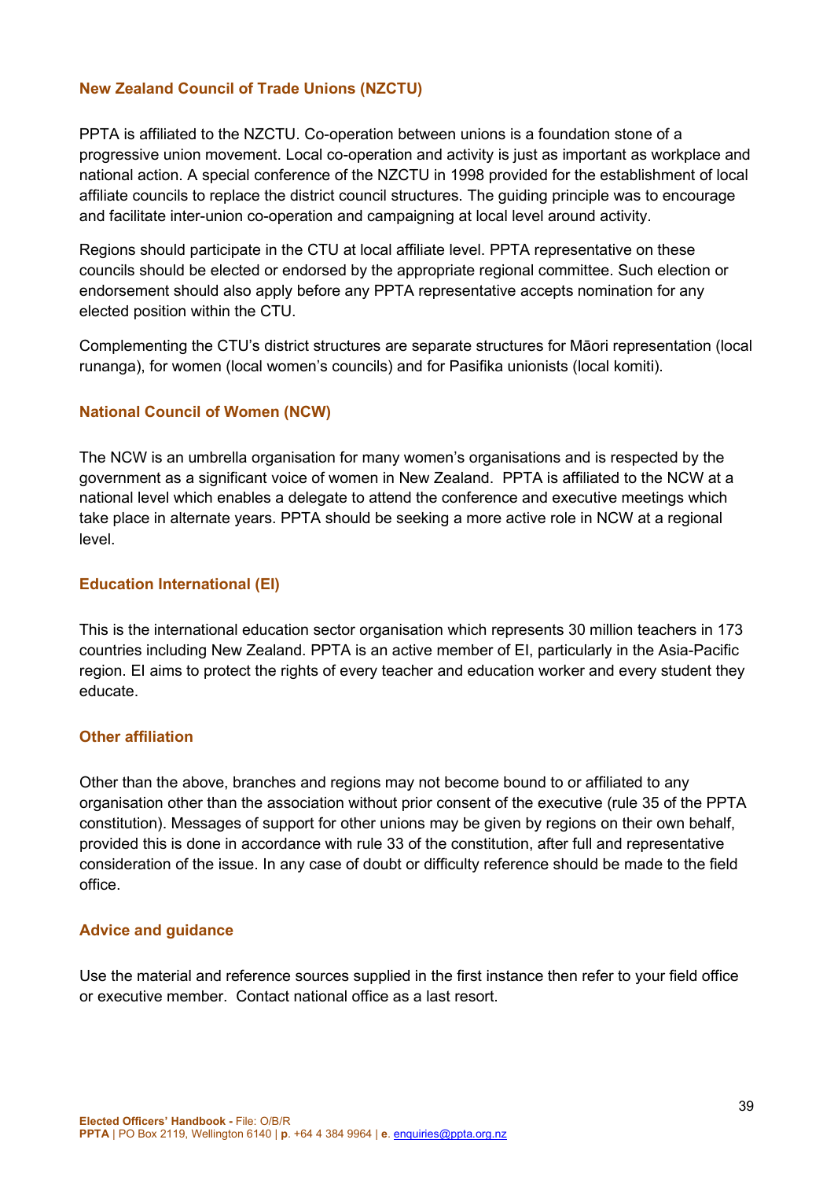### New Zealand Council of Trade Unions (NZCTU)

PPTA is affiliated to the NZCTU. Co-operation between unions is a foundation stone of a progressive union movement. Local co-operation and activity is just as important as workplace and national action. A special conference of the NZCTU in 1998 provided for the establishment of local affiliate councils to replace the district council structures. The guiding principle was to encourage and facilitate inter-union co-operation and campaigning at local level around activity.

Regions should participate in the CTU at local affiliate level. PPTA representative on these councils should be elected or endorsed by the appropriate regional committee. Such election or endorsement should also apply before any PPTA representative accepts nomination for any elected position within the CTU.

Complementing the CTU's district structures are separate structures for Māori representation (local runanga), for women (local women's councils) and for Pasifika unionists (local komiti).

### National Council of Women (NCW)

The NCW is an umbrella organisation for many women's organisations and is respected by the government as a significant voice of women in New Zealand. PPTA is affiliated to the NCW at a national level which enables a delegate to attend the conference and executive meetings which take place in alternate years. PPTA should be seeking a more active role in NCW at a regional level.

### Education International (EI)

This is the international education sector organisation which represents 30 million teachers in 173 countries including New Zealand. PPTA is an active member of EI, particularly in the Asia-Pacific region. EI aims to protect the rights of every teacher and education worker and every student they educate.

### Other affiliation

Other than the above, branches and regions may not become bound to or affiliated to any organisation other than the association without prior consent of the executive (rule 35 of the PPTA constitution). Messages of support for other unions may be given by regions on their own behalf, provided this is done in accordance with rule 33 of the constitution, after full and representative consideration of the issue. In any case of doubt or difficulty reference should be made to the field office.

### Advice and guidance

Use the material and reference sources supplied in the first instance then refer to your field office or executive member. Contact national office as a last resort.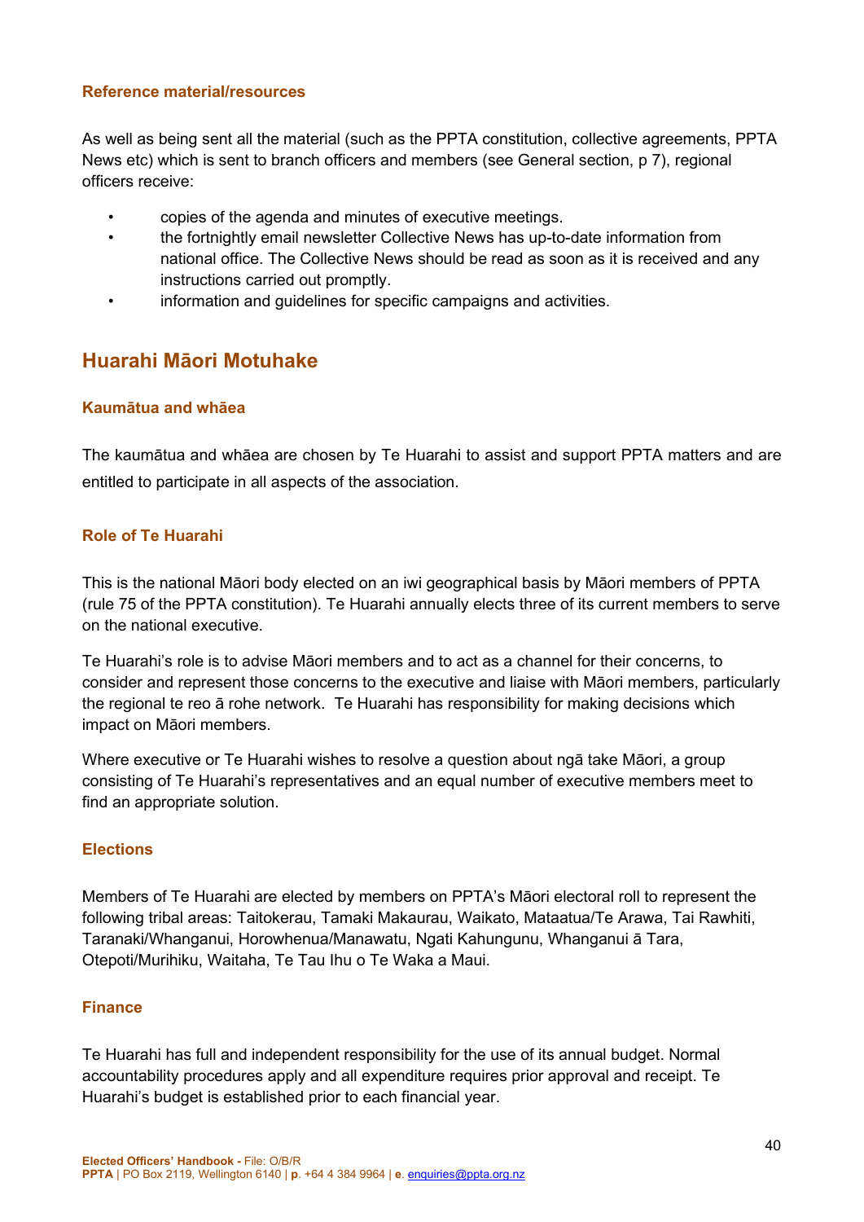### Reference material/resources

As well as being sent all the material (such as the PPTA constitution, collective agreements, PPTA News etc) which is sent to branch officers and members (see General section, p 7), regional officers receive:

- copies of the agenda and minutes of executive meetings.
- the fortnightly email newsletter Collective News has up-to-date information from national office. The Collective News should be read as soon as it is received and any instructions carried out promptly.
- information and guidelines for specific campaigns and activities.

## Huarahi Māori Motuhake

### Kaumātua and whāea

The kaumātua and whāea are chosen by Te Huarahi to assist and support PPTA matters and are entitled to participate in all aspects of the association.

### Role of Te Huarahi

This is the national Māori body elected on an iwi geographical basis by Māori members of PPTA (rule 75 of the PPTA constitution). Te Huarahi annually elects three of its current members to serve on the national executive.

Te Huarahi's role is to advise Māori members and to act as a channel for their concerns, to consider and represent those concerns to the executive and liaise with Māori members, particularly the regional te reo ā rohe network. Te Huarahi has responsibility for making decisions which impact on Māori members.

Where executive or Te Huarahi wishes to resolve a question about ngā take Māori, a group consisting of Te Huarahi's representatives and an equal number of executive members meet to find an appropriate solution.

### Elections

Members of Te Huarahi are elected by members on PPTA's Māori electoral roll to represent the following tribal areas: Taitokerau, Tamaki Makaurau, Waikato, Mataatua/Te Arawa, Tai Rawhiti, Taranaki/Whanganui, Horowhenua/Manawatu, Ngati Kahungunu, Whanganui ā Tara, Otepoti/Murihiku, Waitaha, Te Tau Ihu o Te Waka a Maui.

### Finance

Te Huarahi has full and independent responsibility for the use of its annual budget. Normal accountability procedures apply and all expenditure requires prior approval and receipt. Te Huarahi's budget is established prior to each financial year.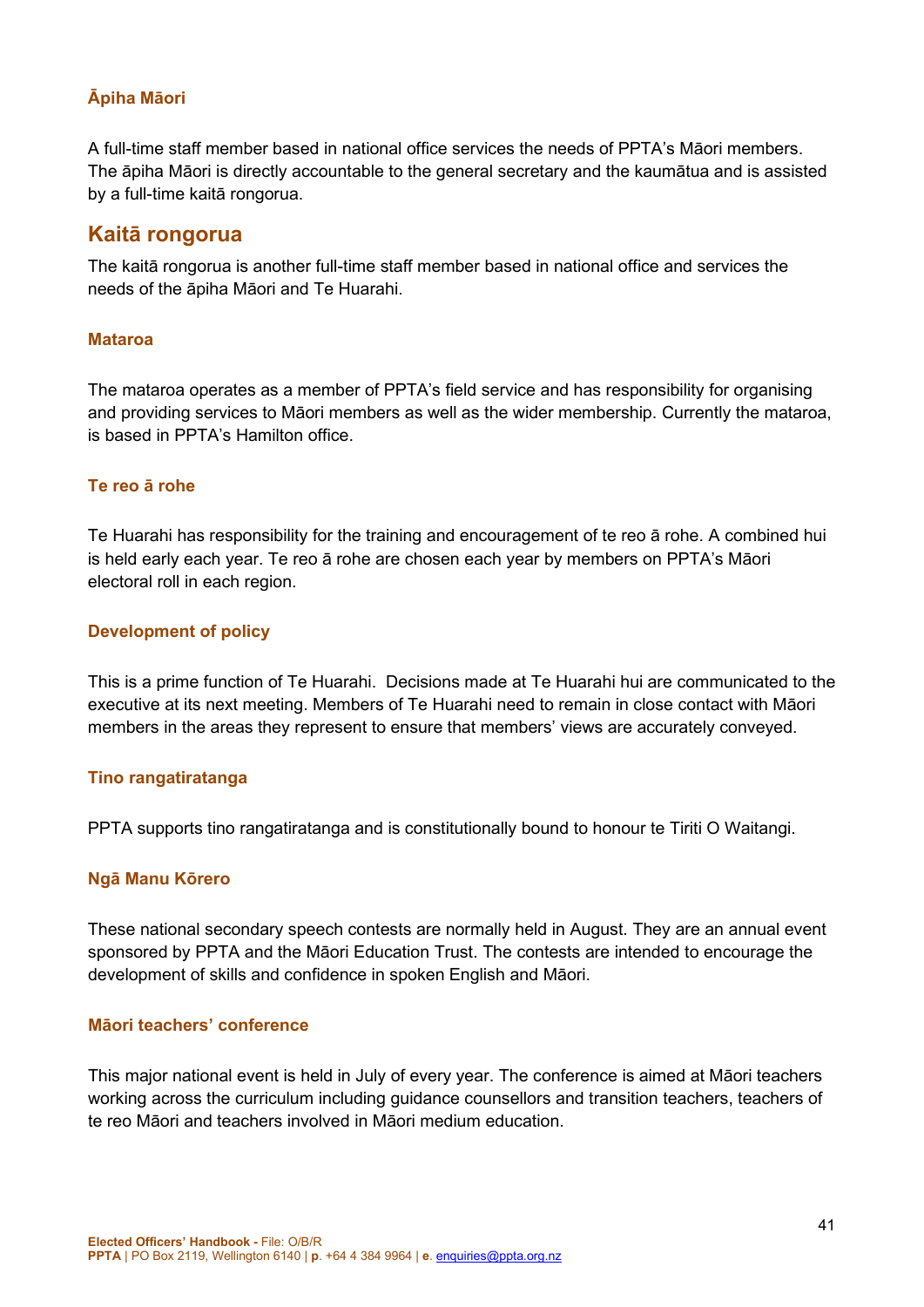### Āpiha Māori

A full-time staff member based in national office services the needs of PPTA's Māori members. The āpiha Māori is directly accountable to the general secretary and the kaumātua and is assisted by a full-time kaitā rongorua.

## Kaitā rongorua

The kaitā rongorua is another full-time staff member based in national office and services the needs of the āpiha Māori and Te Huarahi.

### Mataroa

The mataroa operates as a member of PPTA's field service and has responsibility for organising and providing services to Māori members as well as the wider membership. Currently the mataroa, is based in PPTA's Hamilton office.

### Te reo ā rohe

Te Huarahi has responsibility for the training and encouragement of te reo ā rohe. A combined hui is held early each year. Te reo ā rohe are chosen each year by members on PPTA's Māori electoral roll in each region.

### Development of policy

This is a prime function of Te Huarahi. Decisions made at Te Huarahi hui are communicated to the executive at its next meeting. Members of Te Huarahi need to remain in close contact with Māori members in the areas they represent to ensure that members' views are accurately conveyed.

### Tino rangatiratanga

PPTA supports tino rangatiratanga and is constitutionally bound to honour te Tiriti O Waitangi.

### Ngā Manu Kōrero

These national secondary speech contests are normally held in August. They are an annual event sponsored by PPTA and the Māori Education Trust. The contests are intended to encourage the development of skills and confidence in spoken English and Māori.

### Māori teachers' conference

This major national event is held in July of every year. The conference is aimed at Māori teachers working across the curriculum including guidance counsellors and transition teachers, teachers of te reo Māori and teachers involved in Māori medium education.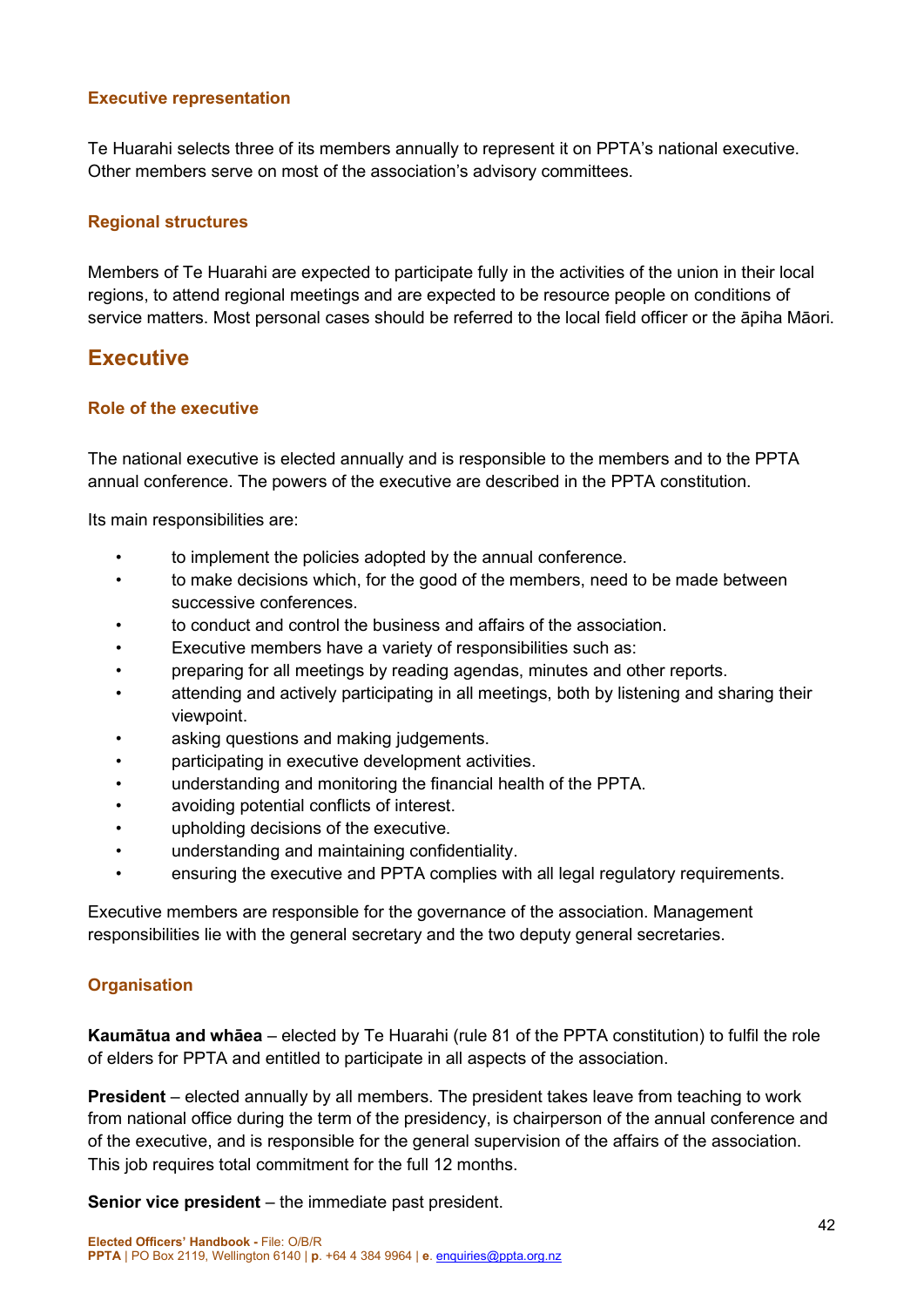### Executive representation

Te Huarahi selects three of its members annually to represent it on PPTA's national executive. Other members serve on most of the association's advisory committees.

### Regional structures

Members of Te Huarahi are expected to participate fully in the activities of the union in their local regions, to attend regional meetings and are expected to be resource people on conditions of service matters. Most personal cases should be referred to the local field officer or the āpiha Māori.

## Executive

### Role of the executive

The national executive is elected annually and is responsible to the members and to the PPTA annual conference. The powers of the executive are described in the PPTA constitution.

Its main responsibilities are:

- to implement the policies adopted by the annual conference.
- to make decisions which, for the good of the members, need to be made between successive conferences.
- to conduct and control the business and affairs of the association.
- Executive members have a variety of responsibilities such as:
- preparing for all meetings by reading agendas, minutes and other reports.
- attending and actively participating in all meetings, both by listening and sharing their viewpoint.
- asking questions and making judgements.
- participating in executive development activities.
- understanding and monitoring the financial health of the PPTA.
- avoiding potential conflicts of interest.
- upholding decisions of the executive.
- understanding and maintaining confidentiality.
- ensuring the executive and PPTA complies with all legal regulatory requirements.

Executive members are responsible for the governance of the association. Management responsibilities lie with the general secretary and the two deputy general secretaries.

### Organisation

**Kaumātua and whāea** – elected by Te Huarahi (rule 81 of the PPTA constitution) to fulfil the role of elders for PPTA and entitled to participate in all aspects of the association.

**President** – elected annually by all members. The president takes leave from teaching to work from national office during the term of the presidency, is chairperson of the annual conference and of the executive, and is responsible for the general supervision of the affairs of the association. This job requires total commitment for the full 12 months.

**Senior vice president** – the immediate past president.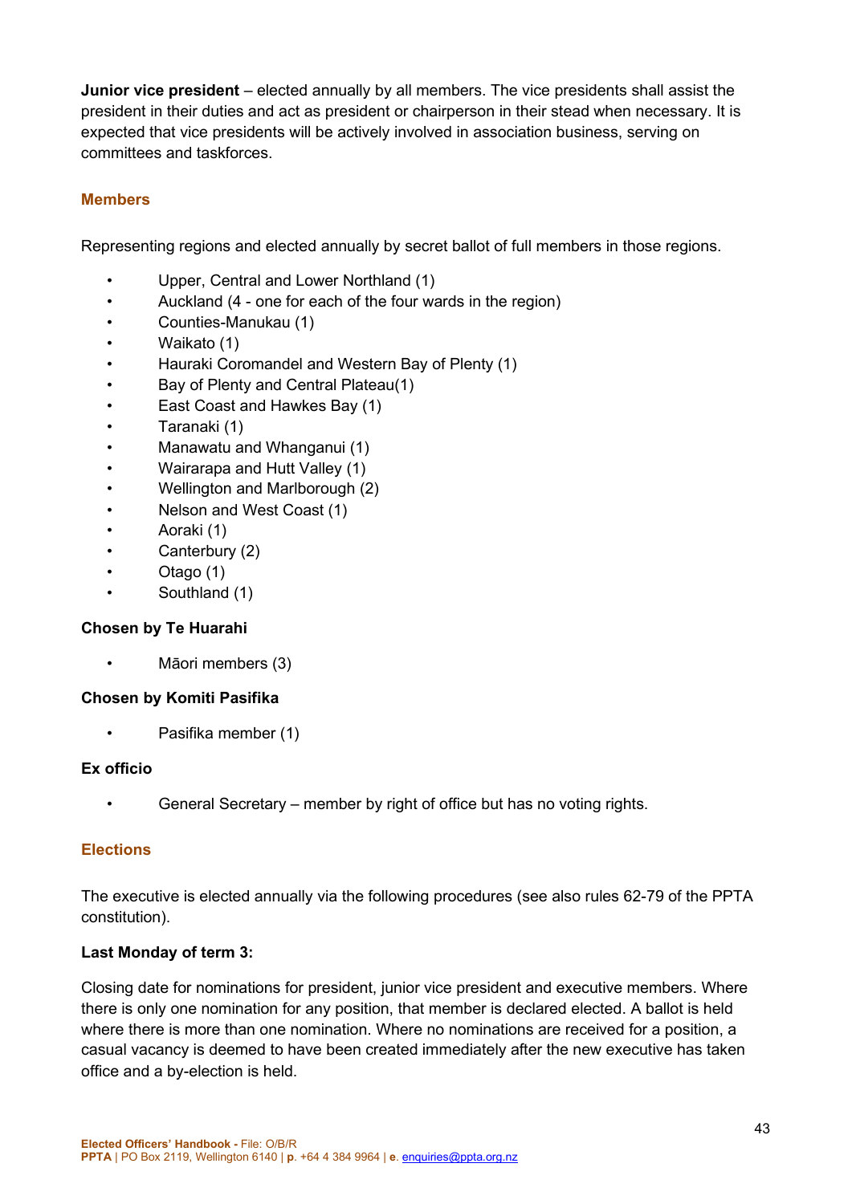**Junior vice president** – elected annually by all members. The vice presidents shall assist the president in their duties and act as president or chairperson in their stead when necessary. It is expected that vice presidents will be actively involved in association business, serving on committees and taskforces.

## Members

Representing regions and elected annually by secret ballot of full members in those regions.

- Upper, Central and Lower Northland (1)
- Auckland (4 - one for each of the four wards in the region)
- Counties-Manukau (1)
- Waikato (1)
- Hauraki Coromandel and Western Bay of Plenty (1)
- Bay of Plenty and Central Plateau(1)
- East Coast and Hawkes Bay (1)
- Taranaki (1)
- Manawatu and Whanganui (1)
- Wairarapa and Hutt Valley (1)
- Wellington and Marlborough (2)
- Nelson and West Coast (1)
- Aoraki (1)
- Canterbury (2)
- Otago (1)
- Southland (1)

**Chosen by Te Huarahi**

- Māori members (3)

**Chosen by Komiti Pasifika**

- Pasifika member (1)

**Ex officio**

- General Secretary – member by right of office but has no voting rights.

## Elections

The executive is elected annually via the following procedures (see also rules 62-79 of the PPTA constitution).

**Last Monday of term 3:**

Closing date for nominations for president, junior vice president and executive members. Where there is only one nomination for any position, that member is declared elected. A ballot is held where there is more than one nomination. Where no nominations are received for a position, a casual vacancy is deemed to have been created immediately after the new executive has taken office and a by-election is held.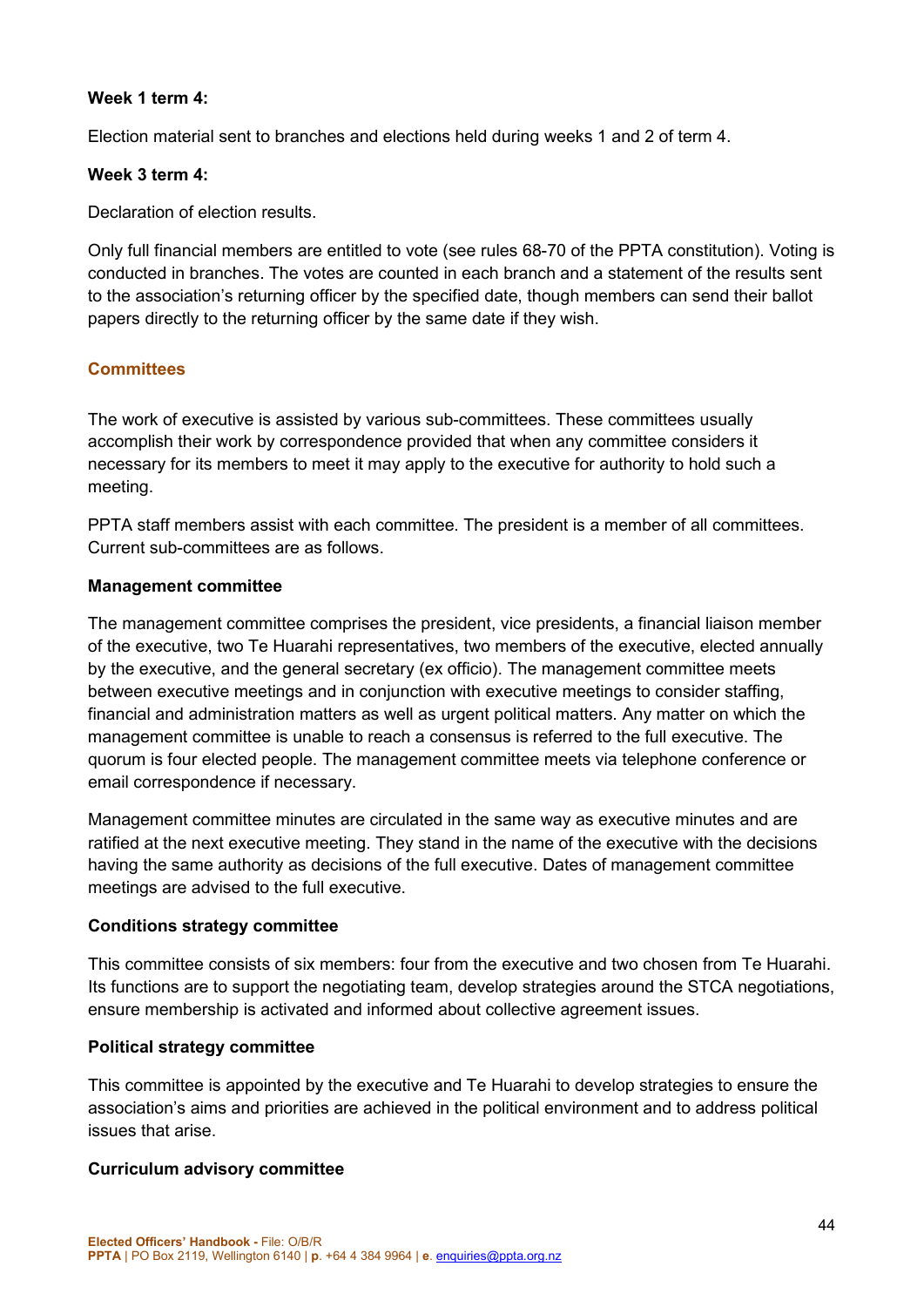**Week 1 term 4:**

Election material sent to branches and elections held during weeks 1 and 2 of term 4.

**Week 3 term 4:**

Declaration of election results.

Only full financial members are entitled to vote (see rules 68-70 of the PPTA constitution). Voting is conducted in branches. The votes are counted in each branch and a statement of the results sent to the association's returning officer by the specified date, though members can send their ballot papers directly to the returning officer by the same date if they wish.

## Committees

The work of executive is assisted by various sub-committees. These committees usually accomplish their work by correspondence provided that when any committee considers it necessary for its members to meet it may apply to the executive for authority to hold such a meeting.

PPTA staff members assist with each committee. The president is a member of all committees. Current sub-committees are as follows.

### Management committee

The management committee comprises the president, vice presidents, a financial liaison member of the executive, two Te Huarahi representatives, two members of the executive, elected annually by the executive, and the general secretary (ex officio). The management committee meets between executive meetings and in conjunction with executive meetings to consider staffing, financial and administration matters as well as urgent political matters. Any matter on which the management committee is unable to reach a consensus is referred to the full executive. The quorum is four elected people. The management committee meets via telephone conference or email correspondence if necessary.

Management committee minutes are circulated in the same way as executive minutes and are ratified at the next executive meeting. They stand in the name of the executive with the decisions having the same authority as decisions of the full executive. Dates of management committee meetings are advised to the full executive.

### Conditions strategy committee

This committee consists of six members: four from the executive and two chosen from Te Huarahi. Its functions are to support the negotiating team, develop strategies around the STCA negotiations, ensure membership is activated and informed about collective agreement issues.

### Political strategy committee

This committee is appointed by the executive and Te Huarahi to develop strategies to ensure the association's aims and priorities are achieved in the political environment and to address political issues that arise.

### Curriculum advisory committee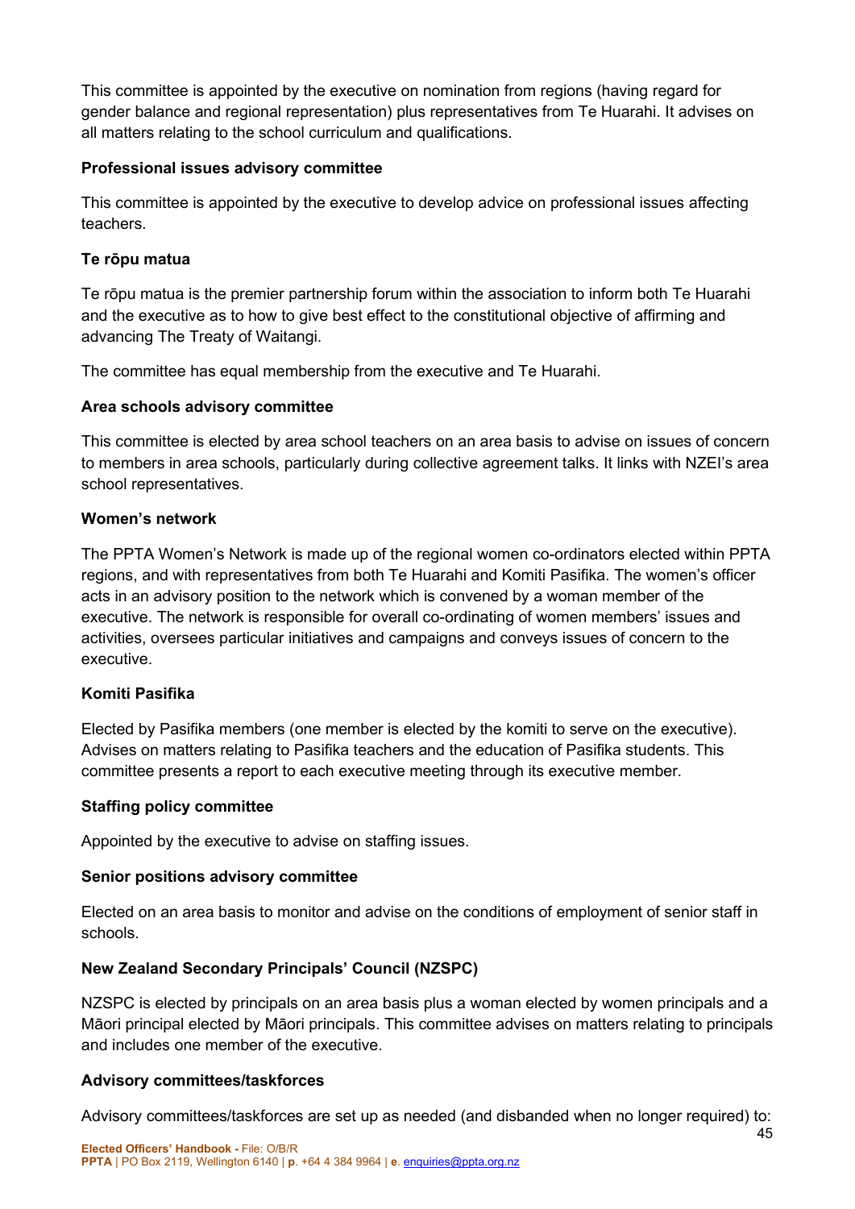This committee is appointed by the executive on nomination from regions (having regard for gender balance and regional representation) plus representatives from Te Huarahi. It advises on all matters relating to the school curriculum and qualifications.

**Professional issues advisory committee**

This committee is appointed by the executive to develop advice on professional issues affecting teachers.

**Te rōpu matua**

Te rōpu matua is the premier partnership forum within the association to inform both Te Huarahi and the executive as to how to give best effect to the constitutional objective of affirming and advancing The Treaty of Waitangi.

The committee has equal membership from the executive and Te Huarahi.

**Area schools advisory committee**

This committee is elected by area school teachers on an area basis to advise on issues of concern to members in area schools, particularly during collective agreement talks. It links with NZEI's area school representatives.

**Women's network**

The PPTA Women's Network is made up of the regional women co-ordinators elected within PPTA regions, and with representatives from both Te Huarahi and Komiti Pasifika. The women's officer acts in an advisory position to the network which is convened by a woman member of the executive. The network is responsible for overall co-ordinating of women members' issues and activities, oversees particular initiatives and campaigns and conveys issues of concern to the executive.

**Komiti Pasifika**

Elected by Pasifika members (one member is elected by the komiti to serve on the executive). Advises on matters relating to Pasifika teachers and the education of Pasifika students. This committee presents a report to each executive meeting through its executive member.

**Staffing policy committee**

Appointed by the executive to advise on staffing issues.

**Senior positions advisory committee**

Elected on an area basis to monitor and advise on the conditions of employment of senior staff in schools.

**New Zealand Secondary Principals' Council (NZSPC)**

NZSPC is elected by principals on an area basis plus a woman elected by women principals and a Māori principal elected by Māori principals. This committee advises on matters relating to principals and includes one member of the executive.

**Advisory committees/taskforces**

Advisory committees/taskforces are set up as needed (and disbanded when no longer required) to: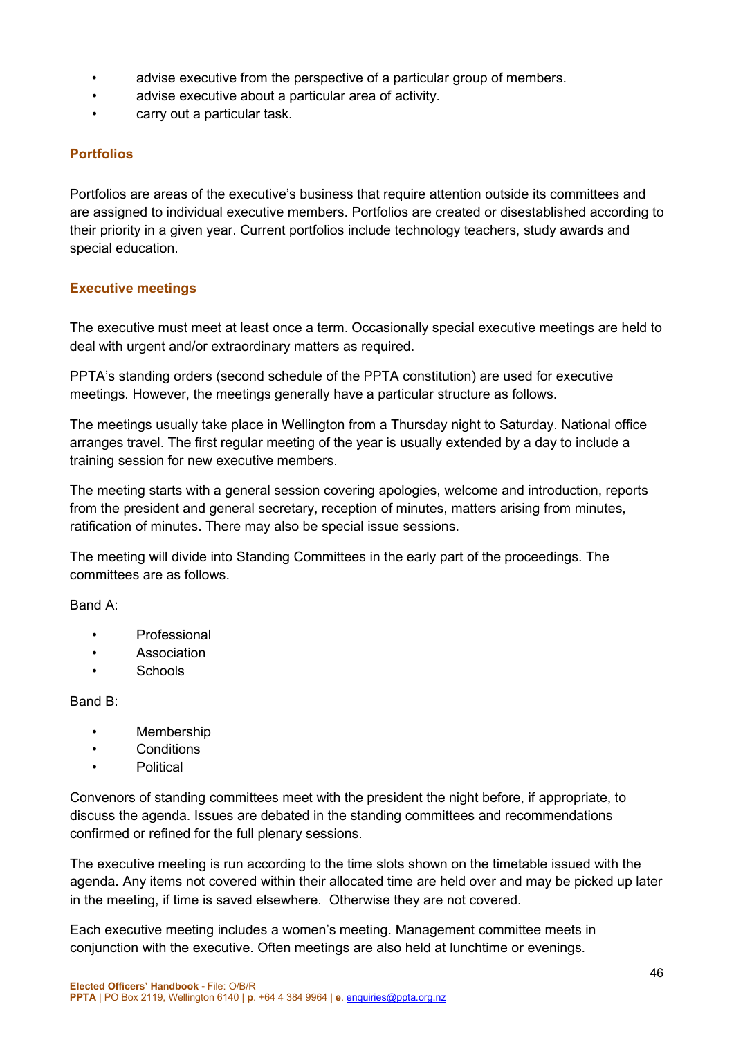- advise executive from the perspective of a particular group of members.
- advise executive about a particular area of activity.
- carry out a particular task.

### Portfolios

Portfolios are areas of the executive's business that require attention outside its committees and are assigned to individual executive members. Portfolios are created or disestablished according to their priority in a given year. Current portfolios include technology teachers, study awards and special education.

### Executive meetings

The executive must meet at least once a term. Occasionally special executive meetings are held to deal with urgent and/or extraordinary matters as required.

PPTA's standing orders (second schedule of the PPTA constitution) are used for executive meetings. However, the meetings generally have a particular structure as follows.

The meetings usually take place in Wellington from a Thursday night to Saturday. National office arranges travel. The first regular meeting of the year is usually extended by a day to include a training session for new executive members.

The meeting starts with a general session covering apologies, welcome and introduction, reports from the president and general secretary, reception of minutes, matters arising from minutes, ratification of minutes. There may also be special issue sessions.

The meeting will divide into Standing Committees in the early part of the proceedings. The committees are as follows.

Band A:

- Professional
- Association
- Schools

Band B:

- Membership
- Conditions
- Political

Convenors of standing committees meet with the president the night before, if appropriate, to discuss the agenda. Issues are debated in the standing committees and recommendations confirmed or refined for the full plenary sessions.

The executive meeting is run according to the time slots shown on the timetable issued with the agenda. Any items not covered within their allocated time are held over and may be picked up later in the meeting, if time is saved elsewhere. Otherwise they are not covered.

Each executive meeting includes a women's meeting. Management committee meets in conjunction with the executive. Often meetings are also held at lunchtime or evenings.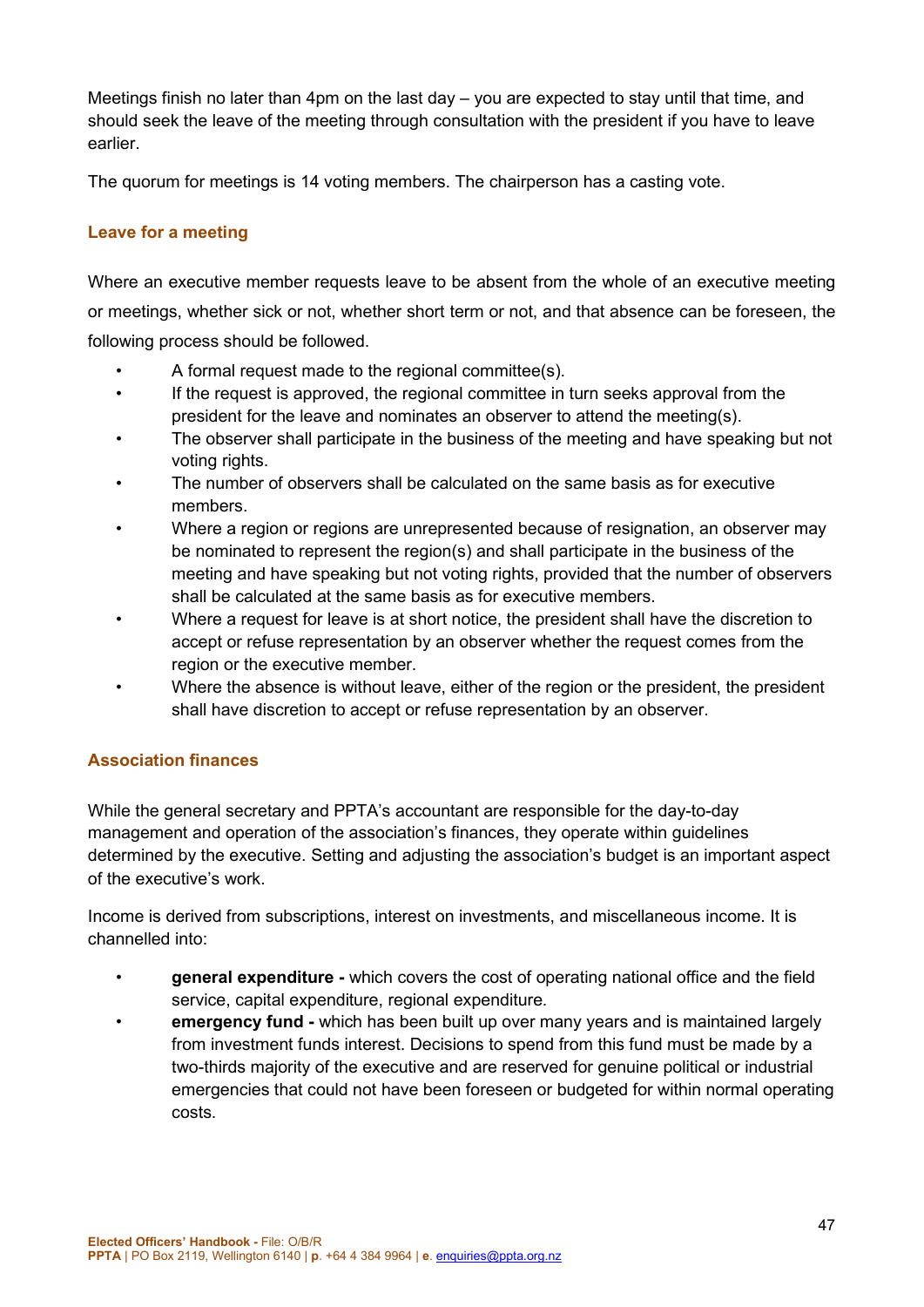Meetings finish no later than 4pm on the last day – you are expected to stay until that time, and should seek the leave of the meeting through consultation with the president if you have to leave earlier.

The quorum for meetings is 14 voting members. The chairperson has a casting vote.

### Leave for a meeting

Where an executive member requests leave to be absent from the whole of an executive meeting or meetings, whether sick or not, whether short term or not, and that absence can be foreseen, the following process should be followed.

- A formal request made to the regional committee(s).
- If the request is approved, the regional committee in turn seeks approval from the president for the leave and nominates an observer to attend the meeting(s).
- The observer shall participate in the business of the meeting and have speaking but not voting rights.
- The number of observers shall be calculated on the same basis as for executive members.
- Where a region or regions are unrepresented because of resignation, an observer may be nominated to represent the region(s) and shall participate in the business of the meeting and have speaking but not voting rights, provided that the number of observers shall be calculated at the same basis as for executive members.
- Where a request for leave is at short notice, the president shall have the discretion to accept or refuse representation by an observer whether the request comes from the region or the executive member.
- Where the absence is without leave, either of the region or the president, the president shall have discretion to accept or refuse representation by an observer.

### Association finances

While the general secretary and PPTA's accountant are responsible for the day-to-day management and operation of the association's finances, they operate within guidelines determined by the executive. Setting and adjusting the association's budget is an important aspect of the executive's work.

Income is derived from subscriptions, interest on investments, and miscellaneous income. It is channelled into:

- **general expenditure -** which covers the cost of operating national office and the field service, capital expenditure, regional expenditure.
- **emergency fund -** which has been built up over many years and is maintained largely from investment funds interest. Decisions to spend from this fund must be made by a two-thirds majority of the executive and are reserved for genuine political or industrial emergencies that could not have been foreseen or budgeted for within normal operating costs.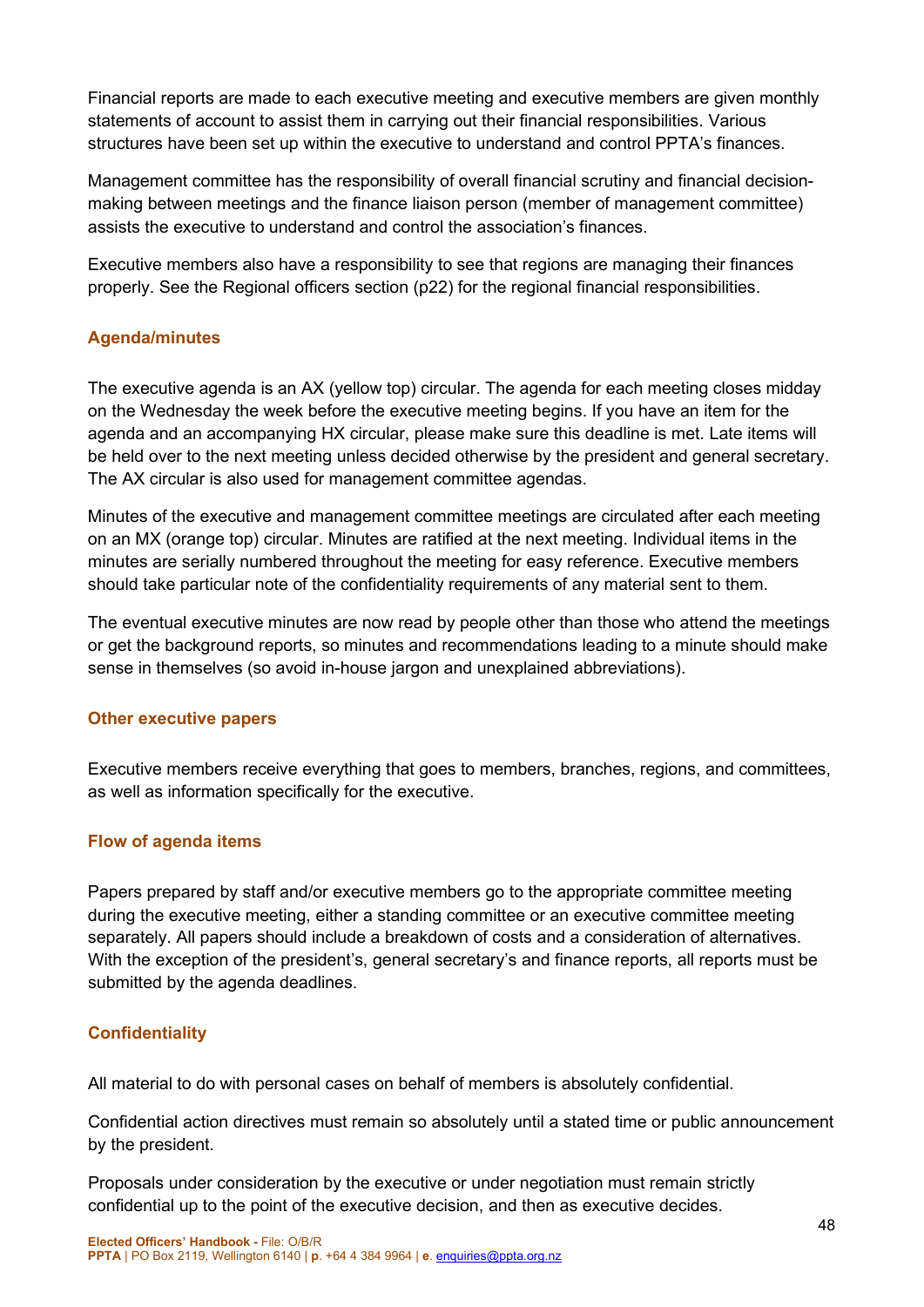Financial reports are made to each executive meeting and executive members are given monthly statements of account to assist them in carrying out their financial responsibilities. Various structures have been set up within the executive to understand and control PPTA's finances.

Management committee has the responsibility of overall financial scrutiny and financial decision-making between meetings and the finance liaison person (member of management committee) assists the executive to understand and control the association's finances.

Executive members also have a responsibility to see that regions are managing their finances properly. See the Regional officers section (p22) for the regional financial responsibilities.

### Agenda/minutes

The executive agenda is an AX (yellow top) circular. The agenda for each meeting closes midday on the Wednesday the week before the executive meeting begins. If you have an item for the agenda and an accompanying HX circular, please make sure this deadline is met. Late items will be held over to the next meeting unless decided otherwise by the president and general secretary. The AX circular is also used for management committee agendas.

Minutes of the executive and management committee meetings are circulated after each meeting on an MX (orange top) circular. Minutes are ratified at the next meeting. Individual items in the minutes are serially numbered throughout the meeting for easy reference. Executive members should take particular note of the confidentiality requirements of any material sent to them.

The eventual executive minutes are now read by people other than those who attend the meetings or get the background reports, so minutes and recommendations leading to a minute should make sense in themselves (so avoid in-house jargon and unexplained abbreviations).

### Other executive papers

Executive members receive everything that goes to members, branches, regions, and committees, as well as information specifically for the executive.

### Flow of agenda items

Papers prepared by staff and/or executive members go to the appropriate committee meeting during the executive meeting, either a standing committee or an executive committee meeting separately. All papers should include a breakdown of costs and a consideration of alternatives. With the exception of the president's, general secretary's and finance reports, all reports must be submitted by the agenda deadlines.

### Confidentiality

All material to do with personal cases on behalf of members is absolutely confidential.

Confidential action directives must remain so absolutely until a stated time or public announcement by the president.

Proposals under consideration by the executive or under negotiation must remain strictly confidential up to the point of the executive decision, and then as executive decides.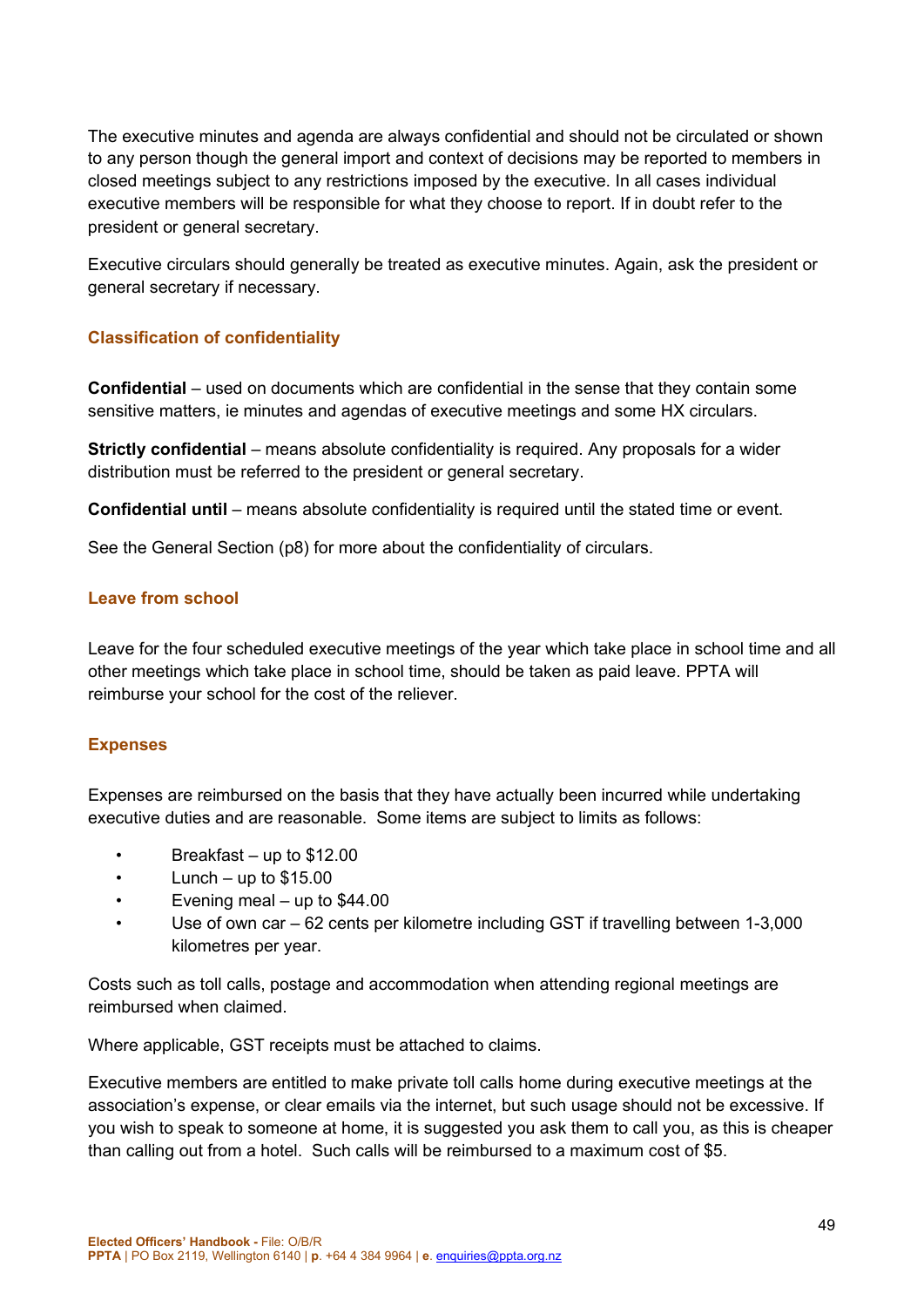The executive minutes and agenda are always confidential and should not be circulated or shown to any person though the general import and context of decisions may be reported to members in closed meetings subject to any restrictions imposed by the executive. In all cases individual executive members will be responsible for what they choose to report. If in doubt refer to the president or general secretary.

Executive circulars should generally be treated as executive minutes. Again, ask the president or general secretary if necessary.

### Classification of confidentiality

**Confidential** – used on documents which are confidential in the sense that they contain some sensitive matters, ie minutes and agendas of executive meetings and some HX circulars.

**Strictly confidential** – means absolute confidentiality is required. Any proposals for a wider distribution must be referred to the president or general secretary.

**Confidential until** – means absolute confidentiality is required until the stated time or event.

See the General Section (p8) for more about the confidentiality of circulars.

### Leave from school

Leave for the four scheduled executive meetings of the year which take place in school time and all other meetings which take place in school time, should be taken as paid leave. PPTA will reimburse your school for the cost of the reliever.

### Expenses

Expenses are reimbursed on the basis that they have actually been incurred while undertaking executive duties and are reasonable. Some items are subject to limits as follows:

- Breakfast – up to $12.00
- Lunch – up to $15.00
- Evening meal – up to $44.00
- Use of own car – 62 cents per kilometre including GST if travelling between 1-3,000 kilometres per year.

Costs such as toll calls, postage and accommodation when attending regional meetings are reimbursed when claimed.

Where applicable, GST receipts must be attached to claims.

Executive members are entitled to make private toll calls home during executive meetings at the association's expense, or clear emails via the internet, but such usage should not be excessive. If you wish to speak to someone at home, it is suggested you ask them to call you, as this is cheaper than calling out from a hotel. Such calls will be reimbursed to a maximum cost of $5.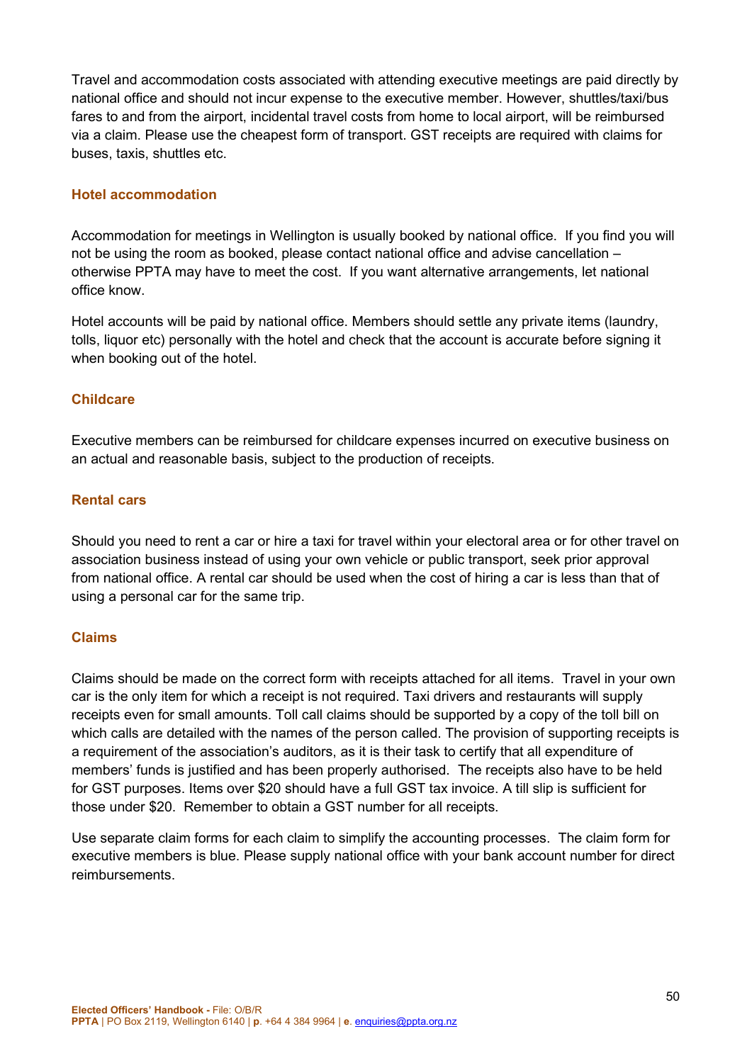Travel and accommodation costs associated with attending executive meetings are paid directly by national office and should not incur expense to the executive member. However, shuttles/taxi/bus fares to and from the airport, incidental travel costs from home to local airport, will be reimbursed via a claim. Please use the cheapest form of transport. GST receipts are required with claims for buses, taxis, shuttles etc.

### Hotel accommodation

Accommodation for meetings in Wellington is usually booked by national office. If you find you will not be using the room as booked, please contact national office and advise cancellation – otherwise PPTA may have to meet the cost. If you want alternative arrangements, let national office know.

Hotel accounts will be paid by national office. Members should settle any private items (laundry, tolls, liquor etc) personally with the hotel and check that the account is accurate before signing it when booking out of the hotel.

### Childcare

Executive members can be reimbursed for childcare expenses incurred on executive business on an actual and reasonable basis, subject to the production of receipts.

### Rental cars

Should you need to rent a car or hire a taxi for travel within your electoral area or for other travel on association business instead of using your own vehicle or public transport, seek prior approval from national office. A rental car should be used when the cost of hiring a car is less than that of using a personal car for the same trip.

### Claims

Claims should be made on the correct form with receipts attached for all items. Travel in your own car is the only item for which a receipt is not required. Taxi drivers and restaurants will supply receipts even for small amounts. Toll call claims should be supported by a copy of the toll bill on which calls are detailed with the names of the person called. The provision of supporting receipts is a requirement of the association's auditors, as it is their task to certify that all expenditure of members' funds is justified and has been properly authorised. The receipts also have to be held for GST purposes. Items over $20 should have a full GST tax invoice. A till slip is sufficient for those under $20. Remember to obtain a GST number for all receipts.

Use separate claim forms for each claim to simplify the accounting processes. The claim form for executive members is blue. Please supply national office with your bank account number for direct reimbursements.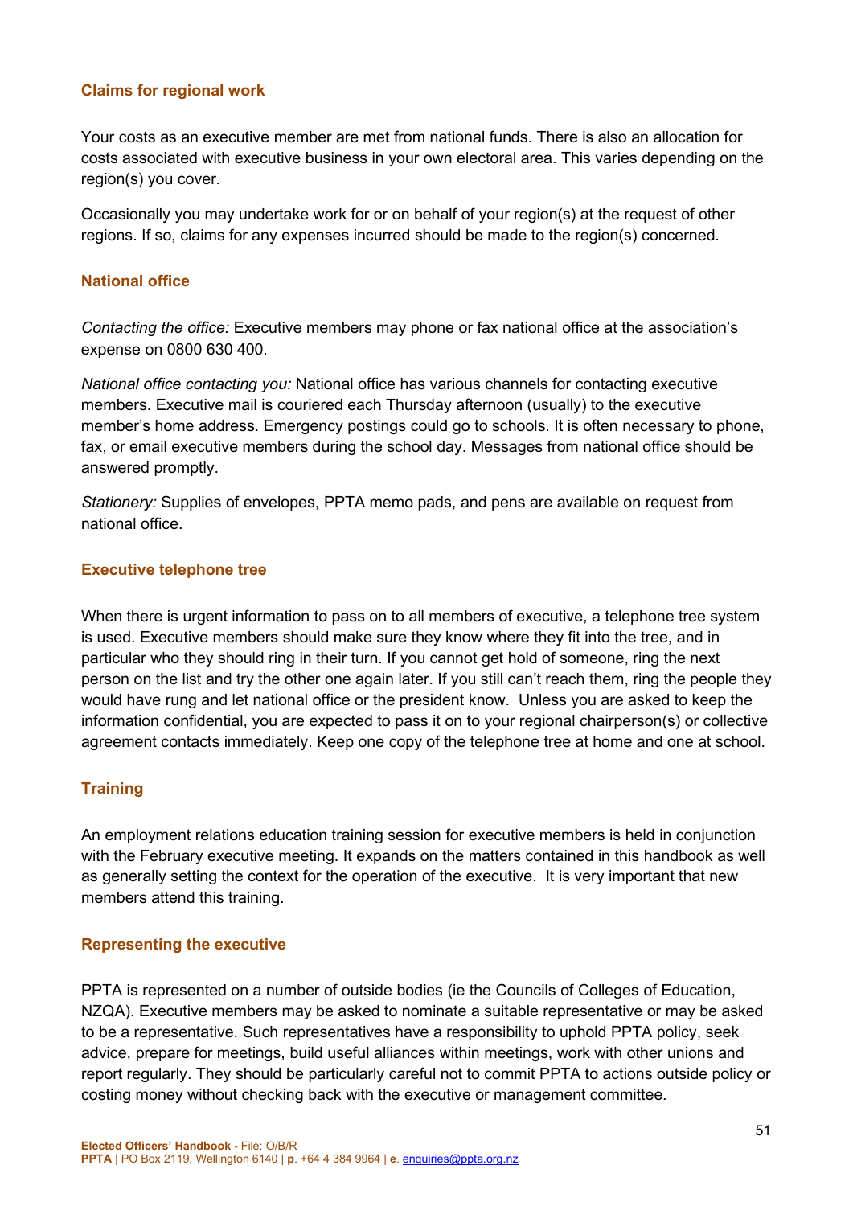## Claims for regional work

Your costs as an executive member are met from national funds. There is also an allocation for costs associated with executive business in your own electoral area. This varies depending on the region(s) you cover.

Occasionally you may undertake work for or on behalf of your region(s) at the request of other regions. If so, claims for any expenses incurred should be made to the region(s) concerned.

## National office

*Contacting the office:* Executive members may phone or fax national office at the association's expense on 0800 630 400.

*National office contacting you:* National office has various channels for contacting executive members. Executive mail is couriered each Thursday afternoon (usually) to the executive member's home address. Emergency postings could go to schools. It is often necessary to phone, fax, or email executive members during the school day. Messages from national office should be answered promptly.

*Stationery:* Supplies of envelopes, PPTA memo pads, and pens are available on request from national office.

## Executive telephone tree

When there is urgent information to pass on to all members of executive, a telephone tree system is used. Executive members should make sure they know where they fit into the tree, and in particular who they should ring in their turn. If you cannot get hold of someone, ring the next person on the list and try the other one again later. If you still can't reach them, ring the people they would have rung and let national office or the president know. Unless you are asked to keep the information confidential, you are expected to pass it on to your regional chairperson(s) or collective agreement contacts immediately. Keep one copy of the telephone tree at home and one at school.

## Training

An employment relations education training session for executive members is held in conjunction with the February executive meeting. It expands on the matters contained in this handbook as well as generally setting the context for the operation of the executive. It is very important that new members attend this training.

## Representing the executive

PPTA is represented on a number of outside bodies (ie the Councils of Colleges of Education, NZQA). Executive members may be asked to nominate a suitable representative or may be asked to be a representative. Such representatives have a responsibility to uphold PPTA policy, seek advice, prepare for meetings, build useful alliances within meetings, work with other unions and report regularly. They should be particularly careful not to commit PPTA to actions outside policy or costing money without checking back with the executive or management committee.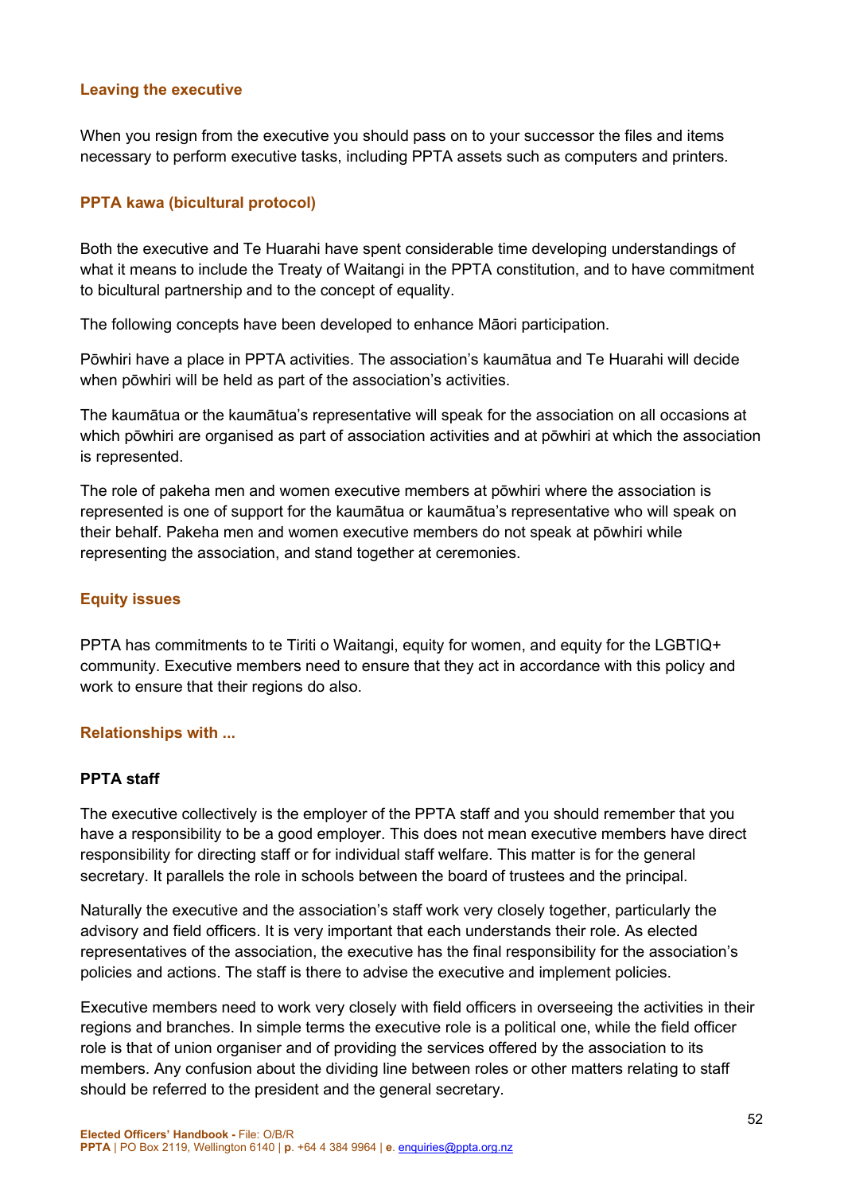### Leaving the executive

When you resign from the executive you should pass on to your successor the files and items necessary to perform executive tasks, including PPTA assets such as computers and printers.

### PPTA kawa (bicultural protocol)

Both the executive and Te Huarahi have spent considerable time developing understandings of what it means to include the Treaty of Waitangi in the PPTA constitution, and to have commitment to bicultural partnership and to the concept of equality.

The following concepts have been developed to enhance Māori participation.

Pōwhiri have a place in PPTA activities. The association's kaumātua and Te Huarahi will decide when pōwhiri will be held as part of the association's activities.

The kaumātua or the kaumātua's representative will speak for the association on all occasions at which pōwhiri are organised as part of association activities and at pōwhiri at which the association is represented.

The role of pakeha men and women executive members at pōwhiri where the association is represented is one of support for the kaumātua or kaumātua's representative who will speak on their behalf. Pakeha men and women executive members do not speak at pōwhiri while representing the association, and stand together at ceremonies.

### Equity issues

PPTA has commitments to te Tiriti o Waitangi, equity for women, and equity for the LGBTIQ+ community. Executive members need to ensure that they act in accordance with this policy and work to ensure that their regions do also.

### Relationships with ...

#### PPTA staff

The executive collectively is the employer of the PPTA staff and you should remember that you have a responsibility to be a good employer. This does not mean executive members have direct responsibility for directing staff or for individual staff welfare. This matter is for the general secretary. It parallels the role in schools between the board of trustees and the principal.

Naturally the executive and the association's staff work very closely together, particularly the advisory and field officers. It is very important that each understands their role. As elected representatives of the association, the executive has the final responsibility for the association's policies and actions. The staff is there to advise the executive and implement policies.

Executive members need to work very closely with field officers in overseeing the activities in their regions and branches. In simple terms the executive role is a political one, while the field officer role is that of union organiser and of providing the services offered by the association to its members. Any confusion about the dividing line between roles or other matters relating to staff should be referred to the president and the general secretary.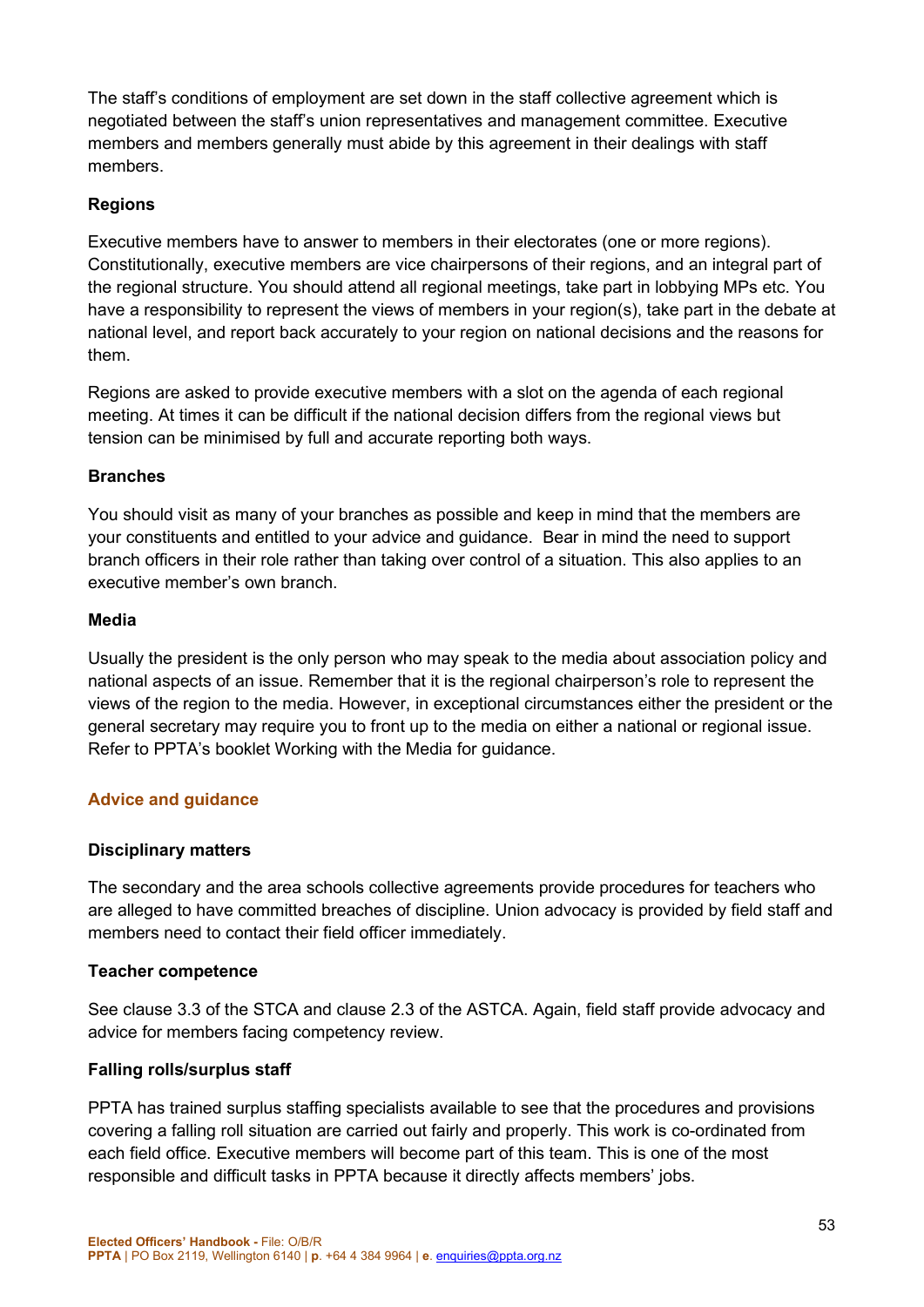The staff's conditions of employment are set down in the staff collective agreement which is negotiated between the staff's union representatives and management committee. Executive members and members generally must abide by this agreement in their dealings with staff members.

**Regions**

Executive members have to answer to members in their electorates (one or more regions). Constitutionally, executive members are vice chairpersons of their regions, and an integral part of the regional structure. You should attend all regional meetings, take part in lobbying MPs etc. You have a responsibility to represent the views of members in your region(s), take part in the debate at national level, and report back accurately to your region on national decisions and the reasons for them.

Regions are asked to provide executive members with a slot on the agenda of each regional meeting. At times it can be difficult if the national decision differs from the regional views but tension can be minimised by full and accurate reporting both ways.

**Branches**

You should visit as many of your branches as possible and keep in mind that the members are your constituents and entitled to your advice and guidance. Bear in mind the need to support branch officers in their role rather than taking over control of a situation. This also applies to an executive member's own branch.

**Media**

Usually the president is the only person who may speak to the media about association policy and national aspects of an issue. Remember that it is the regional chairperson's role to represent the views of the region to the media. However, in exceptional circumstances either the president or the general secretary may require you to front up to the media on either a national or regional issue. Refer to PPTA's booklet Working with the Media for guidance.

## Advice and guidance

**Disciplinary matters**

The secondary and the area schools collective agreements provide procedures for teachers who are alleged to have committed breaches of discipline. Union advocacy is provided by field staff and members need to contact their field officer immediately.

**Teacher competence**

See clause 3.3 of the STCA and clause 2.3 of the ASTCA. Again, field staff provide advocacy and advice for members facing competency review.

**Falling rolls/surplus staff**

PPTA has trained surplus staffing specialists available to see that the procedures and provisions covering a falling roll situation are carried out fairly and properly. This work is co-ordinated from each field office. Executive members will become part of this team. This is one of the most responsible and difficult tasks in PPTA because it directly affects members' jobs.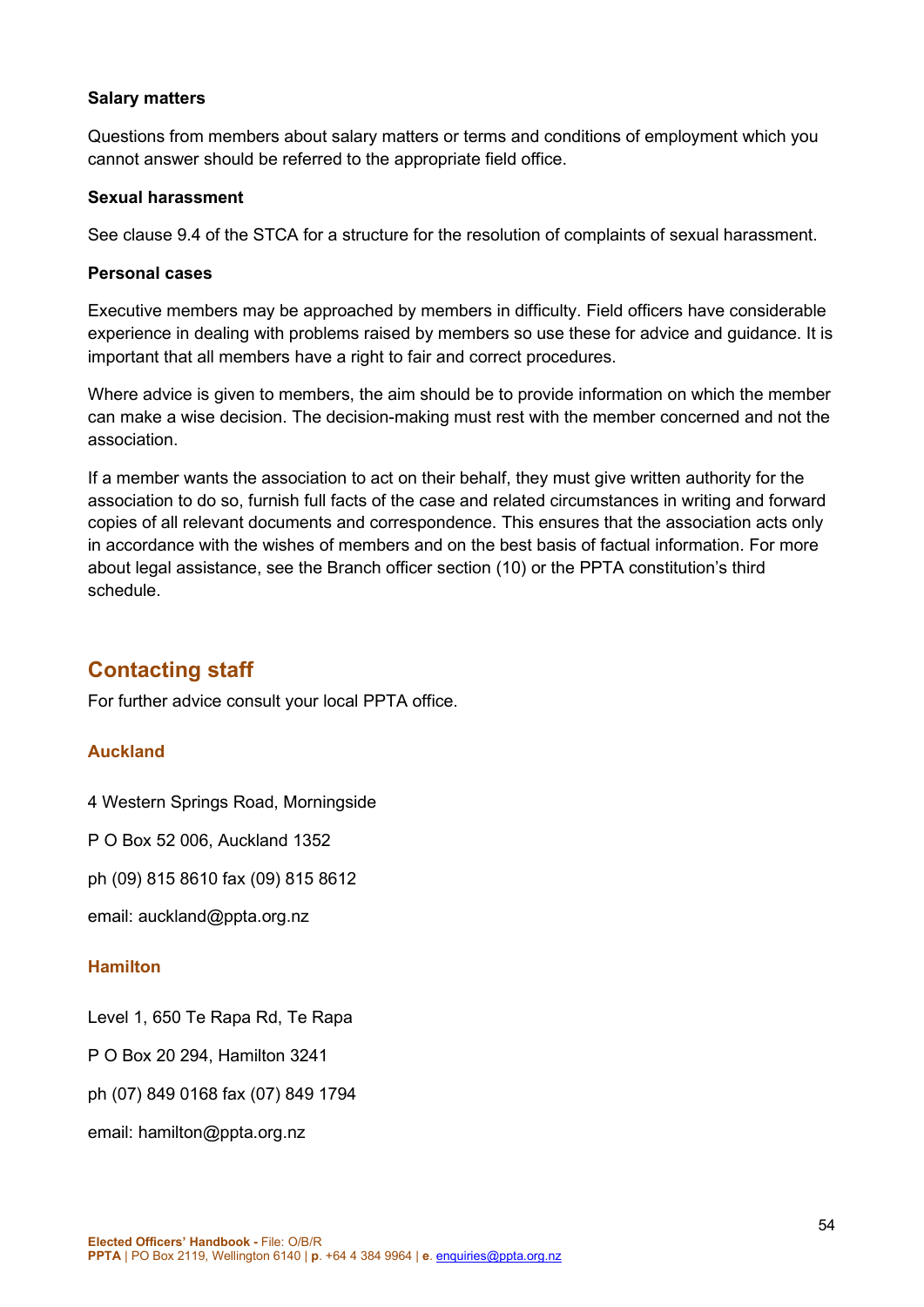### Salary matters

Questions from members about salary matters or terms and conditions of employment which you cannot answer should be referred to the appropriate field office.

### Sexual harassment

See clause 9.4 of the STCA for a structure for the resolution of complaints of sexual harassment.

### Personal cases

Executive members may be approached by members in difficulty. Field officers have considerable experience in dealing with problems raised by members so use these for advice and guidance. It is important that all members have a right to fair and correct procedures.

Where advice is given to members, the aim should be to provide information on which the member can make a wise decision. The decision-making must rest with the member concerned and not the association.

If a member wants the association to act on their behalf, they must give written authority for the association to do so, furnish full facts of the case and related circumstances in writing and forward copies of all relevant documents and correspondence. This ensures that the association acts only in accordance with the wishes of members and on the best basis of factual information. For more about legal assistance, see the Branch officer section (10) or the PPTA constitution's third schedule.

## Contacting staff

For further advice consult your local PPTA office.

### Auckland

4 Western Springs Road, Morningside

P O Box 52 006, Auckland 1352

ph (09) 815 8610 fax (09) 815 8612

email: auckland@ppta.org.nz

### Hamilton

Level 1, 650 Te Rapa Rd, Te Rapa

P O Box 20 294, Hamilton 3241

ph (07) 849 0168 fax (07) 849 1794

email: hamilton@ppta.org.nz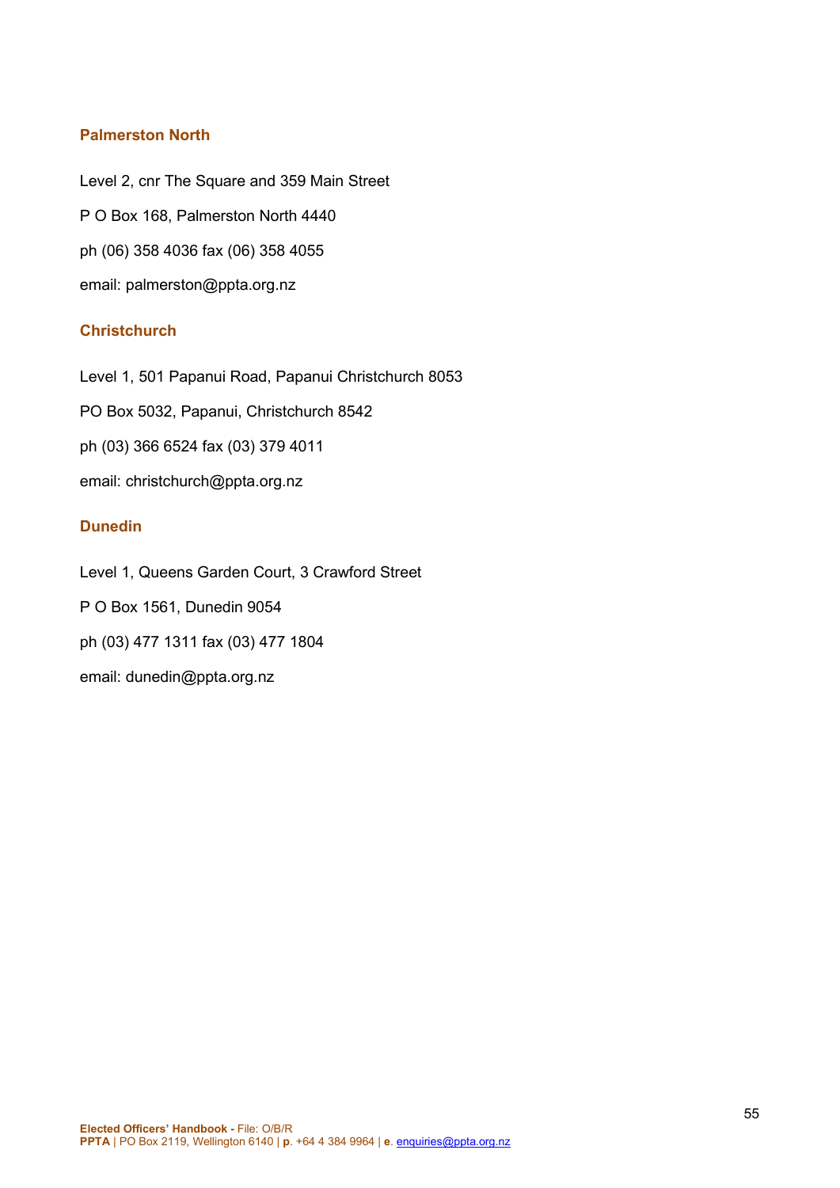### Palmerston North

Level 2, cnr The Square and 359 Main Street

P O Box 168, Palmerston North 4440

ph (06) 358 4036 fax (06) 358 4055

email: palmerston@ppta.org.nz

### Christchurch

Level 1, 501 Papanui Road, Papanui Christchurch 8053

PO Box 5032, Papanui, Christchurch 8542

ph (03) 366 6524 fax (03) 379 4011

email: christchurch@ppta.org.nz

### Dunedin

Level 1, Queens Garden Court, 3 Crawford Street

P O Box 1561, Dunedin 9054

ph (03) 477 1311 fax (03) 477 1804

email: dunedin@ppta.org.nz